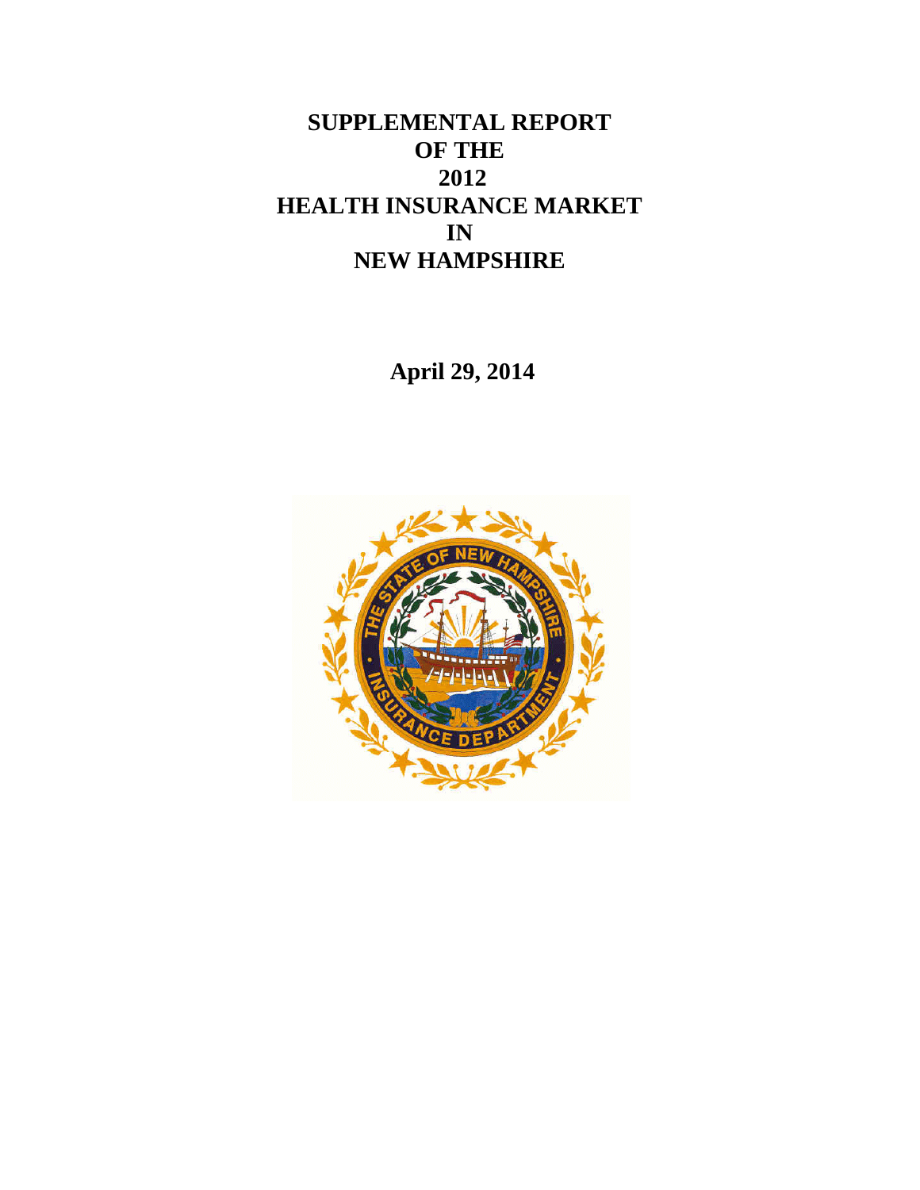# SUPPLEMENTAL REPORT OF THE 2012 HEALTH INSURANCE MARKET IN NEW HAMPSHIRE

**April 29, 2014**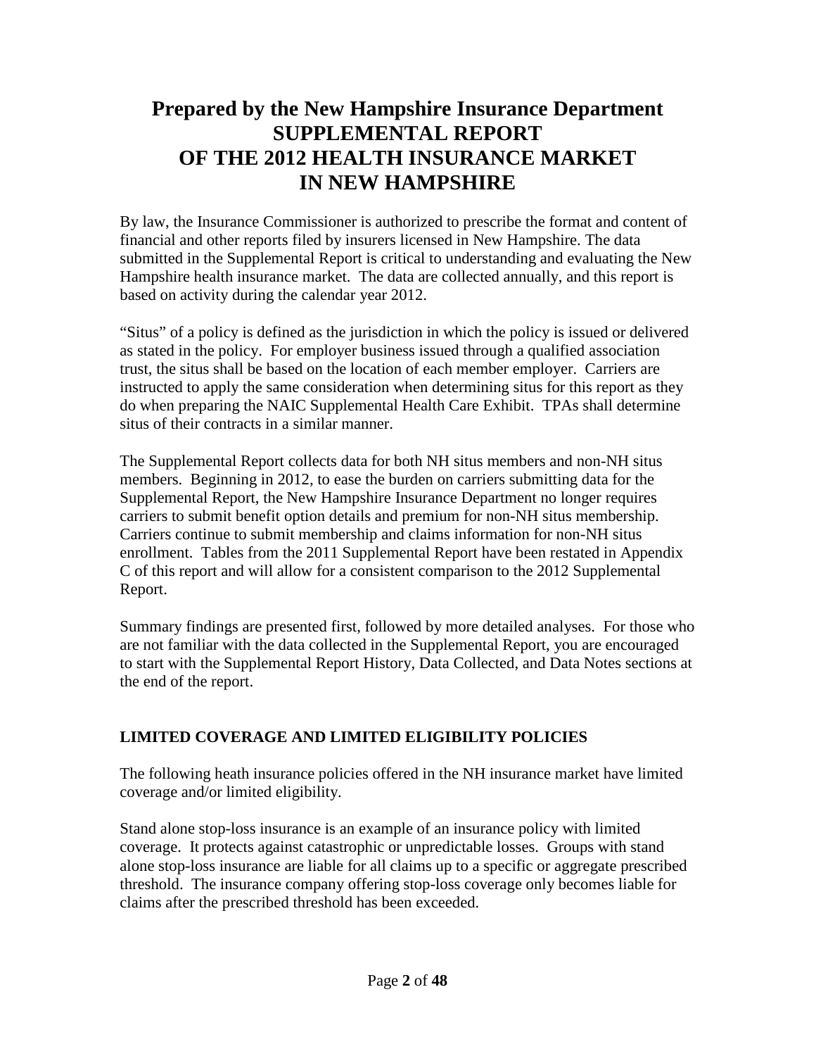# Prepared by the New Hampshire Insurance Department
# SUPPLEMENTAL REPORT
# OF THE 2012 HEALTH INSURANCE MARKET
# IN NEW HAMPSHIRE

By law, the Insurance Commissioner is authorized to prescribe the format and content of financial and other reports filed by insurers licensed in New Hampshire. The data submitted in the Supplemental Report is critical to understanding and evaluating the New Hampshire health insurance market. The data are collected annually, and this report is based on activity during the calendar year 2012.

"Situs" of a policy is defined as the jurisdiction in which the policy is issued or delivered as stated in the policy. For employer business issued through a qualified association trust, the situs shall be based on the location of each member employer. Carriers are instructed to apply the same consideration when determining situs for this report as they do when preparing the NAIC Supplemental Health Care Exhibit. TPAs shall determine situs of their contracts in a similar manner.

The Supplemental Report collects data for both NH situs members and non-NH situs members. Beginning in 2012, to ease the burden on carriers submitting data for the Supplemental Report, the New Hampshire Insurance Department no longer requires carriers to submit benefit option details and premium for non-NH situs membership. Carriers continue to submit membership and claims information for non-NH situs enrollment. Tables from the 2011 Supplemental Report have been restated in Appendix C of this report and will allow for a consistent comparison to the 2012 Supplemental Report.

Summary findings are presented first, followed by more detailed analyses. For those who are not familiar with the data collected in the Supplemental Report, you are encouraged to start with the Supplemental Report History, Data Collected, and Data Notes sections at the end of the report.

## LIMITED COVERAGE AND LIMITED ELIGIBILITY POLICIES

The following heath insurance policies offered in the NH insurance market have limited coverage and/or limited eligibility.

Stand alone stop-loss insurance is an example of an insurance policy with limited coverage. It protects against catastrophic or unpredictable losses. Groups with stand alone stop-loss insurance are liable for all claims up to a specific or aggregate prescribed threshold. The insurance company offering stop-loss coverage only becomes liable for claims after the prescribed threshold has been exceeded.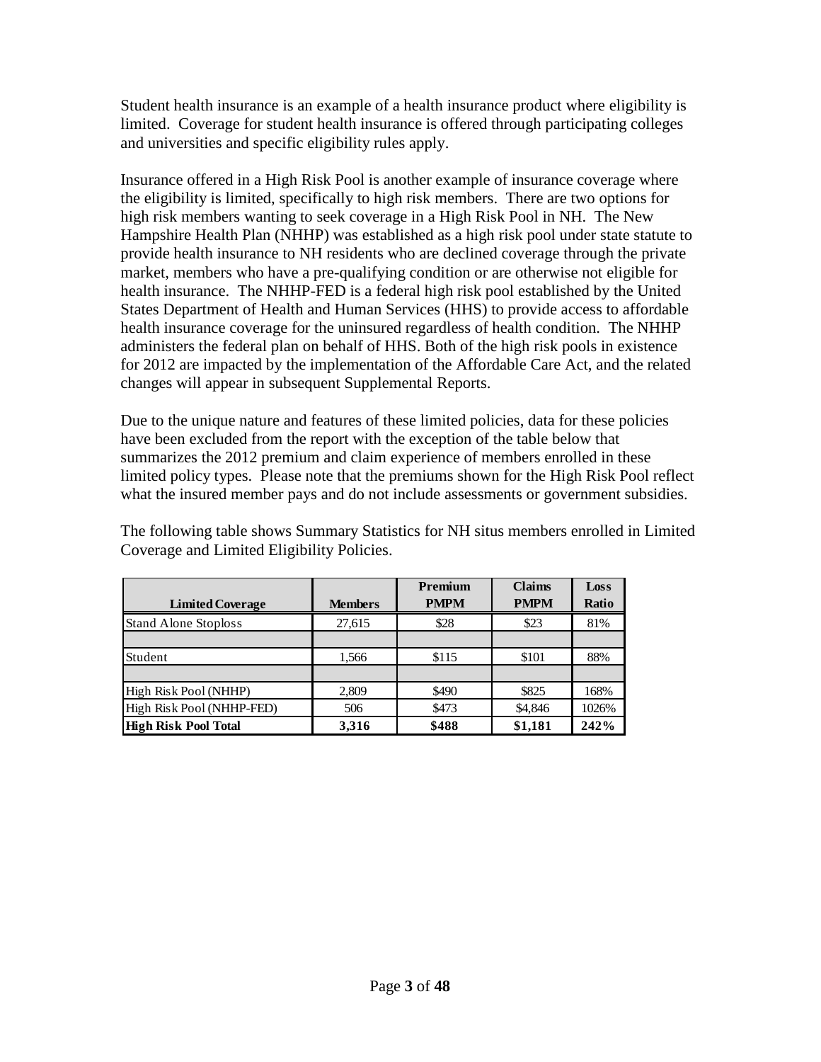Student health insurance is an example of a health insurance product where eligibility is limited. Coverage for student health insurance is offered through participating colleges and universities and specific eligibility rules apply.

Insurance offered in a High Risk Pool is another example of insurance coverage where the eligibility is limited, specifically to high risk members. There are two options for high risk members wanting to seek coverage in a High Risk Pool in NH. The New Hampshire Health Plan (NHHP) was established as a high risk pool under state statute to provide health insurance to NH residents who are declined coverage through the private market, members who have a pre-qualifying condition or are otherwise not eligible for health insurance. The NHHP-FED is a federal high risk pool established by the United States Department of Health and Human Services (HHS) to provide access to affordable health insurance coverage for the uninsured regardless of health condition. The NHHP administers the federal plan on behalf of HHS. Both of the high risk pools in existence for 2012 are impacted by the implementation of the Affordable Care Act, and the related changes will appear in subsequent Supplemental Reports.

Due to the unique nature and features of these limited policies, data for these policies have been excluded from the report with the exception of the table below that summarizes the 2012 premium and claim experience of members enrolled in these limited policy types. Please note that the premiums shown for the High Risk Pool reflect what the insured member pays and do not include assessments or government subsidies.

The following table shows Summary Statistics for NH situs members enrolled in Limited Coverage and Limited Eligibility Policies.

| Limited Coverage | Members | Premium PMPM | Claims PMPM | Loss Ratio |
|---|---|---|---|---|
| Stand Alone Stoploss | 27,615 | $28 | $23 | 81% |
| | | | | |
| Student | 1,566 | $115 | $101 | 88% |
| | | | | |
| High Risk Pool (NHHP) | 2,809 | $490 | $825 | 168% |
| High Risk Pool (NHHP-FED) | 506 | $473 | $4,846 | 1026% |
| **High Risk Pool Total** | **3,316** | **$488** | **$1,181** | **242%** |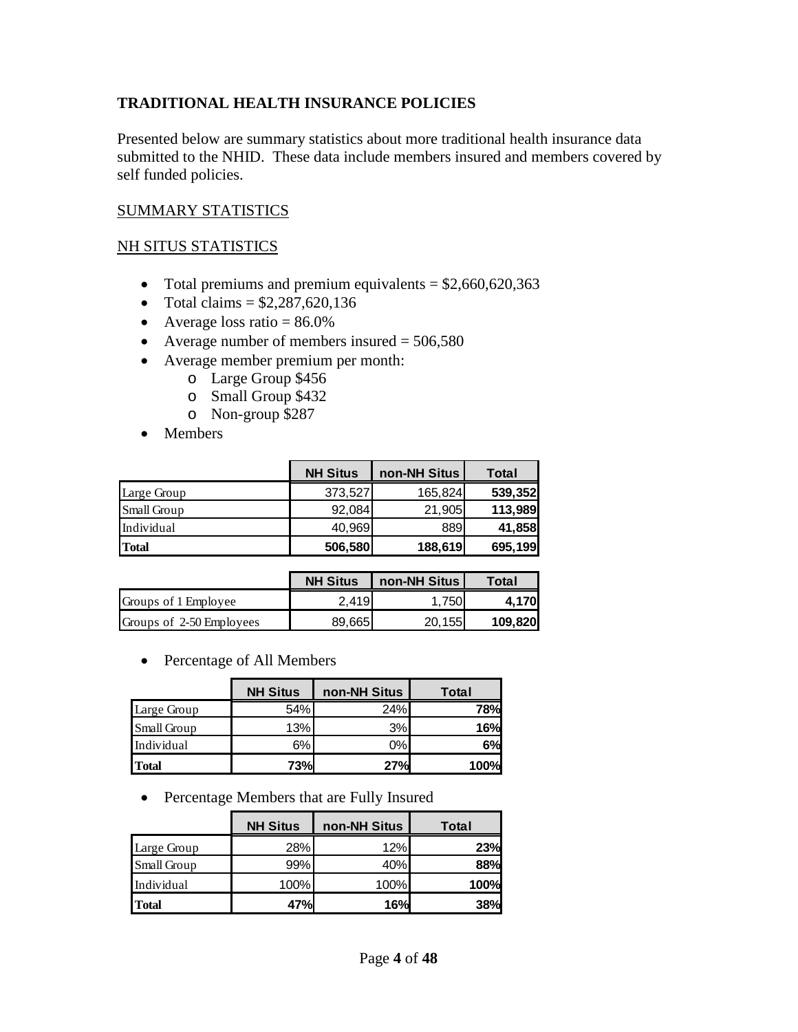**TRADITIONAL HEALTH INSURANCE POLICIES**

Presented below are summary statistics about more traditional health insurance data submitted to the NHID. These data include members insured and members covered by self funded policies.

SUMMARY STATISTICS

NH SITUS STATISTICS

- Total premiums and premium equivalents = $2,660,620,363
- Total claims = $2,287,620,136
- Average loss ratio = 86.0%
- Average number of members insured = 506,580
- Average member premium per month:
  - Large Group $456
  - Small Group $432
  - Non-group $287
- Members

| | NH Situs | non-NH Situs | Total |
|---|---|---|---|
| Large Group | 373,527 | 165,824 | **539,352** |
| Small Group | 92,084 | 21,905 | **113,989** |
| Individual | 40,969 | 889 | **41,858** |
| **Total** | **506,580** | **188,619** | **695,199** |

| | NH Situs | non-NH Situs | Total |
|---|---|---|---|
| Groups of 1 Employee | 2,419 | 1,750 | **4,170** |
| Groups of 2-50 Employees | 89,665 | 20,155 | **109,820** |

- Percentage of All Members

| | NH Situs | non-NH Situs | Total |
|---|---|---|---|
| Large Group | 54% | 24% | **78%** |
| Small Group | 13% | 3% | **16%** |
| Individual | 6% | 0% | **6%** |
| **Total** | **73%** | **27%** | **100%** |

- Percentage Members that are Fully Insured

| | NH Situs | non-NH Situs | Total |
|---|---|---|---|
| Large Group | 28% | 12% | **23%** |
| Small Group | 99% | 40% | **88%** |
| Individual | 100% | 100% | **100%** |
| **Total** | **47%** | **16%** | **38%** |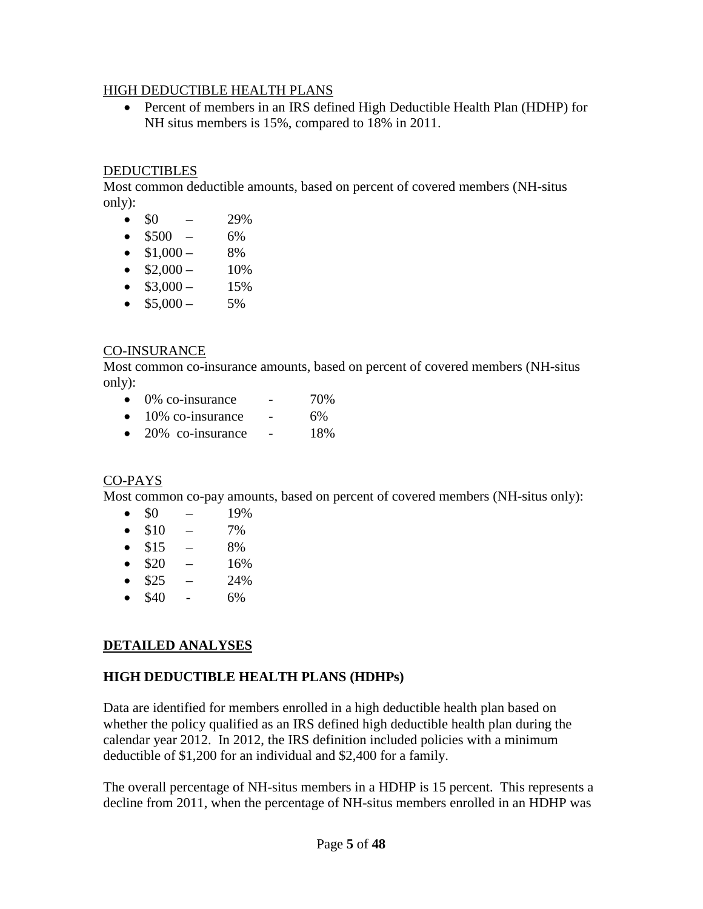HIGH DEDUCTIBLE HEALTH PLANS

- Percent of members in an IRS defined High Deductible Health Plan (HDHP) for NH situs members is 15%, compared to 18% in 2011.

DEDUCTIBLES

Most common deductible amounts, based on percent of covered members (NH-situs only):

- $0 – 29%
- $500 – 6%
- $1,000 – 8%
- $2,000 – 10%
- $3,000 – 15%
- $5,000 – 5%

CO-INSURANCE

Most common co-insurance amounts, based on percent of covered members (NH-situs only):

- 0% co-insurance - 70%
- 10% co-insurance - 6%
- 20% co-insurance - 18%

CO-PAYS

Most common co-pay amounts, based on percent of covered members (NH-situs only):

- $0 – 19%
- $10 – 7%
- $15 – 8%
- $20 – 16%
- $25 – 24%
- $40 - 6%

## DETAILED ANALYSES

### HIGH DEDUCTIBLE HEALTH PLANS (HDHPs)

Data are identified for members enrolled in a high deductible health plan based on whether the policy qualified as an IRS defined high deductible health plan during the calendar year 2012. In 2012, the IRS definition included policies with a minimum deductible of $1,200 for an individual and $2,400 for a family.

The overall percentage of NH-situs members in a HDHP is 15 percent. This represents a decline from 2011, when the percentage of NH-situs members enrolled in an HDHP was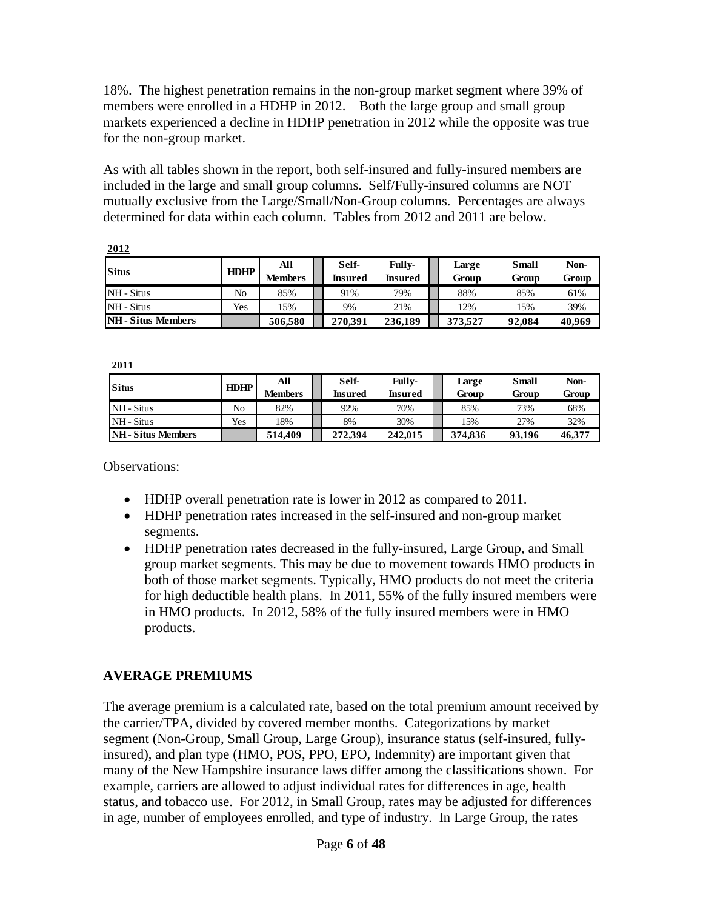18%. The highest penetration remains in the non-group market segment where 39% of members were enrolled in a HDHP in 2012. Both the large group and small group markets experienced a decline in HDHP penetration in 2012 while the opposite was true for the non-group market.

As with all tables shown in the report, both self-insured and fully-insured members are included in the large and small group columns. Self/Fully-insured columns are NOT mutually exclusive from the Large/Small/Non-Group columns. Percentages are always determined for data within each column. Tables from 2012 and 2011 are below.

**2012**

| Situs | HDHP | All Members | Self-Insured | Fully-Insured | Large Group | Small Group | Non-Group |
|---|---|---|---|---|---|---|---|
| NH - Situs | No | 85% | 91% | 79% | 88% | 85% | 61% |
| NH - Situs | Yes | 15% | 9% | 21% | 12% | 15% | 39% |
| **NH - Situs Members** | | **506,580** | **270,391** | **236,189** | **373,527** | **92,084** | **40,969** |

**2011**

| Situs | HDHP | All Members | Self-Insured | Fully-Insured | Large Group | Small Group | Non-Group |
|---|---|---|---|---|---|---|---|
| NH - Situs | No | 82% | 92% | 70% | 85% | 73% | 68% |
| NH - Situs | Yes | 18% | 8% | 30% | 15% | 27% | 32% |
| **NH - Situs Members** | | **514,409** | **272,394** | **242,015** | **374,836** | **93,196** | **46,377** |

Observations:

- HDHP overall penetration rate is lower in 2012 as compared to 2011.
- HDHP penetration rates increased in the self-insured and non-group market segments.
- HDHP penetration rates decreased in the fully-insured, Large Group, and Small group market segments. This may be due to movement towards HMO products in both of those market segments. Typically, HMO products do not meet the criteria for high deductible health plans. In 2011, 55% of the fully insured members were in HMO products. In 2012, 58% of the fully insured members were in HMO products.

## AVERAGE PREMIUMS

The average premium is a calculated rate, based on the total premium amount received by the carrier/TPA, divided by covered member months. Categorizations by market segment (Non-Group, Small Group, Large Group), insurance status (self-insured, fully-insured), and plan type (HMO, POS, PPO, EPO, Indemnity) are important given that many of the New Hampshire insurance laws differ among the classifications shown. For example, carriers are allowed to adjust individual rates for differences in age, health status, and tobacco use. For 2012, in Small Group, rates may be adjusted for differences in age, number of employees enrolled, and type of industry. In Large Group, the rates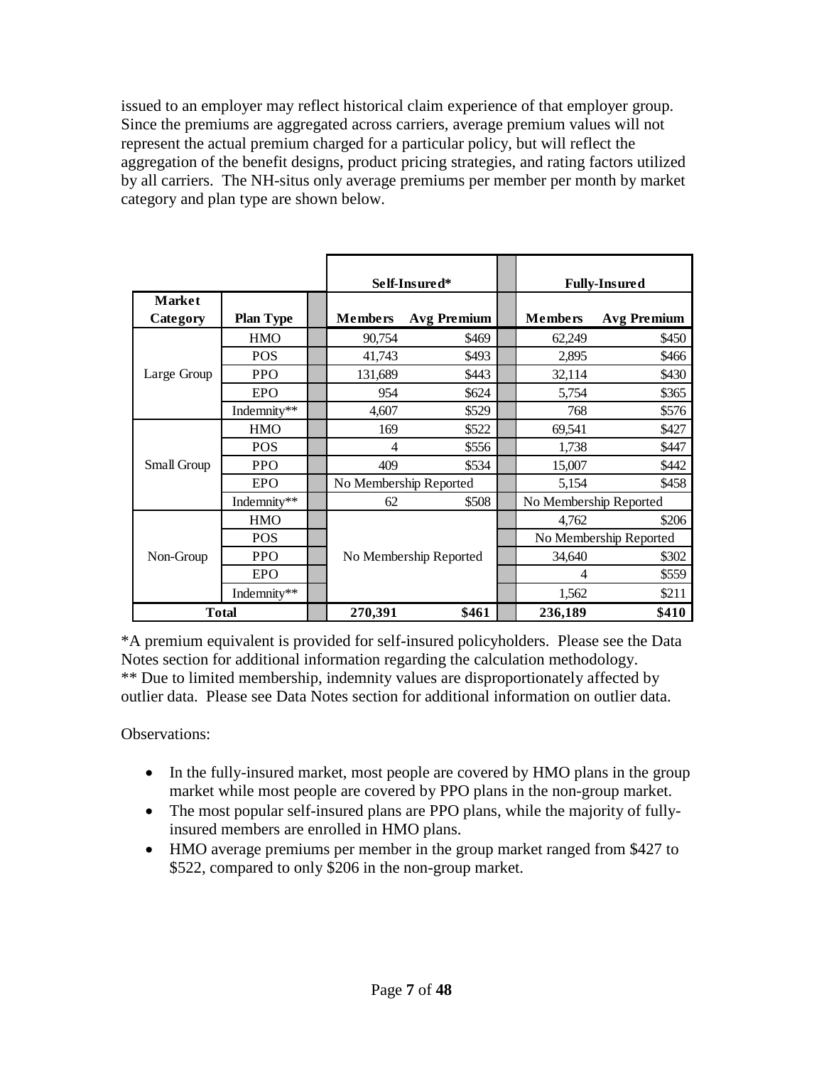issued to an employer may reflect historical claim experience of that employer group. Since the premiums are aggregated across carriers, average premium values will not represent the actual premium charged for a particular policy, but will reflect the aggregation of the benefit designs, product pricing strategies, and rating factors utilized by all carriers. The NH-situs only average premiums per member per month by market category and plan type are shown below.

| | | Self-Insured* | | Fully-Insured | |
|---|---|---|---|---|---|
| **Market Category** | **Plan Type** | **Members** | **Avg Premium** | **Members** | **Avg Premium** |
| Large Group | HMO | 90,754 | $469 | 62,249 | $450 |
| | POS | 41,743 | $493 | 2,895 | $466 |
| | PPO | 131,689 | $443 | 32,114 | $430 |
| | EPO | 954 | $624 | 5,754 | $365 |
| | Indemnity** | 4,607 | $529 | 768 | $576 |
| Small Group | HMO | 169 | $522 | 69,541 | $427 |
| | POS | 4 | $556 | 1,738 | $447 |
| | PPO | 409 | $534 | 15,007 | $442 |
| | EPO | No Membership Reported | | 5,154 | $458 |
| | Indemnity** | 62 | $508 | No Membership Reported | |
| Non-Group | HMO | No Membership Reported | | 4,762 | $206 |
| | POS | | | No Membership Reported | |
| | PPO | | | 34,640 | $302 |
| | EPO | | | 4 | $559 |
| | Indemnity** | | | 1,562 | $211 |
| **Total** | | **270,391** | **$461** | **236,189** | **$410** |

*A premium equivalent is provided for self-insured policyholders. Please see the Data Notes section for additional information regarding the calculation methodology.
** Due to limited membership, indemnity values are disproportionately affected by outlier data. Please see Data Notes section for additional information on outlier data.

Observations:

- In the fully-insured market, most people are covered by HMO plans in the group market while most people are covered by PPO plans in the non-group market.
- The most popular self-insured plans are PPO plans, while the majority of fully-insured members are enrolled in HMO plans.
- HMO average premiums per member in the group market ranged from $427 to $522, compared to only $206 in the non-group market.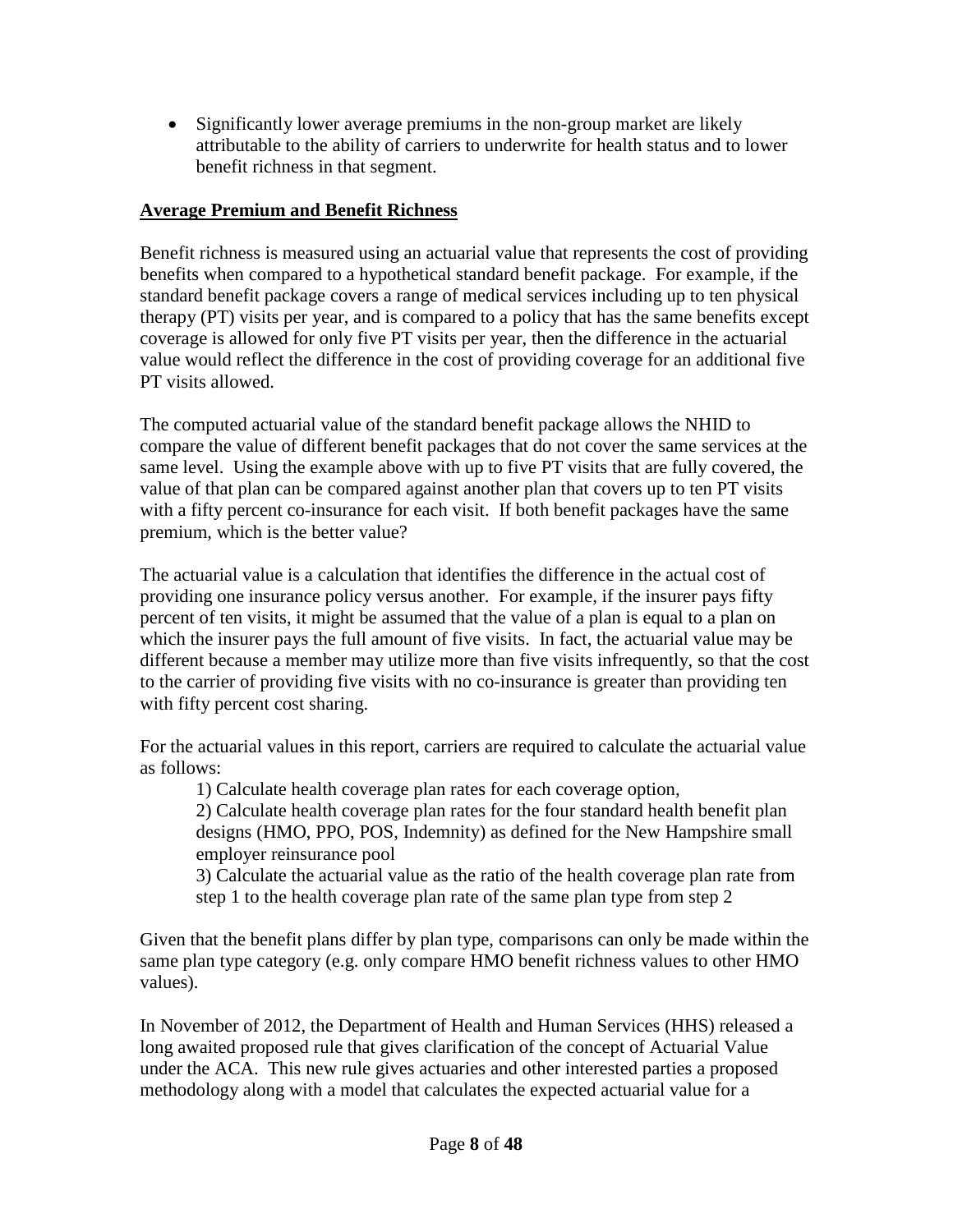- Significantly lower average premiums in the non-group market are likely attributable to the ability of carriers to underwrite for health status and to lower benefit richness in that segment.

## Average Premium and Benefit Richness

Benefit richness is measured using an actuarial value that represents the cost of providing benefits when compared to a hypothetical standard benefit package. For example, if the standard benefit package covers a range of medical services including up to ten physical therapy (PT) visits per year, and is compared to a policy that has the same benefits except coverage is allowed for only five PT visits per year, then the difference in the actuarial value would reflect the difference in the cost of providing coverage for an additional five PT visits allowed.

The computed actuarial value of the standard benefit package allows the NHID to compare the value of different benefit packages that do not cover the same services at the same level. Using the example above with up to five PT visits that are fully covered, the value of that plan can be compared against another plan that covers up to ten PT visits with a fifty percent co-insurance for each visit. If both benefit packages have the same premium, which is the better value?

The actuarial value is a calculation that identifies the difference in the actual cost of providing one insurance policy versus another. For example, if the insurer pays fifty percent of ten visits, it might be assumed that the value of a plan is equal to a plan on which the insurer pays the full amount of five visits. In fact, the actuarial value may be different because a member may utilize more than five visits infrequently, so that the cost to the carrier of providing five visits with no co-insurance is greater than providing ten with fifty percent cost sharing.

For the actuarial values in this report, carriers are required to calculate the actuarial value as follows:

1) Calculate health coverage plan rates for each coverage option,
2) Calculate health coverage plan rates for the four standard health benefit plan designs (HMO, PPO, POS, Indemnity) as defined for the New Hampshire small employer reinsurance pool
3) Calculate the actuarial value as the ratio of the health coverage plan rate from step 1 to the health coverage plan rate of the same plan type from step 2

Given that the benefit plans differ by plan type, comparisons can only be made within the same plan type category (e.g. only compare HMO benefit richness values to other HMO values).

In November of 2012, the Department of Health and Human Services (HHS) released a long awaited proposed rule that gives clarification of the concept of Actuarial Value under the ACA. This new rule gives actuaries and other interested parties a proposed methodology along with a model that calculates the expected actuarial value for a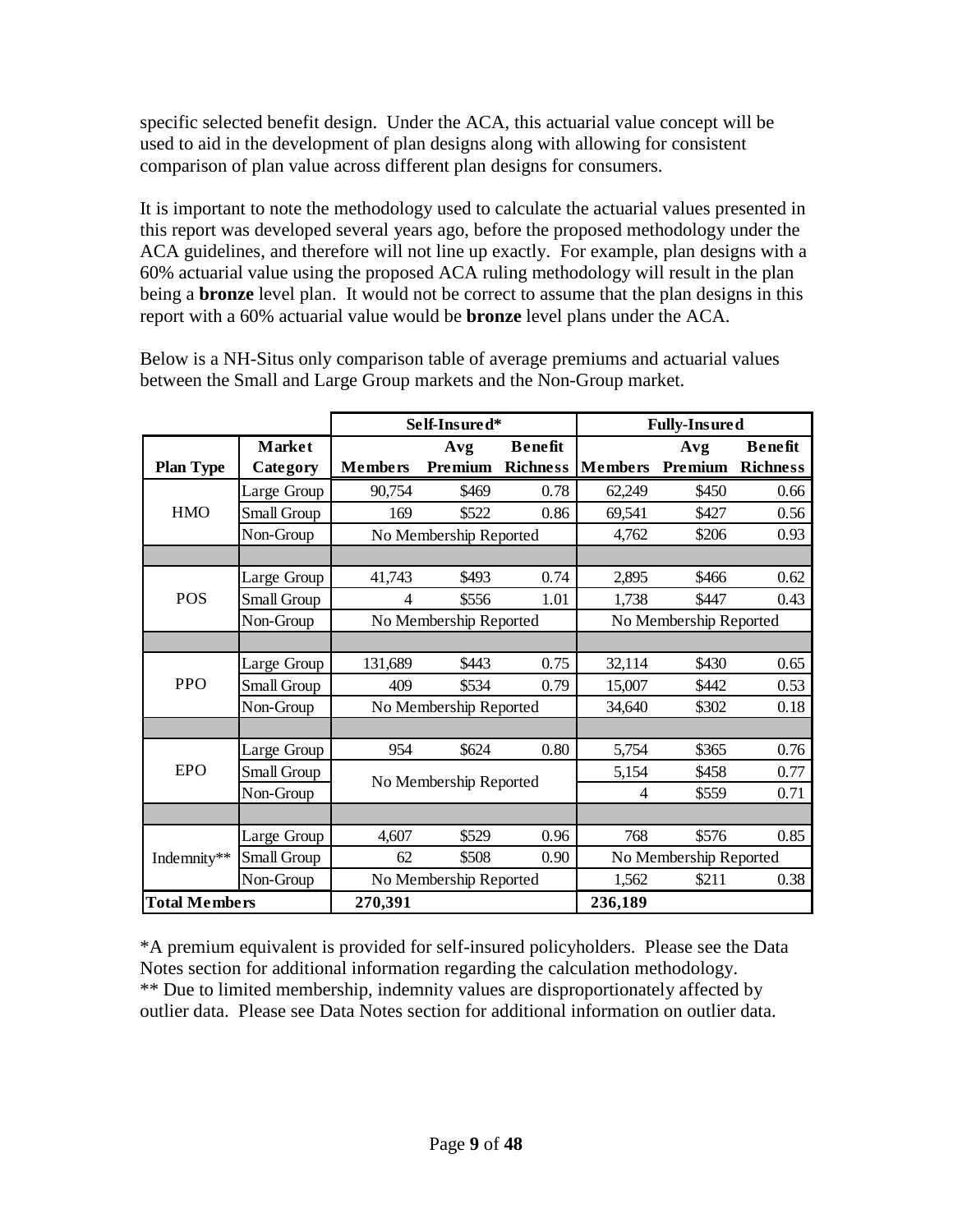specific selected benefit design. Under the ACA, this actuarial value concept will be used to aid in the development of plan designs along with allowing for consistent comparison of plan value across different plan designs for consumers.

It is important to note the methodology used to calculate the actuarial values presented in this report was developed several years ago, before the proposed methodology under the ACA guidelines, and therefore will not line up exactly. For example, plan designs with a 60% actuarial value using the proposed ACA ruling methodology will result in the plan being a **bronze** level plan. It would not be correct to assume that the plan designs in this report with a 60% actuarial value would be **bronze** level plans under the ACA.

Below is a NH-Situs only comparison table of average premiums and actuarial values between the Small and Large Group markets and the Non-Group market.

| | | Self-Insured* | | | Fully-Insured | | |
|---|---|---|---|---|---|---|---|
| **Plan Type** | **Market Category** | **Members** | **Avg Premium** | **Benefit Richness** | **Members** | **Avg Premium** | **Benefit Richness** |
| HMO | Large Group | 90,754 | $469 | 0.78 | 62,249 | $450 | 0.66 |
| | Small Group | 169 | $522 | 0.86 | 69,541 | $427 | 0.56 |
| | Non-Group | No Membership Reported | | | 4,762 | $206 | 0.93 |
| POS | Large Group | 41,743 | $493 | 0.74 | 2,895 | $466 | 0.62 |
| | Small Group | 4 | $556 | 1.01 | 1,738 | $447 | 0.43 |
| | Non-Group | No Membership Reported | | | No Membership Reported | | |
| PPO | Large Group | 131,689 | $443 | 0.75 | 32,114 | $430 | 0.65 |
| | Small Group | 409 | $534 | 0.79 | 15,007 | $442 | 0.53 |
| | Non-Group | No Membership Reported | | | 34,640 | $302 | 0.18 |
| EPO | Large Group | 954 | $624 | 0.80 | 5,754 | $365 | 0.76 |
| | Small Group | No Membership Reported | | | 5,154 | $458 | 0.77 |
| | Non-Group | | | | 4 | $559 | 0.71 |
| Indemnity** | Large Group | 4,607 | $529 | 0.96 | 768 | $576 | 0.85 |
| | Small Group | 62 | $508 | 0.90 | No Membership Reported | | |
| | Non-Group | No Membership Reported | | | 1,562 | $211 | 0.38 |
| **Total Members** | | **270,391** | | | **236,189** | | |

*A premium equivalent is provided for self-insured policyholders. Please see the Data Notes section for additional information regarding the calculation methodology.
** Due to limited membership, indemnity values are disproportionately affected by outlier data. Please see Data Notes section for additional information on outlier data.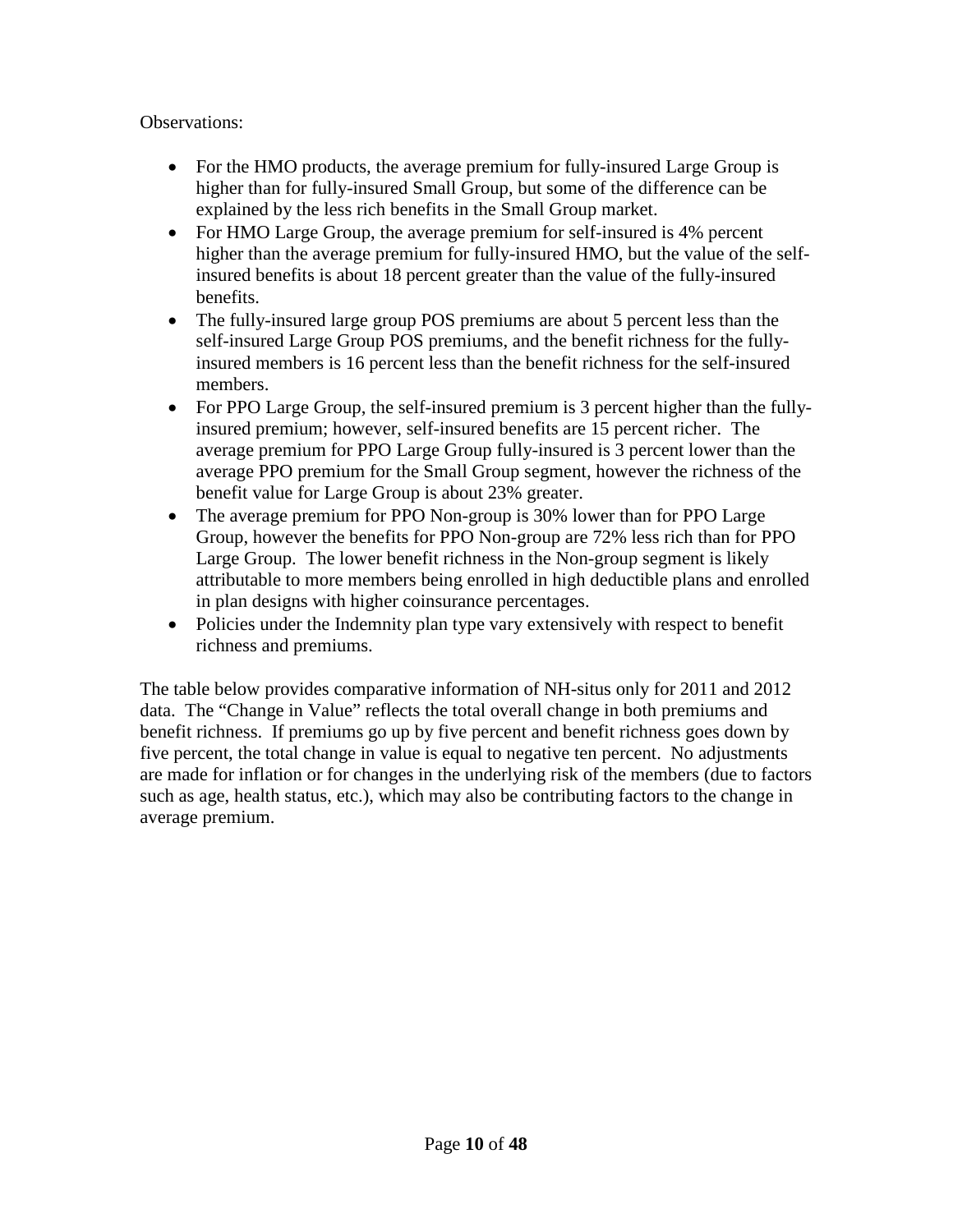Observations:

- For the HMO products, the average premium for fully-insured Large Group is higher than for fully-insured Small Group, but some of the difference can be explained by the less rich benefits in the Small Group market.
- For HMO Large Group, the average premium for self-insured is 4% percent higher than the average premium for fully-insured HMO, but the value of the self-insured benefits is about 18 percent greater than the value of the fully-insured benefits.
- The fully-insured large group POS premiums are about 5 percent less than the self-insured Large Group POS premiums, and the benefit richness for the fully-insured members is 16 percent less than the benefit richness for the self-insured members.
- For PPO Large Group, the self-insured premium is 3 percent higher than the fully-insured premium; however, self-insured benefits are 15 percent richer. The average premium for PPO Large Group fully-insured is 3 percent lower than the average PPO premium for the Small Group segment, however the richness of the benefit value for Large Group is about 23% greater.
- The average premium for PPO Non-group is 30% lower than for PPO Large Group, however the benefits for PPO Non-group are 72% less rich than for PPO Large Group. The lower benefit richness in the Non-group segment is likely attributable to more members being enrolled in high deductible plans and enrolled in plan designs with higher coinsurance percentages.
- Policies under the Indemnity plan type vary extensively with respect to benefit richness and premiums.

The table below provides comparative information of NH-situs only for 2011 and 2012 data. The "Change in Value" reflects the total overall change in both premiums and benefit richness. If premiums go up by five percent and benefit richness goes down by five percent, the total change in value is equal to negative ten percent. No adjustments are made for inflation or for changes in the underlying risk of the members (due to factors such as age, health status, etc.), which may also be contributing factors to the change in average premium.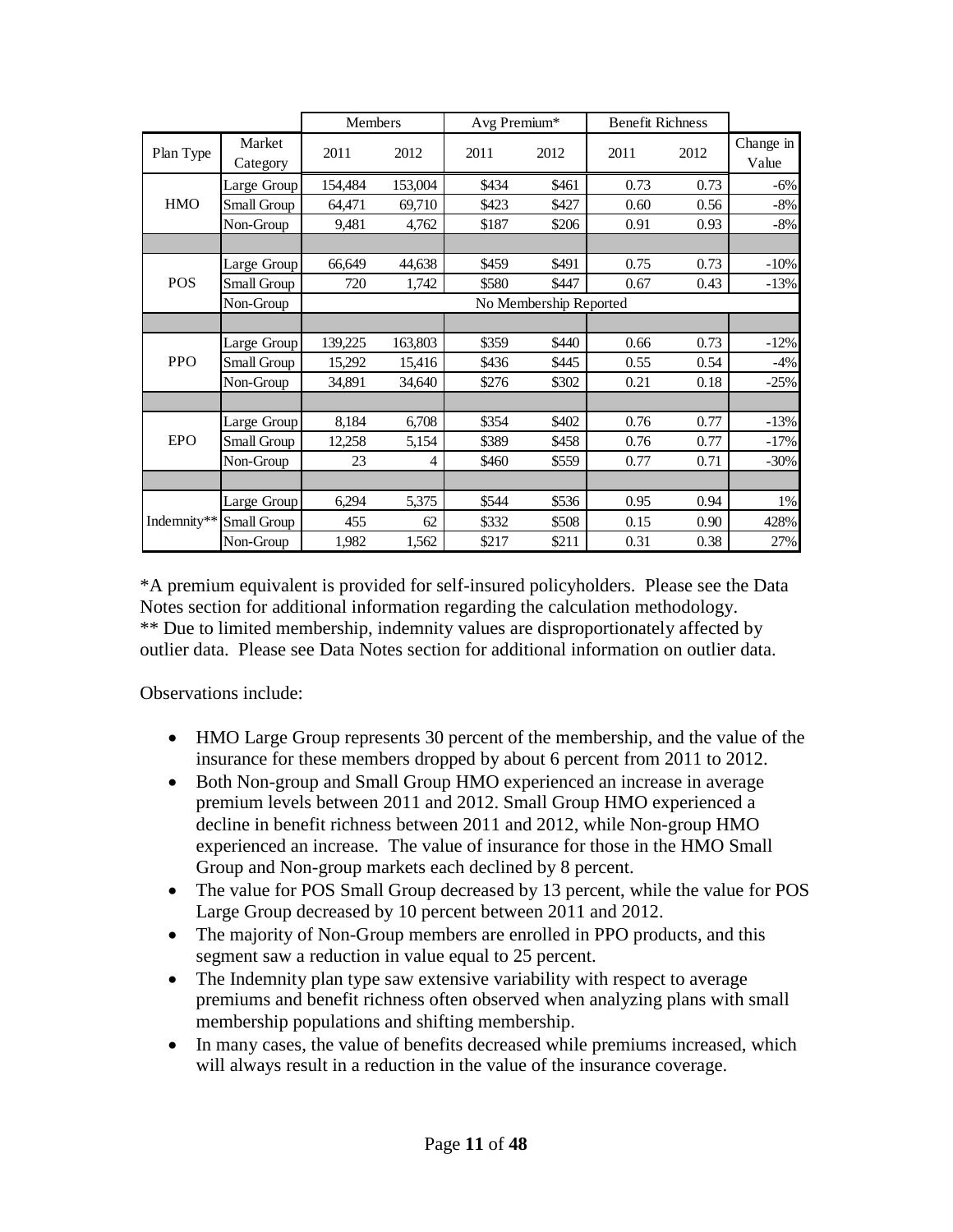| | | Members | | Avg Premium* | | Benefit Richness | | |
|---|---|---|---|---|---|---|---|---|
| Plan Type | Market Category | 2011 | 2012 | 2011 | 2012 | 2011 | 2012 | Change in Value |
| HMO | Large Group | 154,484 | 153,004 | $434 | $461 | 0.73 | 0.73 | -6% |
| | Small Group | 64,471 | 69,710 | $423 | $427 | 0.60 | 0.56 | -8% |
| | Non-Group | 9,481 | 4,762 | $187 | $206 | 0.91 | 0.93 | -8% |
| | | | | | | | | |
| POS | Large Group | 66,649 | 44,638 | $459 | $491 | 0.75 | 0.73 | -10% |
| | Small Group | 720 | 1,742 | $580 | $447 | 0.67 | 0.43 | -13% |
| | Non-Group | No Membership Reported | | | | | | |
| | | | | | | | | |
| PPO | Large Group | 139,225 | 163,803 | $359 | $440 | 0.66 | 0.73 | -12% |
| | Small Group | 15,292 | 15,416 | $436 | $445 | 0.55 | 0.54 | -4% |
| | Non-Group | 34,891 | 34,640 | $276 | $302 | 0.21 | 0.18 | -25% |
| | | | | | | | | |
| EPO | Large Group | 8,184 | 6,708 | $354 | $402 | 0.76 | 0.77 | -13% |
| | Small Group | 12,258 | 5,154 | $389 | $458 | 0.76 | 0.77 | -17% |
| | Non-Group | 23 | 4 | $460 | $559 | 0.77 | 0.71 | -30% |
| | | | | | | | | |
| Indemnity** | Large Group | 6,294 | 5,375 | $544 | $536 | 0.95 | 0.94 | 1% |
| | Small Group | 455 | 62 | $332 | $508 | 0.15 | 0.90 | 428% |
| | Non-Group | 1,982 | 1,562 | $217 | $211 | 0.31 | 0.38 | 27% |

*A premium equivalent is provided for self-insured policyholders. Please see the Data Notes section for additional information regarding the calculation methodology.
** Due to limited membership, indemnity values are disproportionately affected by outlier data. Please see Data Notes section for additional information on outlier data.

Observations include:

- HMO Large Group represents 30 percent of the membership, and the value of the insurance for these members dropped by about 6 percent from 2011 to 2012.
- Both Non-group and Small Group HMO experienced an increase in average premium levels between 2011 and 2012. Small Group HMO experienced a decline in benefit richness between 2011 and 2012, while Non-group HMO experienced an increase. The value of insurance for those in the HMO Small Group and Non-group markets each declined by 8 percent.
- The value for POS Small Group decreased by 13 percent, while the value for POS Large Group decreased by 10 percent between 2011 and 2012.
- The majority of Non-Group members are enrolled in PPO products, and this segment saw a reduction in value equal to 25 percent.
- The Indemnity plan type saw extensive variability with respect to average premiums and benefit richness often observed when analyzing plans with small membership populations and shifting membership.
- In many cases, the value of benefits decreased while premiums increased, which will always result in a reduction in the value of the insurance coverage.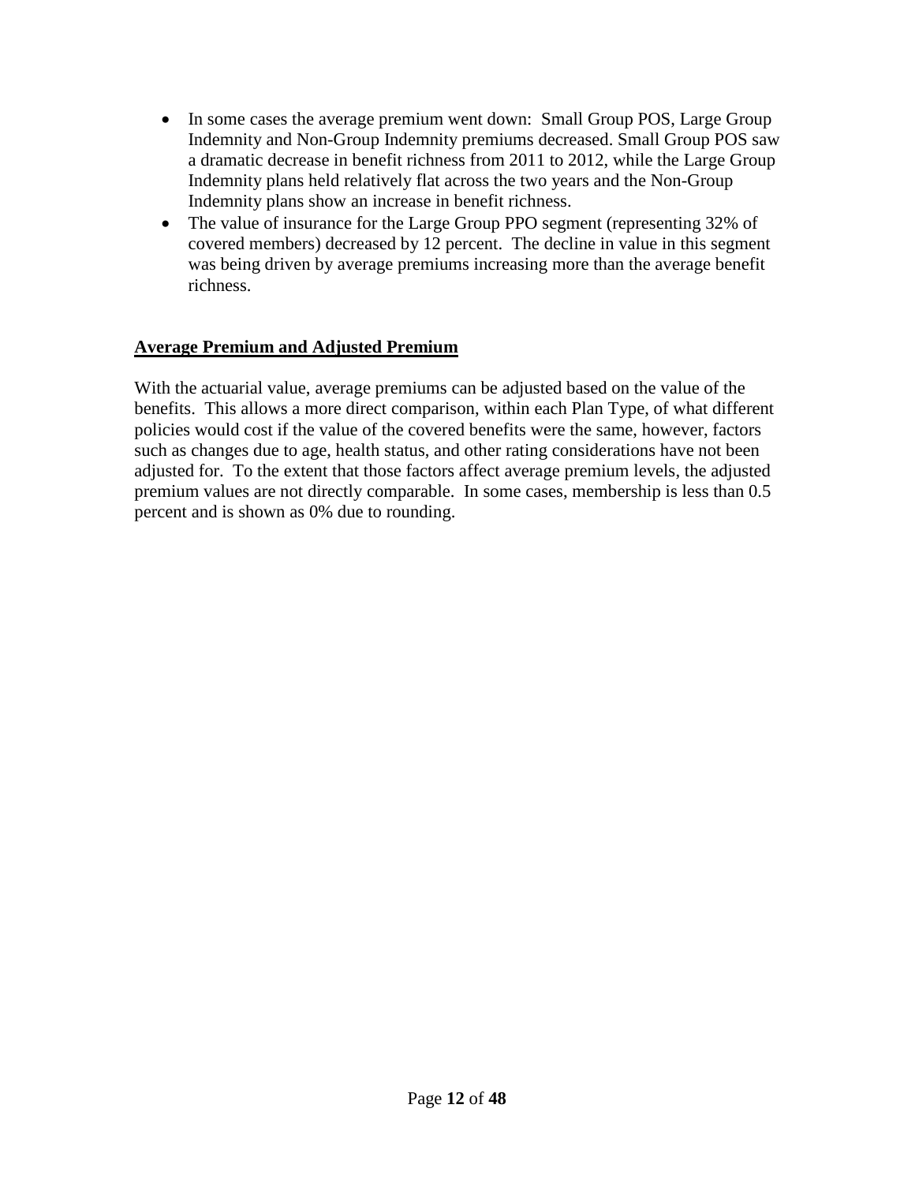- In some cases the average premium went down: Small Group POS, Large Group Indemnity and Non-Group Indemnity premiums decreased. Small Group POS saw a dramatic decrease in benefit richness from 2011 to 2012, while the Large Group Indemnity plans held relatively flat across the two years and the Non-Group Indemnity plans show an increase in benefit richness.
- The value of insurance for the Large Group PPO segment (representing 32% of covered members) decreased by 12 percent. The decline in value in this segment was being driven by average premiums increasing more than the average benefit richness.

## Average Premium and Adjusted Premium

With the actuarial value, average premiums can be adjusted based on the value of the benefits. This allows a more direct comparison, within each Plan Type, of what different policies would cost if the value of the covered benefits were the same, however, factors such as changes due to age, health status, and other rating considerations have not been adjusted for. To the extent that those factors affect average premium levels, the adjusted premium values are not directly comparable. In some cases, membership is less than 0.5 percent and is shown as 0% due to rounding.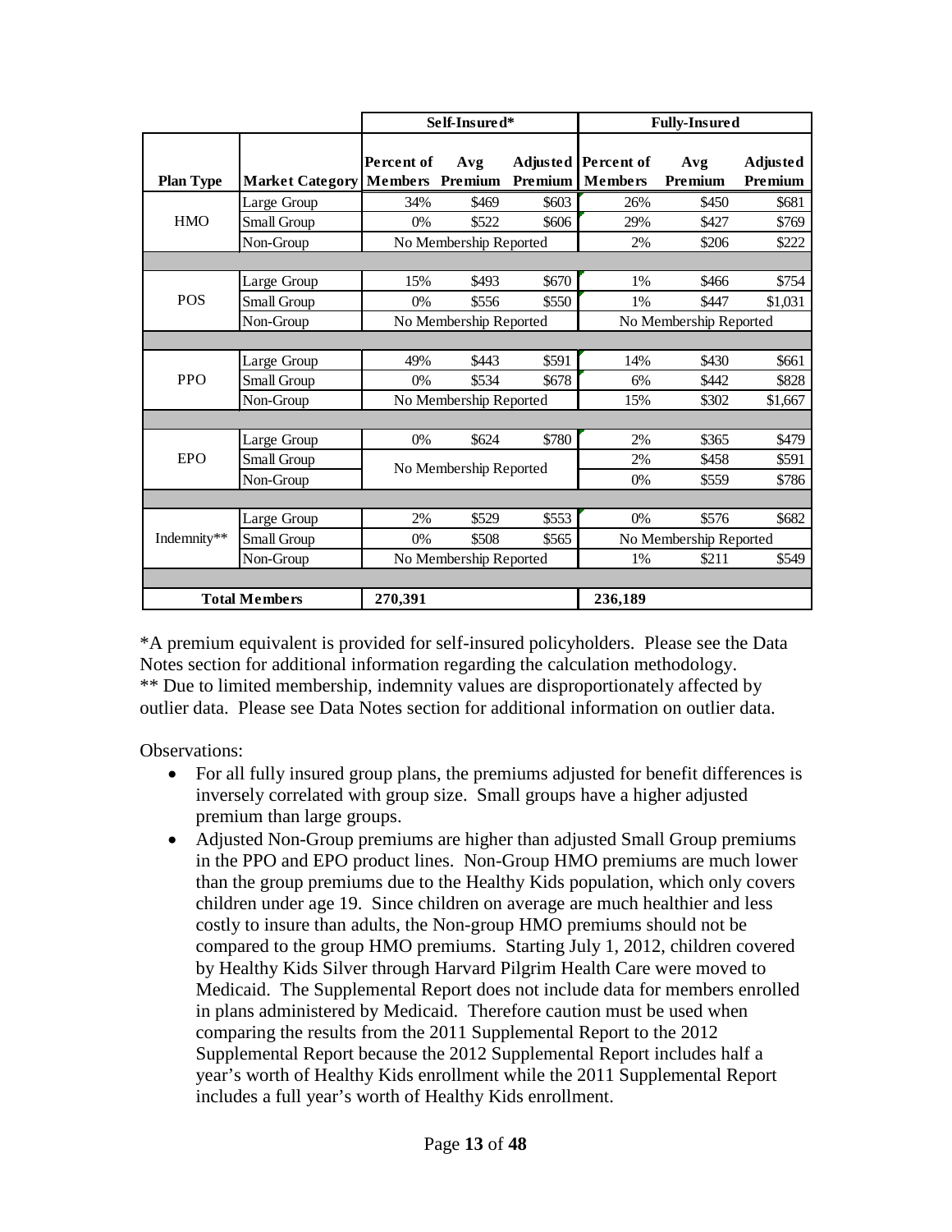| Plan Type | Market Category | Self-Insured* | | | Fully-Insured | | |
|---|---|---|---|---|---|---|---|
| | | Percent of Members | Avg Premium | Adjusted Premium | Percent of Members | Avg Premium | Adjusted Premium |
| HMO | Large Group | 34% | $469 | $603 | 26% | $450 | $681 |
| | Small Group | 0% | $522 | $606 | 29% | $427 | $769 |
| | Non-Group | No Membership Reported | | | 2% | $206 | $222 |
| POS | Large Group | 15% | $493 | $670 | 1% | $466 | $754 |
| | Small Group | 0% | $556 | $550 | 1% | $447 | $1,031 |
| | Non-Group | No Membership Reported | | | No Membership Reported | | |
| PPO | Large Group | 49% | $443 | $591 | 14% | $430 | $661 |
| | Small Group | 0% | $534 | $678 | 6% | $442 | $828 |
| | Non-Group | No Membership Reported | | | 15% | $302 | $1,667 |
| EPO | Large Group | 0% | $624 | $780 | 2% | $365 | $479 |
| | Small Group | No Membership Reported | | | 2% | $458 | $591 |
| | Non-Group | | | | 0% | $559 | $786 |
| Indemnity** | Large Group | 2% | $529 | $553 | 0% | $576 | $682 |
| | Small Group | 0% | $508 | $565 | No Membership Reported | | |
| | Non-Group | No Membership Reported | | | 1% | $211 | $549 |
| **Total Members** | | 270,391 | | | 236,189 | | |

*A premium equivalent is provided for self-insured policyholders. Please see the Data Notes section for additional information regarding the calculation methodology.
** Due to limited membership, indemnity values are disproportionately affected by outlier data. Please see Data Notes section for additional information on outlier data.

Observations:

- For all fully insured group plans, the premiums adjusted for benefit differences is inversely correlated with group size. Small groups have a higher adjusted premium than large groups.
- Adjusted Non-Group premiums are higher than adjusted Small Group premiums in the PPO and EPO product lines. Non-Group HMO premiums are much lower than the group premiums due to the Healthy Kids population, which only covers children under age 19. Since children on average are much healthier and less costly to insure than adults, the Non-group HMO premiums should not be compared to the group HMO premiums. Starting July 1, 2012, children covered by Healthy Kids Silver through Harvard Pilgrim Health Care were moved to Medicaid. The Supplemental Report does not include data for members enrolled in plans administered by Medicaid. Therefore caution must be used when comparing the results from the 2011 Supplemental Report to the 2012 Supplemental Report because the 2012 Supplemental Report includes half a year's worth of Healthy Kids enrollment while the 2011 Supplemental Report includes a full year's worth of Healthy Kids enrollment.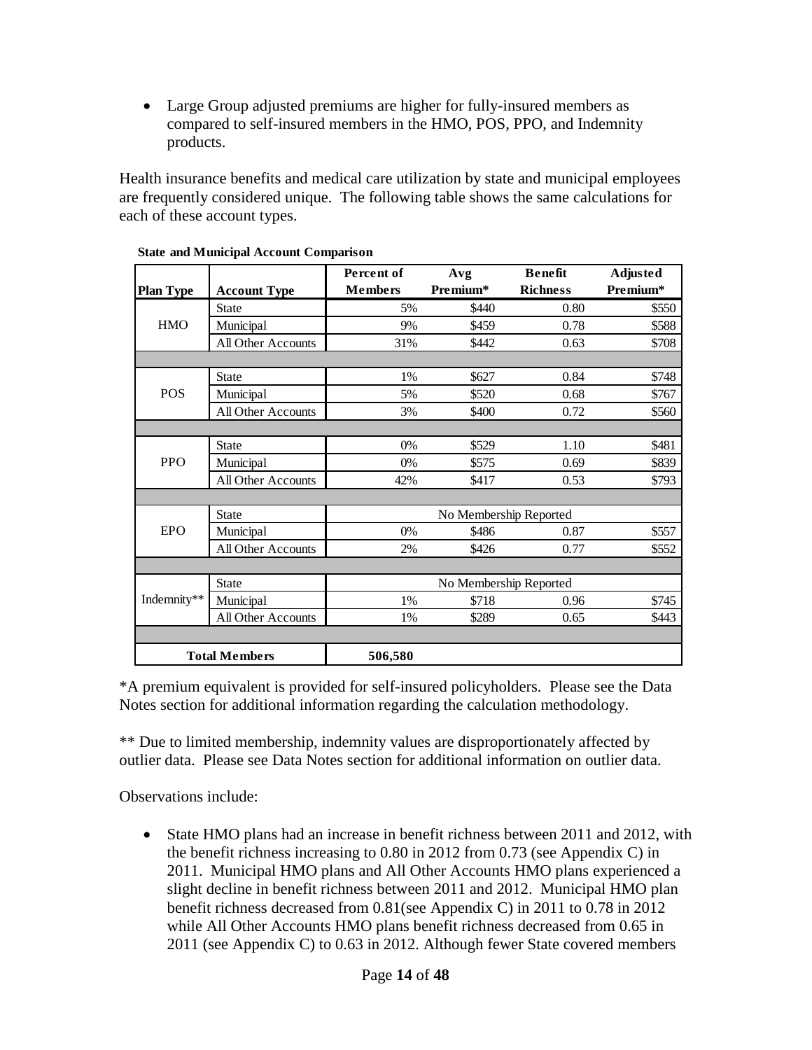- Large Group adjusted premiums are higher for fully-insured members as compared to self-insured members in the HMO, POS, PPO, and Indemnity products.

Health insurance benefits and medical care utilization by state and municipal employees are frequently considered unique. The following table shows the same calculations for each of these account types.

**State and Municipal Account Comparison**

| Plan Type | Account Type | Percent of Members | Avg Premium* | Benefit Richness | Adjusted Premium* |
|---|---|---|---|---|---|
| HMO | State | 5% | $440 | 0.80 | $550 |
| | Municipal | 9% | $459 | 0.78 | $588 |
| | All Other Accounts | 31% | $442 | 0.63 | $708 |
| POS | State | 1% | $627 | 0.84 | $748 |
| | Municipal | 5% | $520 | 0.68 | $767 |
| | All Other Accounts | 3% | $400 | 0.72 | $560 |
| PPO | State | 0% | $529 | 1.10 | $481 |
| | Municipal | 0% | $575 | 0.69 | $839 |
| | All Other Accounts | 42% | $417 | 0.53 | $793 |
| EPO | State | No Membership Reported | | | |
| | Municipal | 0% | $486 | 0.87 | $557 |
| | All Other Accounts | 2% | $426 | 0.77 | $552 |
| Indemnity** | State | No Membership Reported | | | |
| | Municipal | 1% | $718 | 0.96 | $745 |
| | All Other Accounts | 1% | $289 | 0.65 | $443 |
| **Total Members** | | **506,580** | | | |

*A premium equivalent is provided for self-insured policyholders. Please see the Data Notes section for additional information regarding the calculation methodology.

** Due to limited membership, indemnity values are disproportionately affected by outlier data. Please see Data Notes section for additional information on outlier data.

Observations include:

- State HMO plans had an increase in benefit richness between 2011 and 2012, with the benefit richness increasing to 0.80 in 2012 from 0.73 (see Appendix C) in 2011. Municipal HMO plans and All Other Accounts HMO plans experienced a slight decline in benefit richness between 2011 and 2012. Municipal HMO plan benefit richness decreased from 0.81(see Appendix C) in 2011 to 0.78 in 2012 while All Other Accounts HMO plans benefit richness decreased from 0.65 in 2011 (see Appendix C) to 0.63 in 2012. Although fewer State covered members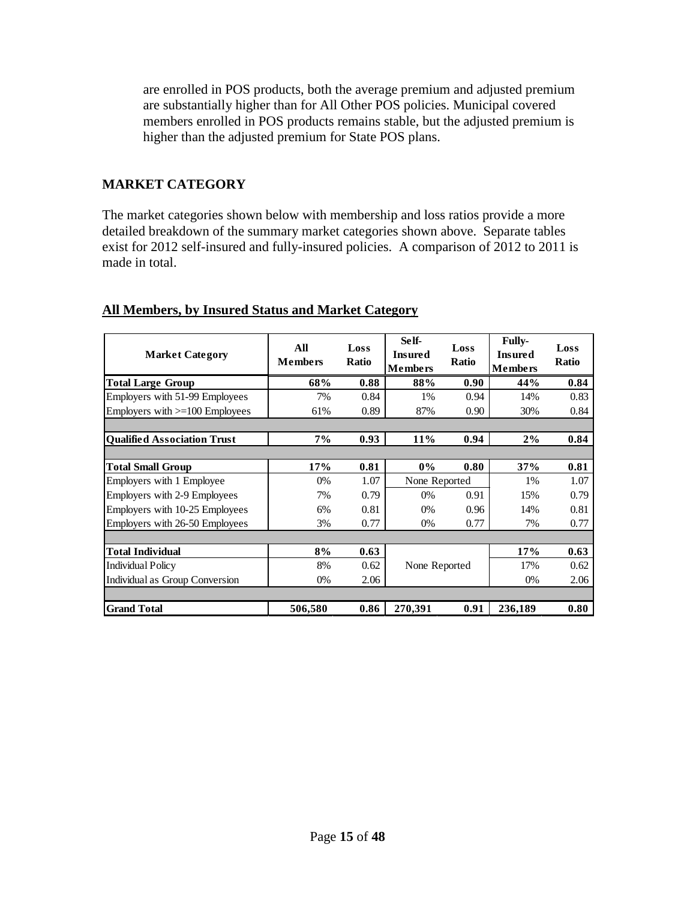are enrolled in POS products, both the average premium and adjusted premium are substantially higher than for All Other POS policies. Municipal covered members enrolled in POS products remains stable, but the adjusted premium is higher than the adjusted premium for State POS plans.

## MARKET CATEGORY

The market categories shown below with membership and loss ratios provide a more detailed breakdown of the summary market categories shown above. Separate tables exist for 2012 self-insured and fully-insured policies. A comparison of 2012 to 2011 is made in total.

### All Members, by Insured Status and Market Category

| Market Category | All Members | Loss Ratio | Self-Insured Members | Loss Ratio | Fully-Insured Members | Loss Ratio |
|---|---|---|---|---|---|---|
| **Total Large Group** | **68%** | **0.88** | **88%** | **0.90** | **44%** | **0.84** |
| Employers with 51-99 Employees | 7% | 0.84 | 1% | 0.94 | 14% | 0.83 |
| Employers with >=100 Employees | 61% | 0.89 | 87% | 0.90 | 30% | 0.84 |
| | | | | | | |
| **Qualified Association Trust** | **7%** | **0.93** | **11%** | **0.94** | **2%** | **0.84** |
| | | | | | | |
| **Total Small Group** | **17%** | **0.81** | **0%** | **0.80** | **37%** | **0.81** |
| Employers with 1 Employee | 0% | 1.07 | None Reported | | 1% | 1.07 |
| Employers with 2-9 Employees | 7% | 0.79 | 0% | 0.91 | 15% | 0.79 |
| Employers with 10-25 Employees | 6% | 0.81 | 0% | 0.96 | 14% | 0.81 |
| Employers with 26-50 Employees | 3% | 0.77 | 0% | 0.77 | 7% | 0.77 |
| | | | | | | |
| **Total Individual** | **8%** | **0.63** | | | **17%** | **0.63** |
| Individual Policy | 8% | 0.62 | None Reported | | 17% | 0.62 |
| Individual as Group Conversion | 0% | 2.06 | | | 0% | 2.06 |
| | | | | | | |
| **Grand Total** | **506,580** | **0.86** | **270,391** | **0.91** | **236,189** | **0.80** |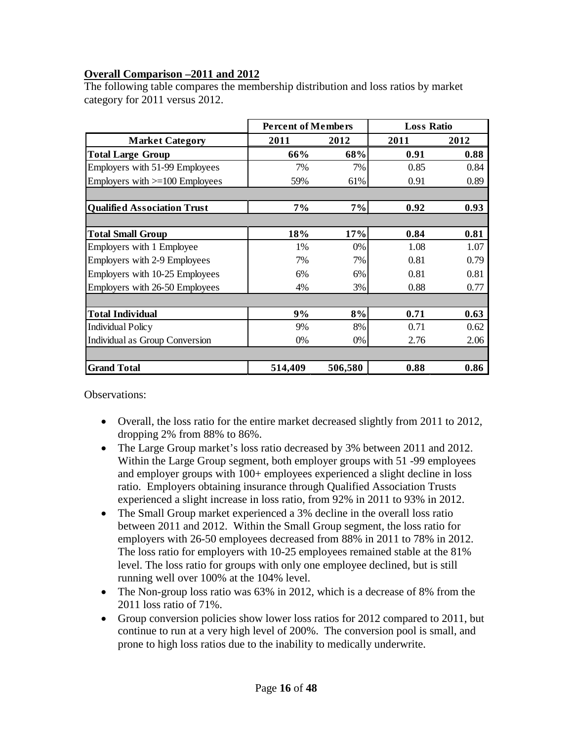**Overall Comparison –2011 and 2012**

The following table compares the membership distribution and loss ratios by market category for 2011 versus 2012.

| | **Percent of Members** | | **Loss Ratio** | |
|---|---|---|---|---|
| **Market Category** | **2011** | **2012** | **2011** | **2012** |
| **Total Large Group** | **66%** | **68%** | **0.91** | **0.88** |
| Employers with 51-99 Employees | 7% | 7% | 0.85 | 0.84 |
| Employers with >=100 Employees | 59% | 61% | 0.91 | 0.89 |
| | | | | |
| **Qualified Association Trust** | **7%** | **7%** | **0.92** | **0.93** |
| | | | | |
| **Total Small Group** | **18%** | **17%** | **0.84** | **0.81** |
| Employers with 1 Employee | 1% | 0% | 1.08 | 1.07 |
| Employers with 2-9 Employees | 7% | 7% | 0.81 | 0.79 |
| Employers with 10-25 Employees | 6% | 6% | 0.81 | 0.81 |
| Employers with 26-50 Employees | 4% | 3% | 0.88 | 0.77 |
| | | | | |
| **Total Individual** | **9%** | **8%** | **0.71** | **0.63** |
| Individual Policy | 9% | 8% | 0.71 | 0.62 |
| Individual as Group Conversion | 0% | 0% | 2.76 | 2.06 |
| | | | | |
| **Grand Total** | **514,409** | **506,580** | **0.88** | **0.86** |

Observations:

- Overall, the loss ratio for the entire market decreased slightly from 2011 to 2012, dropping 2% from 88% to 86%.
- The Large Group market's loss ratio decreased by 3% between 2011 and 2012. Within the Large Group segment, both employer groups with 51 -99 employees and employer groups with 100+ employees experienced a slight decline in loss ratio. Employers obtaining insurance through Qualified Association Trusts experienced a slight increase in loss ratio, from 92% in 2011 to 93% in 2012.
- The Small Group market experienced a 3% decline in the overall loss ratio between 2011 and 2012. Within the Small Group segment, the loss ratio for employers with 26-50 employees decreased from 88% in 2011 to 78% in 2012. The loss ratio for employers with 10-25 employees remained stable at the 81% level. The loss ratio for groups with only one employee declined, but is still running well over 100% at the 104% level.
- The Non-group loss ratio was 63% in 2012, which is a decrease of 8% from the 2011 loss ratio of 71%.
- Group conversion policies show lower loss ratios for 2012 compared to 2011, but continue to run at a very high level of 200%. The conversion pool is small, and prone to high loss ratios due to the inability to medically underwrite.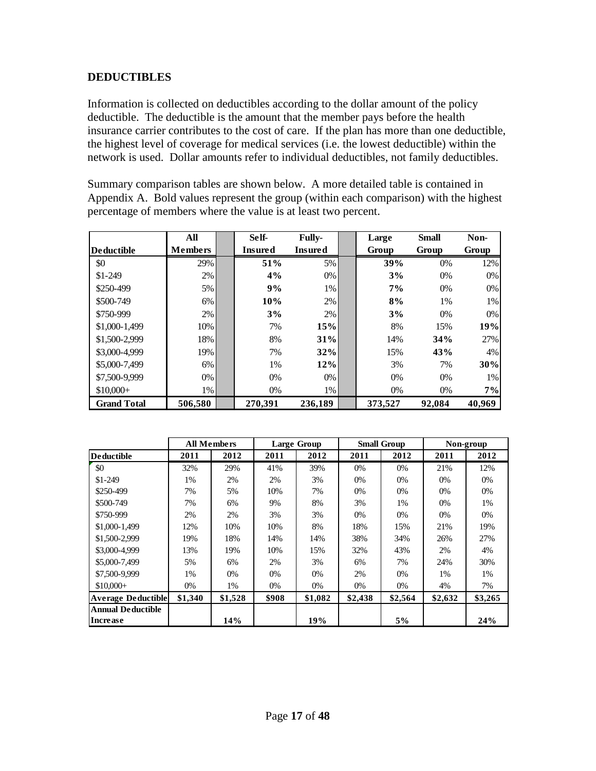## DEDUCTIBLES

Information is collected on deductibles according to the dollar amount of the policy deductible. The deductible is the amount that the member pays before the health insurance carrier contributes to the cost of care. If the plan has more than one deductible, the highest level of coverage for medical services (i.e. the lowest deductible) within the network is used. Dollar amounts refer to individual deductibles, not family deductibles.

Summary comparison tables are shown below. A more detailed table is contained in Appendix A. Bold values represent the group (within each comparison) with the highest percentage of members where the value is at least two percent.

| Deductible | All Members | Self-Insured | Fully-Insured | Large Group | Small Group | Non-Group |
|---|---|---|---|---|---|---|
| $0 | 29% | **51%** | 5% | **39%** | 0% | 12% |
| $1-249 | 2% | **4%** | 0% | **3%** | 0% | 0% |
| $250-499 | 5% | **9%** | 1% | **7%** | 0% | 0% |
| $500-749 | 6% | **10%** | 2% | **8%** | 1% | 1% |
| $750-999 | 2% | **3%** | 2% | **3%** | 0% | 0% |
| $1,000-1,499 | 10% | 7% | **15%** | 8% | 15% | **19%** |
| $1,500-2,999 | 18% | 8% | **31%** | 14% | **34%** | 27% |
| $3,000-4,999 | 19% | 7% | **32%** | 15% | **43%** | 4% |
| $5,000-7,499 | 6% | 1% | **12%** | 3% | 7% | **30%** |
| $7,500-9,999 | 0% | 0% | 0% | 0% | 0% | 1% |
| $10,000+ | 1% | 0% | 1% | 0% | 0% | **7%** |
| **Grand Total** | **506,580** | **270,391** | **236,189** | **373,527** | **92,084** | **40,969** |

| | All Members | | Large Group | | Small Group | | Non-group | |
|---|---|---|---|---|---|---|---|---|
| **Deductible** | **2011** | **2012** | **2011** | **2012** | **2011** | **2012** | **2011** | **2012** |
| $0 | 32% | 29% | 41% | 39% | 0% | 0% | 21% | 12% |
| $1-249 | 1% | 2% | 2% | 3% | 0% | 0% | 0% | 0% |
| $250-499 | 7% | 5% | 10% | 7% | 0% | 0% | 0% | 0% |
| $500-749 | 7% | 6% | 9% | 8% | 3% | 1% | 0% | 1% |
| $750-999 | 2% | 2% | 3% | 3% | 0% | 0% | 0% | 0% |
| $1,000-1,499 | 12% | 10% | 10% | 8% | 18% | 15% | 21% | 19% |
| $1,500-2,999 | 19% | 18% | 14% | 14% | 38% | 34% | 26% | 27% |
| $3,000-4,999 | 13% | 19% | 10% | 15% | 32% | 43% | 2% | 4% |
| $5,000-7,499 | 5% | 6% | 2% | 3% | 6% | 7% | 24% | 30% |
| $7,500-9,999 | 1% | 0% | 0% | 0% | 2% | 0% | 1% | 1% |
| $10,000+ | 0% | 1% | 0% | 0% | 0% | 0% | 4% | 7% |
| **Average Deductible** | **$1,340** | **$1,528** | **$908** | **$1,082** | **$2,438** | **$2,564** | **$2,632** | **$3,265** |
| **Annual Deductible Increase** | | **14%** | | **19%** | | **5%** | | **24%** |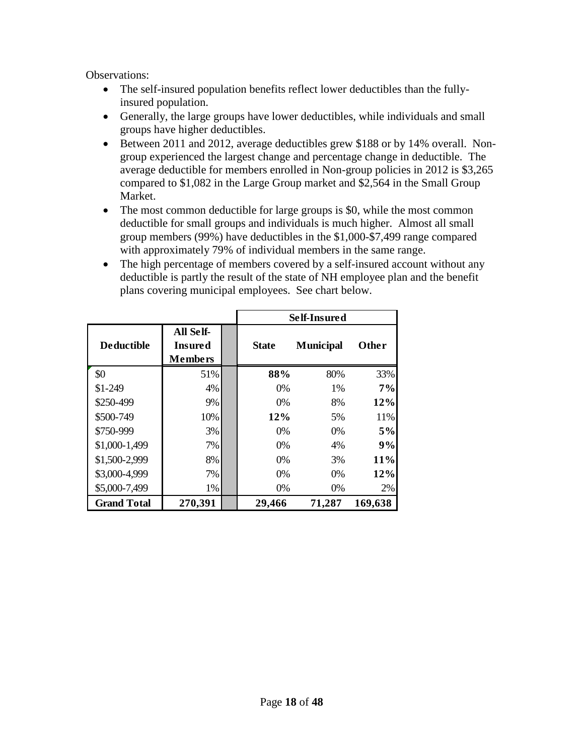Observations:

- The self-insured population benefits reflect lower deductibles than the fully-insured population.
- Generally, the large groups have lower deductibles, while individuals and small groups have higher deductibles.
- Between 2011 and 2012, average deductibles grew $188 or by 14% overall. Non-group experienced the largest change and percentage change in deductible. The average deductible for members enrolled in Non-group policies in 2012 is $3,265 compared to $1,082 in the Large Group market and $2,564 in the Small Group Market.
- The most common deductible for large groups is $0, while the most common deductible for small groups and individuals is much higher. Almost all small group members (99%) have deductibles in the $1,000-$7,499 range compared with approximately 79% of individual members in the same range.
- The high percentage of members covered by a self-insured account without any deductible is partly the result of the state of NH employee plan and the benefit plans covering municipal employees. See chart below.

| | | | Self-Insured | | |
|---|---|---|---|---|---|
| **Deductible** | **All Self-Insured Members** | | **State** | **Municipal** | **Other** |
| $0 | 51% | | **88%** | 80% | 33% |
| $1-249 | 4% | | 0% | 1% | **7%** |
| $250-499 | 9% | | 0% | 8% | **12%** |
| $500-749 | 10% | | **12%** | 5% | 11% |
| $750-999 | 3% | | 0% | 0% | **5%** |
| $1,000-1,499 | 7% | | 0% | 4% | **9%** |
| $1,500-2,999 | 8% | | 0% | 3% | **11%** |
| $3,000-4,999 | 7% | | 0% | 0% | **12%** |
| $5,000-7,499 | 1% | | 0% | 0% | 2% |
| **Grand Total** | **270,391** | | **29,466** | **71,287** | **169,638** |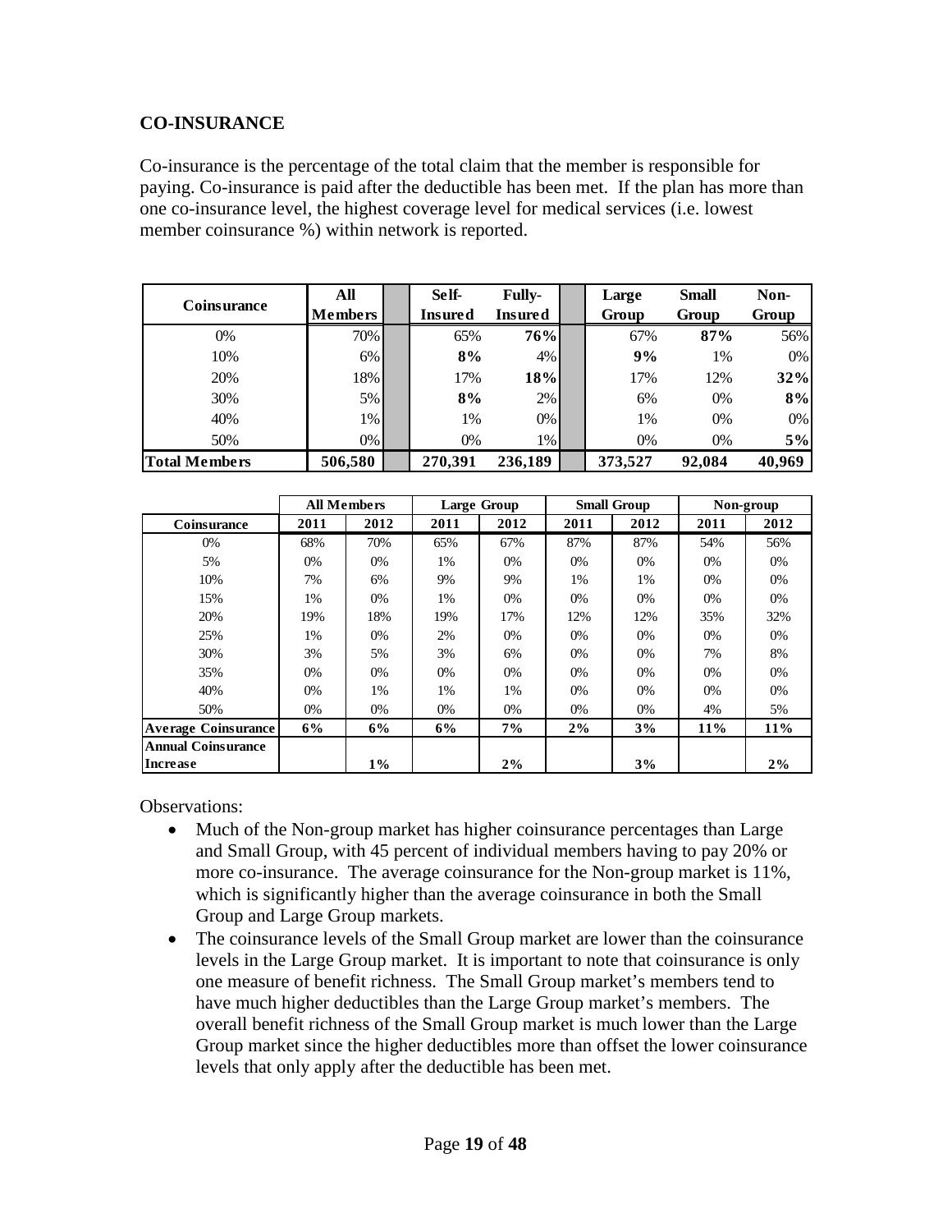## CO-INSURANCE

Co-insurance is the percentage of the total claim that the member is responsible for paying. Co-insurance is paid after the deductible has been met. If the plan has more than one co-insurance level, the highest coverage level for medical services (i.e. lowest member coinsurance %) within network is reported.

| Coinsurance | All Members | Self-Insured | Fully-Insured | Large Group | Small Group | Non-Group |
|---|---|---|---|---|---|---|
| 0% | 70% | 65% | **76%** | 67% | **87%** | 56% |
| 10% | 6% | **8%** | 4% | **9%** | 1% | 0% |
| 20% | 18% | 17% | **18%** | 17% | 12% | **32%** |
| 30% | 5% | **8%** | 2% | 6% | 0% | **8%** |
| 40% | 1% | 1% | 0% | 1% | 0% | 0% |
| 50% | 0% | 0% | 1% | 0% | 0% | **5%** |
| **Total Members** | **506,580** | **270,391** | **236,189** | **373,527** | **92,084** | **40,969** |

| | All Members | | Large Group | | Small Group | | Non-group | |
|---|---|---|---|---|---|---|---|---|
| **Coinsurance** | **2011** | **2012** | **2011** | **2012** | **2011** | **2012** | **2011** | **2012** |
| 0% | 68% | 70% | 65% | 67% | 87% | 87% | 54% | 56% |
| 5% | 0% | 0% | 1% | 0% | 0% | 0% | 0% | 0% |
| 10% | 7% | 6% | 9% | 9% | 1% | 1% | 0% | 0% |
| 15% | 1% | 0% | 1% | 0% | 0% | 0% | 0% | 0% |
| 20% | 19% | 18% | 19% | 17% | 12% | 12% | 35% | 32% |
| 25% | 1% | 0% | 2% | 0% | 0% | 0% | 0% | 0% |
| 30% | 3% | 5% | 3% | 6% | 0% | 0% | 7% | 8% |
| 35% | 0% | 0% | 0% | 0% | 0% | 0% | 0% | 0% |
| 40% | 0% | 1% | 1% | 1% | 0% | 0% | 0% | 0% |
| 50% | 0% | 0% | 0% | 0% | 0% | 0% | 4% | 5% |
| **Average Coinsurance** | **6%** | **6%** | **6%** | **7%** | **2%** | **3%** | **11%** | **11%** |
| **Annual Coinsurance Increase** | | **1%** | | **2%** | | **3%** | | **2%** |

Observations:

- Much of the Non-group market has higher coinsurance percentages than Large and Small Group, with 45 percent of individual members having to pay 20% or more co-insurance. The average coinsurance for the Non-group market is 11%, which is significantly higher than the average coinsurance in both the Small Group and Large Group markets.
- The coinsurance levels of the Small Group market are lower than the coinsurance levels in the Large Group market. It is important to note that coinsurance is only one measure of benefit richness. The Small Group market's members tend to have much higher deductibles than the Large Group market's members. The overall benefit richness of the Small Group market is much lower than the Large Group market since the higher deductibles more than offset the lower coinsurance levels that only apply after the deductible has been met.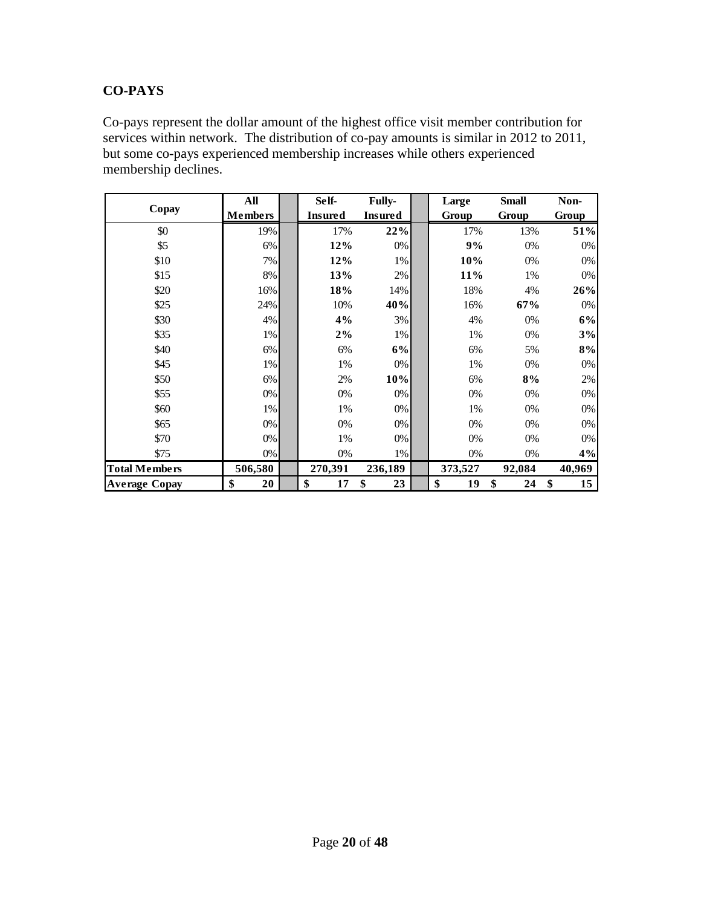## CO-PAYS

Co-pays represent the dollar amount of the highest office visit member contribution for services within network. The distribution of co-pay amounts is similar in 2012 to 2011, but some co-pays experienced membership increases while others experienced membership declines.

| Copay | All Members | Self-Insured | Fully-Insured | Large Group | Small Group | Non-Group |
|---|---|---|---|---|---|---|
| $0 | 19% | 17% | **22%** | 17% | 13% | **51%** |
| $5 | 6% | **12%** | 0% | **9%** | 0% | 0% |
| $10 | 7% | **12%** | 1% | **10%** | 0% | 0% |
| $15 | 8% | **13%** | 2% | **11%** | 1% | 0% |
| $20 | 16% | **18%** | 14% | 18% | 4% | **26%** |
| $25 | 24% | 10% | **40%** | 16% | **67%** | 0% |
| $30 | 4% | **4%** | 3% | 4% | 0% | **6%** |
| $35 | 1% | **2%** | 1% | 1% | 0% | **3%** |
| $40 | 6% | 6% | **6%** | 6% | 5% | **8%** |
| $45 | 1% | 1% | 0% | 1% | 0% | 0% |
| $50 | 6% | 2% | **10%** | 6% | **8%** | 2% |
| $55 | 0% | 0% | 0% | 0% | 0% | 0% |
| $60 | 1% | 1% | 0% | 1% | 0% | 0% |
| $65 | 0% | 0% | 0% | 0% | 0% | 0% |
| $70 | 0% | 1% | 0% | 0% | 0% | 0% |
| $75 | 0% | 0% | 1% | 0% | 0% | **4%** |
| **Total Members** | **506,580** | **270,391** | **236,189** | **373,527** | **92,084** | **40,969** |
| **Average Copay** | **$ 20** | **$ 17** | **$ 23** | **$ 19** | **$ 24** | **$ 15** |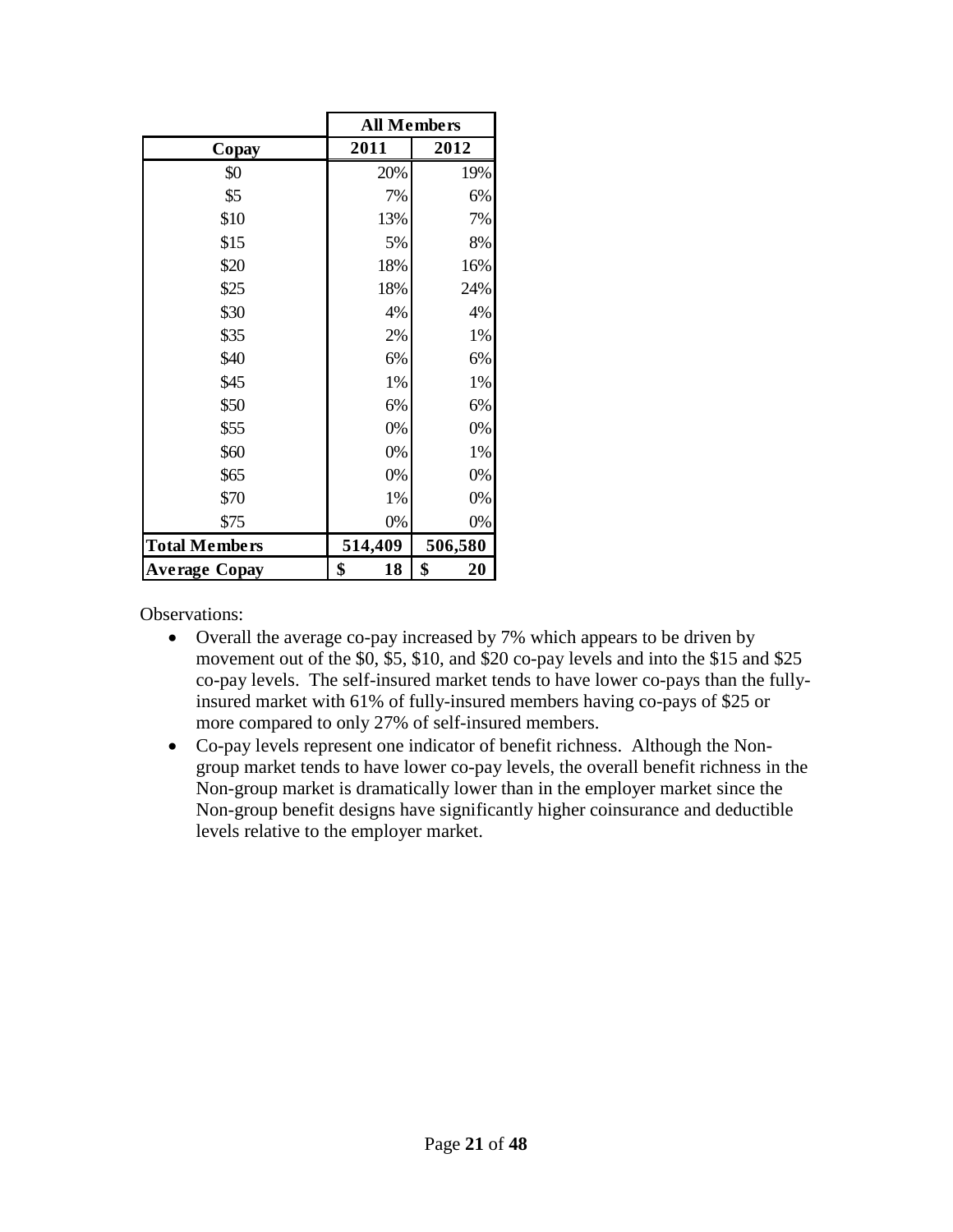| | All Members | |
|---|---|---|
| **Copay** | **2011** | **2012** |
| $0 | 20% | 19% |
| $5 | 7% | 6% |
| $10 | 13% | 7% |
| $15 | 5% | 8% |
| $20 | 18% | 16% |
| $25 | 18% | 24% |
| $30 | 4% | 4% |
| $35 | 2% | 1% |
| $40 | 6% | 6% |
| $45 | 1% | 1% |
| $50 | 6% | 6% |
| $55 | 0% | 0% |
| $60 | 0% | 1% |
| $65 | 0% | 0% |
| $70 | 1% | 0% |
| $75 | 0% | 0% |
| **Total Members** | **514,409** | **506,580** |
| **Average Copay** | **$ 18** | **$ 20** |

Observations:

- Overall the average co-pay increased by 7% which appears to be driven by movement out of the $0, $5, $10, and $20 co-pay levels and into the $15 and $25 co-pay levels. The self-insured market tends to have lower co-pays than the fully-insured market with 61% of fully-insured members having co-pays of $25 or more compared to only 27% of self-insured members.
- Co-pay levels represent one indicator of benefit richness. Although the Non-group market tends to have lower co-pay levels, the overall benefit richness in the Non-group market is dramatically lower than in the employer market since the Non-group benefit designs have significantly higher coinsurance and deductible levels relative to the employer market.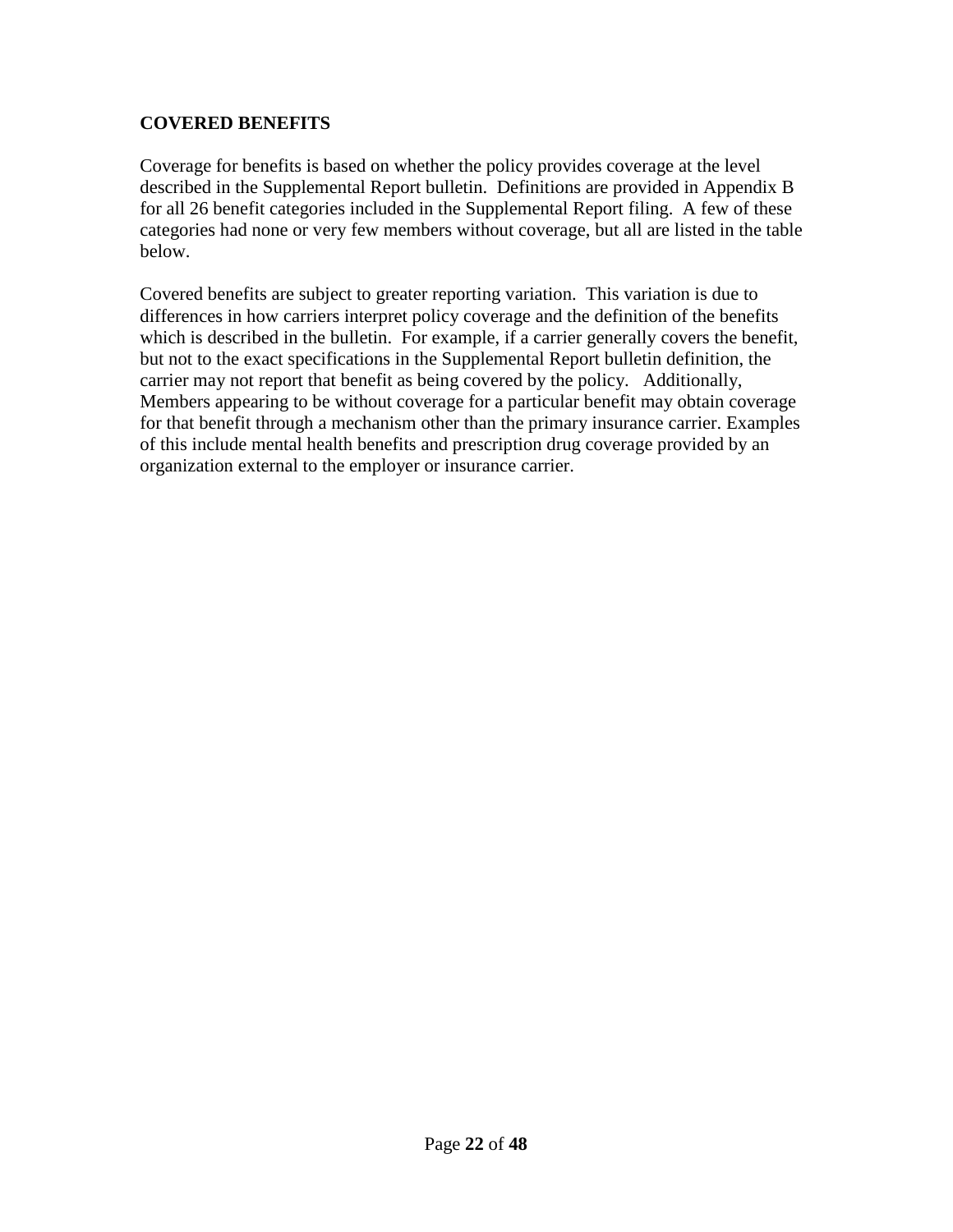## COVERED BENEFITS

Coverage for benefits is based on whether the policy provides coverage at the level described in the Supplemental Report bulletin. Definitions are provided in Appendix B for all 26 benefit categories included in the Supplemental Report filing. A few of these categories had none or very few members without coverage, but all are listed in the table below.

Covered benefits are subject to greater reporting variation. This variation is due to differences in how carriers interpret policy coverage and the definition of the benefits which is described in the bulletin. For example, if a carrier generally covers the benefit, but not to the exact specifications in the Supplemental Report bulletin definition, the carrier may not report that benefit as being covered by the policy. Additionally, Members appearing to be without coverage for a particular benefit may obtain coverage for that benefit through a mechanism other than the primary insurance carrier. Examples of this include mental health benefits and prescription drug coverage provided by an organization external to the employer or insurance carrier.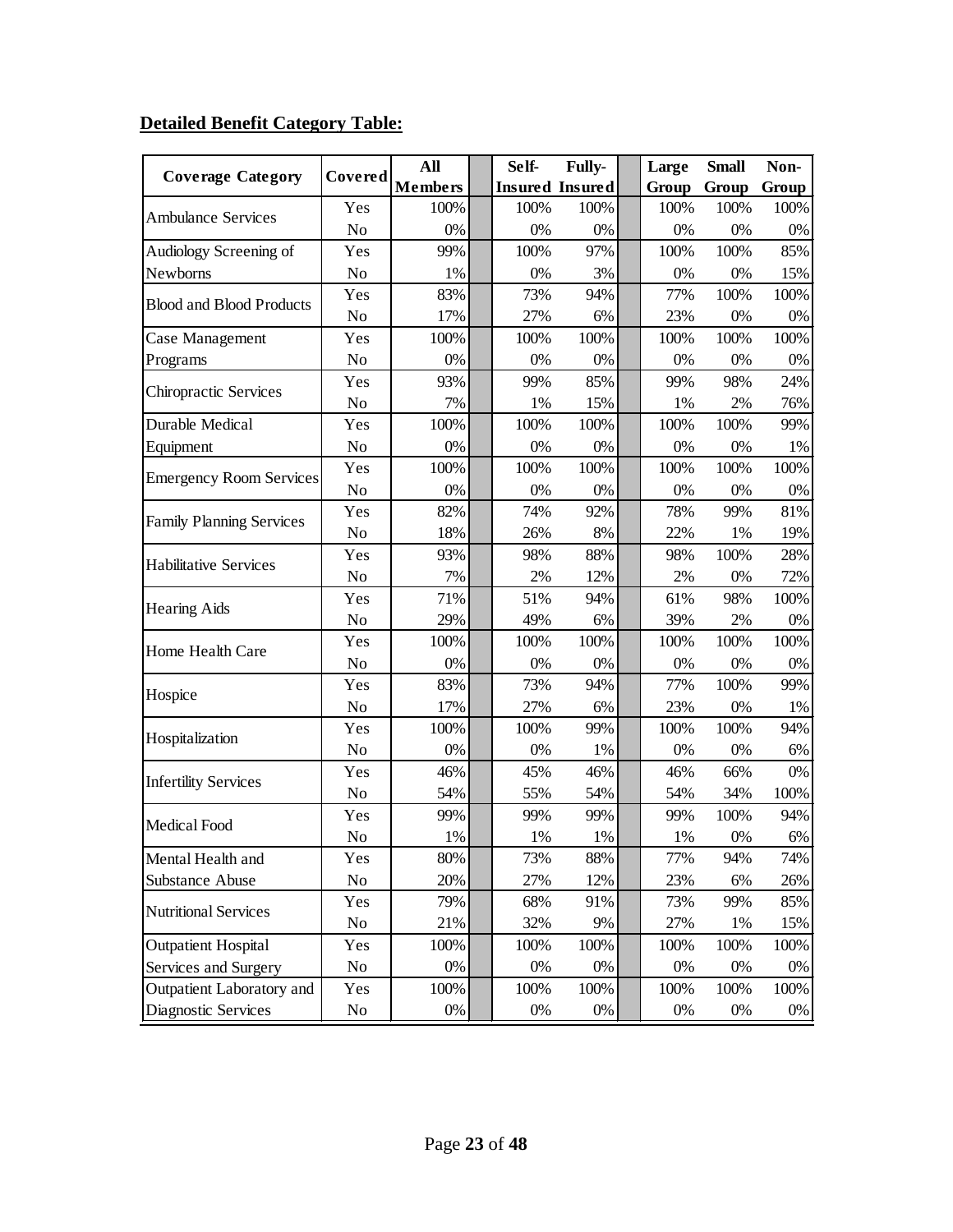**Detailed Benefit Category Table:**

| Coverage Category | Covered | All Members | Self-Insured | Fully-Insured | Large Group | Small Group | Non-Group |
|---|---|---|---|---|---|---|---|
| Ambulance Services | Yes | 100% | 100% | 100% | 100% | 100% | 100% |
| | No | 0% | 0% | 0% | 0% | 0% | 0% |
| Audiology Screening of Newborns | Yes | 99% | 100% | 97% | 100% | 100% | 85% |
| | No | 1% | 0% | 3% | 0% | 0% | 15% |
| Blood and Blood Products | Yes | 83% | 73% | 94% | 77% | 100% | 100% |
| | No | 17% | 27% | 6% | 23% | 0% | 0% |
| Case Management Programs | Yes | 100% | 100% | 100% | 100% | 100% | 100% |
| | No | 0% | 0% | 0% | 0% | 0% | 0% |
| Chiropractic Services | Yes | 93% | 99% | 85% | 99% | 98% | 24% |
| | No | 7% | 1% | 15% | 1% | 2% | 76% |
| Durable Medical Equipment | Yes | 100% | 100% | 100% | 100% | 100% | 99% |
| | No | 0% | 0% | 0% | 0% | 0% | 1% |
| Emergency Room Services | Yes | 100% | 100% | 100% | 100% | 100% | 100% |
| | No | 0% | 0% | 0% | 0% | 0% | 0% |
| Family Planning Services | Yes | 82% | 74% | 92% | 78% | 99% | 81% |
| | No | 18% | 26% | 8% | 22% | 1% | 19% |
| Habilitative Services | Yes | 93% | 98% | 88% | 98% | 100% | 28% |
| | No | 7% | 2% | 12% | 2% | 0% | 72% |
| Hearing Aids | Yes | 71% | 51% | 94% | 61% | 98% | 100% |
| | No | 29% | 49% | 6% | 39% | 2% | 0% |
| Home Health Care | Yes | 100% | 100% | 100% | 100% | 100% | 100% |
| | No | 0% | 0% | 0% | 0% | 0% | 0% |
| Hospice | Yes | 83% | 73% | 94% | 77% | 100% | 99% |
| | No | 17% | 27% | 6% | 23% | 0% | 1% |
| Hospitalization | Yes | 100% | 100% | 99% | 100% | 100% | 94% |
| | No | 0% | 0% | 1% | 0% | 0% | 6% |
| Infertility Services | Yes | 46% | 45% | 46% | 46% | 66% | 0% |
| | No | 54% | 55% | 54% | 54% | 34% | 100% |
| Medical Food | Yes | 99% | 99% | 99% | 99% | 100% | 94% |
| | No | 1% | 1% | 1% | 1% | 0% | 6% |
| Mental Health and Substance Abuse | Yes | 80% | 73% | 88% | 77% | 94% | 74% |
| | No | 20% | 27% | 12% | 23% | 6% | 26% |
| Nutritional Services | Yes | 79% | 68% | 91% | 73% | 99% | 85% |
| | No | 21% | 32% | 9% | 27% | 1% | 15% |
| Outpatient Hospital Services and Surgery | Yes | 100% | 100% | 100% | 100% | 100% | 100% |
| | No | 0% | 0% | 0% | 0% | 0% | 0% |
| Outpatient Laboratory and Diagnostic Services | Yes | 100% | 100% | 100% | 100% | 100% | 100% |
| | No | 0% | 0% | 0% | 0% | 0% | 0% |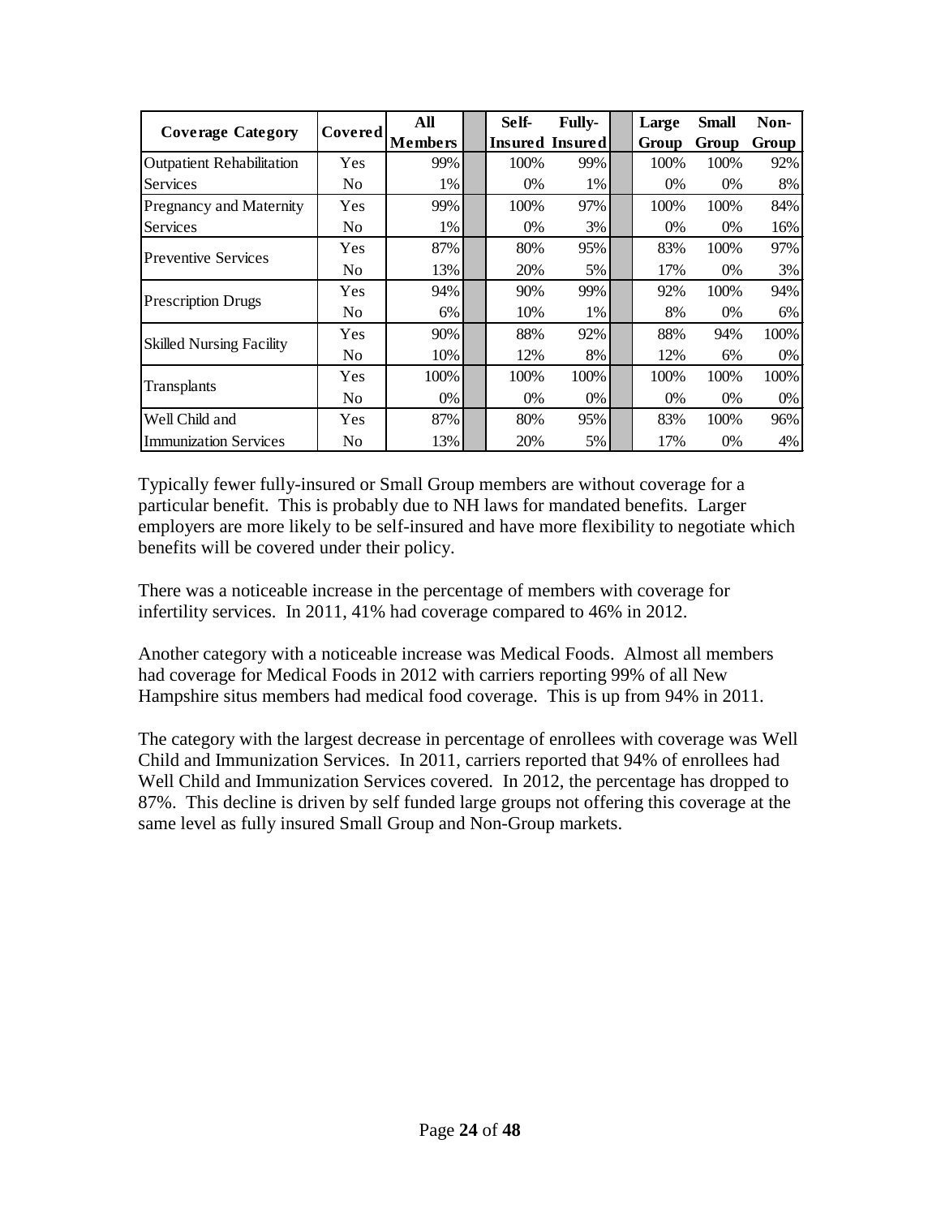| Coverage Category | Covered | All Members | Self-Insured | Fully-Insured | Large Group | Small Group | Non-Group |
|---|---|---|---|---|---|---|---|
| Outpatient Rehabilitation | Yes | 99% | 100% | 99% | 100% | 100% | 92% |
| Services | No | 1% | 0% | 1% | 0% | 0% | 8% |
| Pregnancy and Maternity | Yes | 99% | 100% | 97% | 100% | 100% | 84% |
| Services | No | 1% | 0% | 3% | 0% | 0% | 16% |
| Preventive Services | Yes | 87% | 80% | 95% | 83% | 100% | 97% |
| | No | 13% | 20% | 5% | 17% | 0% | 3% |
| Prescription Drugs | Yes | 94% | 90% | 99% | 92% | 100% | 94% |
| | No | 6% | 10% | 1% | 8% | 0% | 6% |
| Skilled Nursing Facility | Yes | 90% | 88% | 92% | 88% | 94% | 100% |
| | No | 10% | 12% | 8% | 12% | 6% | 0% |
| Transplants | Yes | 100% | 100% | 100% | 100% | 100% | 100% |
| | No | 0% | 0% | 0% | 0% | 0% | 0% |
| Well Child and | Yes | 87% | 80% | 95% | 83% | 100% | 96% |
| Immunization Services | No | 13% | 20% | 5% | 17% | 0% | 4% |

Typically fewer fully-insured or Small Group members are without coverage for a particular benefit. This is probably due to NH laws for mandated benefits. Larger employers are more likely to be self-insured and have more flexibility to negotiate which benefits will be covered under their policy.

There was a noticeable increase in the percentage of members with coverage for infertility services. In 2011, 41% had coverage compared to 46% in 2012.

Another category with a noticeable increase was Medical Foods. Almost all members had coverage for Medical Foods in 2012 with carriers reporting 99% of all New Hampshire situs members had medical food coverage. This is up from 94% in 2011.

The category with the largest decrease in percentage of enrollees with coverage was Well Child and Immunization Services. In 2011, carriers reported that 94% of enrollees had Well Child and Immunization Services covered. In 2012, the percentage has dropped to 87%. This decline is driven by self funded large groups not offering this coverage at the same level as fully insured Small Group and Non-Group markets.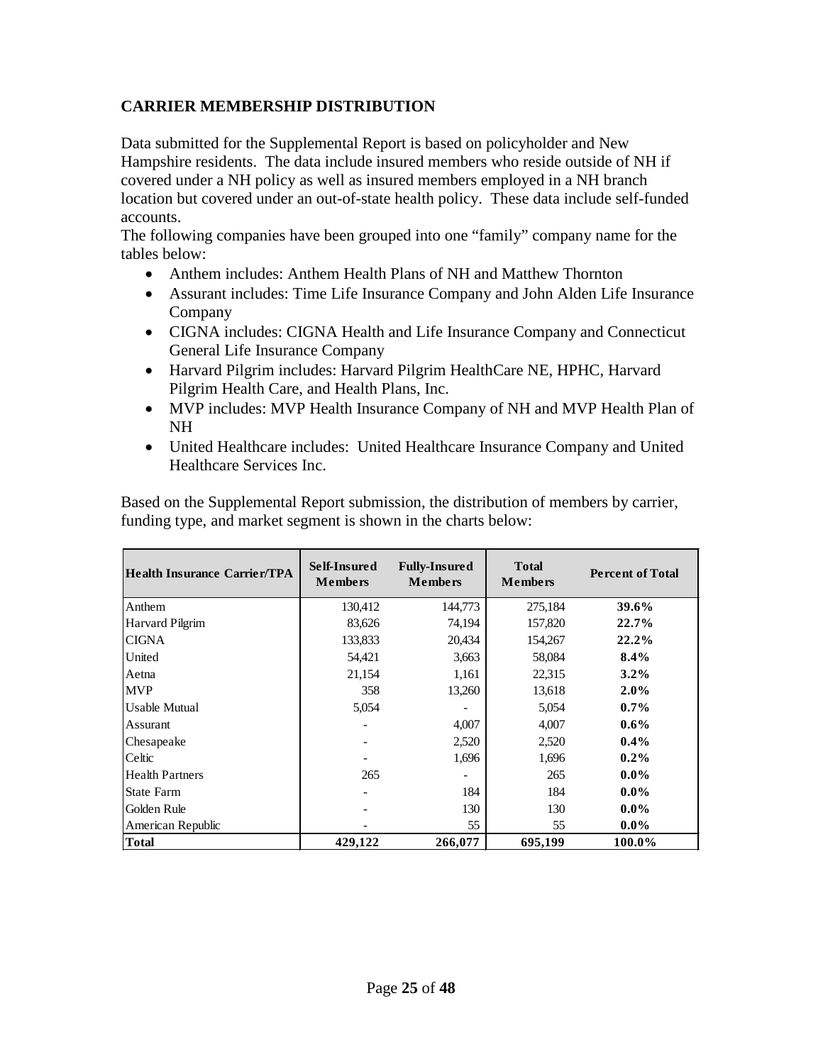## CARRIER MEMBERSHIP DISTRIBUTION

Data submitted for the Supplemental Report is based on policyholder and New Hampshire residents. The data include insured members who reside outside of NH if covered under a NH policy as well as insured members employed in a NH branch location but covered under an out-of-state health policy. These data include self-funded accounts.

The following companies have been grouped into one "family" company name for the tables below:

- Anthem includes: Anthem Health Plans of NH and Matthew Thornton
- Assurant includes: Time Life Insurance Company and John Alden Life Insurance Company
- CIGNA includes: CIGNA Health and Life Insurance Company and Connecticut General Life Insurance Company
- Harvard Pilgrim includes: Harvard Pilgrim HealthCare NE, HPHC, Harvard Pilgrim Health Care, and Health Plans, Inc.
- MVP includes: MVP Health Insurance Company of NH and MVP Health Plan of NH
- United Healthcare includes: United Healthcare Insurance Company and United Healthcare Services Inc.

Based on the Supplemental Report submission, the distribution of members by carrier, funding type, and market segment is shown in the charts below:

| Health Insurance Carrier/TPA | Self-Insured Members | Fully-Insured Members | Total Members | Percent of Total |
|---|---|---|---|---|
| Anthem | 130,412 | 144,773 | 275,184 | **39.6%** |
| Harvard Pilgrim | 83,626 | 74,194 | 157,820 | **22.7%** |
| CIGNA | 133,833 | 20,434 | 154,267 | **22.2%** |
| United | 54,421 | 3,663 | 58,084 | **8.4%** |
| Aetna | 21,154 | 1,161 | 22,315 | **3.2%** |
| MVP | 358 | 13,260 | 13,618 | **2.0%** |
| Usable Mutual | 5,054 | - | 5,054 | **0.7%** |
| Assurant | - | 4,007 | 4,007 | **0.6%** |
| Chesapeake | - | 2,520 | 2,520 | **0.4%** |
| Celtic | - | 1,696 | 1,696 | **0.2%** |
| Health Partners | 265 | - | 265 | **0.0%** |
| State Farm | - | 184 | 184 | **0.0%** |
| Golden Rule | - | 130 | 130 | **0.0%** |
| American Republic | - | 55 | 55 | **0.0%** |
| **Total** | **429,122** | **266,077** | **695,199** | **100.0%** |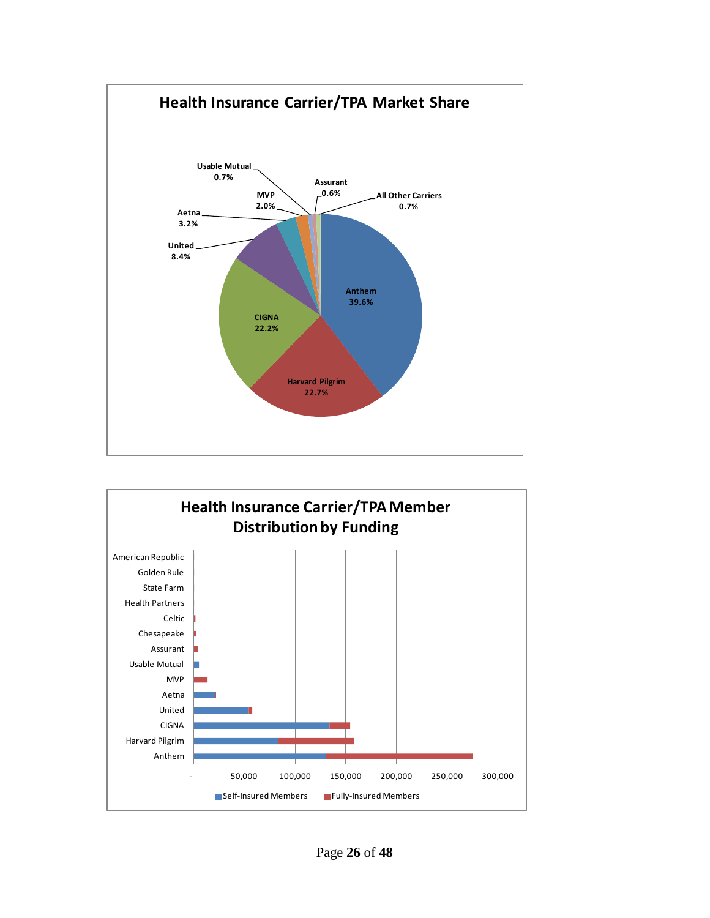## Health Insurance Carrier/TPA Market Share

| Carrier | Market Share |
|---|---|
| Anthem | 39.6% |
| Harvard Pilgrim | 22.7% |
| CIGNA | 22.2% |
| United | 8.4% |
| Aetna | 3.2% |
| MVP | 2.0% |
| Usable Mutual | 0.7% |
| Assurant | 0.6% |
| All Other Carriers | 0.7% |

## Health Insurance Carrier/TPA Member Distribution by Funding

Carriers shown (top to bottom): American Republic, Golden Rule, State Farm, Health Partners, Celtic, Chesapeake, Assurant, Usable Mutual, MVP, Aetna, United, CIGNA, Harvard Pilgrim, Anthem

Axis: - , 50,000, 100,000, 150,000, 200,000, 250,000, 300,000

Legend: Self-Insured Members, Fully-Insured Members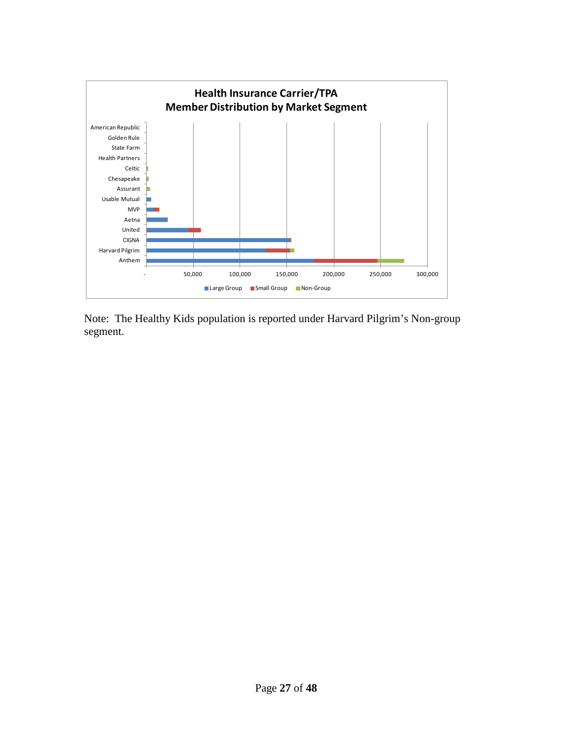**Health Insurance Carrier/TPA**
**Member Distribution by Market Segment**

American Republic
Golden Rule
State Farm
Health Partners
Celtic
Chesapeake
Assurant
Usable Mutual
MVP
Aetna
United
CIGNA
Harvard Pilgrim
Anthem

- 50,000 100,000 150,000 200,000 250,000 300,000

Large Group Small Group Non-Group

Note: The Healthy Kids population is reported under Harvard Pilgrim's Non-group segment.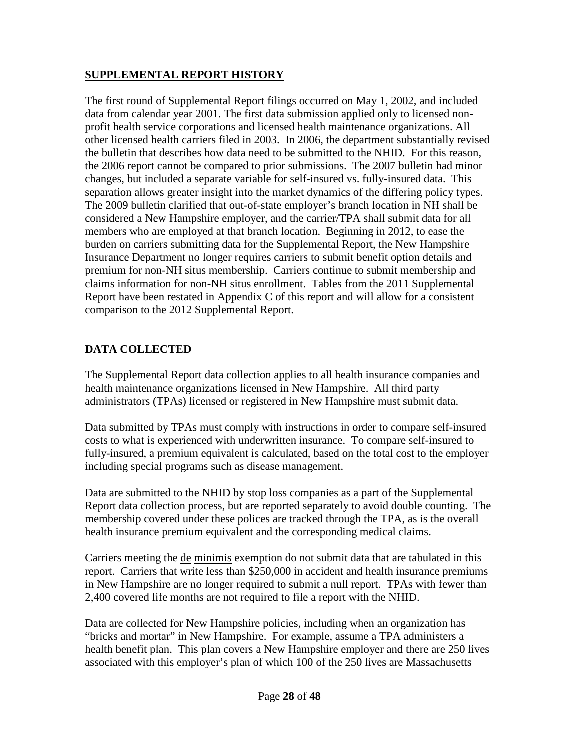## **SUPPLEMENTAL REPORT HISTORY**

The first round of Supplemental Report filings occurred on May 1, 2002, and included data from calendar year 2001. The first data submission applied only to licensed non-profit health service corporations and licensed health maintenance organizations. All other licensed health carriers filed in 2003. In 2006, the department substantially revised the bulletin that describes how data need to be submitted to the NHID. For this reason, the 2006 report cannot be compared to prior submissions. The 2007 bulletin had minor changes, but included a separate variable for self-insured vs. fully-insured data. This separation allows greater insight into the market dynamics of the differing policy types. The 2009 bulletin clarified that out-of-state employer's branch location in NH shall be considered a New Hampshire employer, and the carrier/TPA shall submit data for all members who are employed at that branch location. Beginning in 2012, to ease the burden on carriers submitting data for the Supplemental Report, the New Hampshire Insurance Department no longer requires carriers to submit benefit option details and premium for non-NH situs membership. Carriers continue to submit membership and claims information for non-NH situs enrollment. Tables from the 2011 Supplemental Report have been restated in Appendix C of this report and will allow for a consistent comparison to the 2012 Supplemental Report.

## **DATA COLLECTED**

The Supplemental Report data collection applies to all health insurance companies and health maintenance organizations licensed in New Hampshire. All third party administrators (TPAs) licensed or registered in New Hampshire must submit data.

Data submitted by TPAs must comply with instructions in order to compare self-insured costs to what is experienced with underwritten insurance. To compare self-insured to fully-insured, a premium equivalent is calculated, based on the total cost to the employer including special programs such as disease management.

Data are submitted to the NHID by stop loss companies as a part of the Supplemental Report data collection process, but are reported separately to avoid double counting. The membership covered under these polices are tracked through the TPA, as is the overall health insurance premium equivalent and the corresponding medical claims.

Carriers meeting the de minimis exemption do not submit data that are tabulated in this report. Carriers that write less than $250,000 in accident and health insurance premiums in New Hampshire are no longer required to submit a null report. TPAs with fewer than 2,400 covered life months are not required to file a report with the NHID.

Data are collected for New Hampshire policies, including when an organization has "bricks and mortar" in New Hampshire. For example, assume a TPA administers a health benefit plan. This plan covers a New Hampshire employer and there are 250 lives associated with this employer's plan of which 100 of the 250 lives are Massachusetts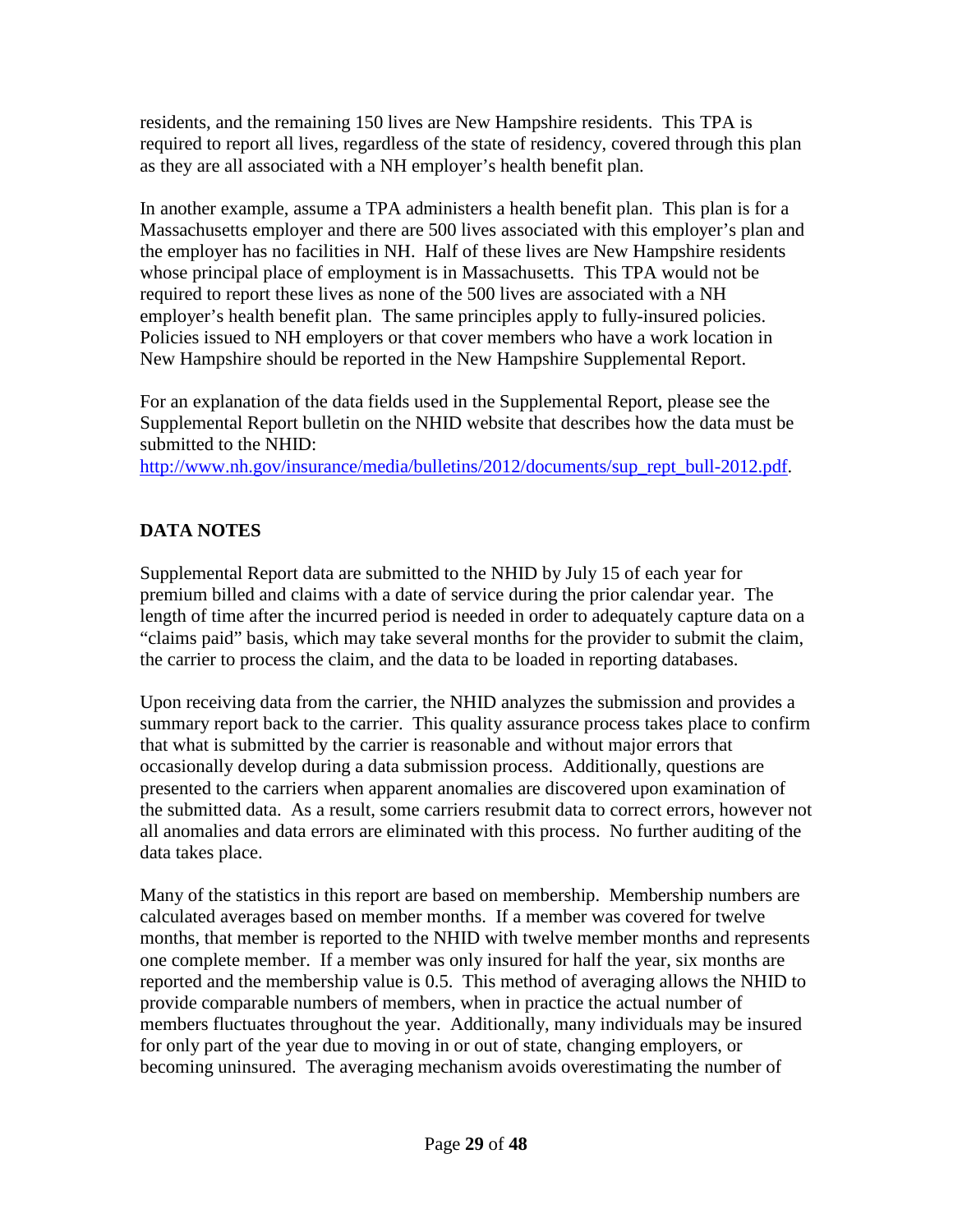residents, and the remaining 150 lives are New Hampshire residents. This TPA is required to report all lives, regardless of the state of residency, covered through this plan as they are all associated with a NH employer's health benefit plan.

In another example, assume a TPA administers a health benefit plan. This plan is for a Massachusetts employer and there are 500 lives associated with this employer's plan and the employer has no facilities in NH. Half of these lives are New Hampshire residents whose principal place of employment is in Massachusetts. This TPA would not be required to report these lives as none of the 500 lives are associated with a NH employer's health benefit plan. The same principles apply to fully-insured policies. Policies issued to NH employers or that cover members who have a work location in New Hampshire should be reported in the New Hampshire Supplemental Report.

For an explanation of the data fields used in the Supplemental Report, please see the Supplemental Report bulletin on the NHID website that describes how the data must be submitted to the NHID:
[http://www.nh.gov/insurance/media/bulletins/2012/documents/sup_rept_bull-2012.pdf](http://www.nh.gov/insurance/media/bulletins/2012/documents/sup_rept_bull-2012.pdf).

## DATA NOTES

Supplemental Report data are submitted to the NHID by July 15 of each year for premium billed and claims with a date of service during the prior calendar year. The length of time after the incurred period is needed in order to adequately capture data on a "claims paid" basis, which may take several months for the provider to submit the claim, the carrier to process the claim, and the data to be loaded in reporting databases.

Upon receiving data from the carrier, the NHID analyzes the submission and provides a summary report back to the carrier. This quality assurance process takes place to confirm that what is submitted by the carrier is reasonable and without major errors that occasionally develop during a data submission process. Additionally, questions are presented to the carriers when apparent anomalies are discovered upon examination of the submitted data. As a result, some carriers resubmit data to correct errors, however not all anomalies and data errors are eliminated with this process. No further auditing of the data takes place.

Many of the statistics in this report are based on membership. Membership numbers are calculated averages based on member months. If a member was covered for twelve months, that member is reported to the NHID with twelve member months and represents one complete member. If a member was only insured for half the year, six months are reported and the membership value is 0.5. This method of averaging allows the NHID to provide comparable numbers of members, when in practice the actual number of members fluctuates throughout the year. Additionally, many individuals may be insured for only part of the year due to moving in or out of state, changing employers, or becoming uninsured. The averaging mechanism avoids overestimating the number of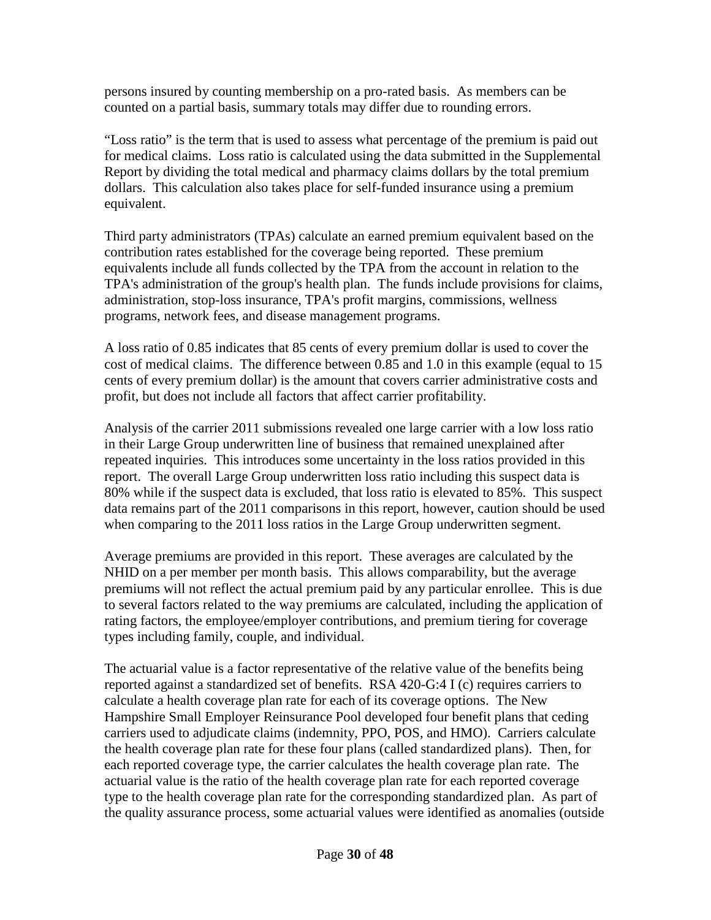persons insured by counting membership on a pro-rated basis. As members can be counted on a partial basis, summary totals may differ due to rounding errors.

"Loss ratio" is the term that is used to assess what percentage of the premium is paid out for medical claims. Loss ratio is calculated using the data submitted in the Supplemental Report by dividing the total medical and pharmacy claims dollars by the total premium dollars. This calculation also takes place for self-funded insurance using a premium equivalent.

Third party administrators (TPAs) calculate an earned premium equivalent based on the contribution rates established for the coverage being reported. These premium equivalents include all funds collected by the TPA from the account in relation to the TPA's administration of the group's health plan. The funds include provisions for claims, administration, stop-loss insurance, TPA's profit margins, commissions, wellness programs, network fees, and disease management programs.

A loss ratio of 0.85 indicates that 85 cents of every premium dollar is used to cover the cost of medical claims. The difference between 0.85 and 1.0 in this example (equal to 15 cents of every premium dollar) is the amount that covers carrier administrative costs and profit, but does not include all factors that affect carrier profitability.

Analysis of the carrier 2011 submissions revealed one large carrier with a low loss ratio in their Large Group underwritten line of business that remained unexplained after repeated inquiries. This introduces some uncertainty in the loss ratios provided in this report. The overall Large Group underwritten loss ratio including this suspect data is 80% while if the suspect data is excluded, that loss ratio is elevated to 85%. This suspect data remains part of the 2011 comparisons in this report, however, caution should be used when comparing to the 2011 loss ratios in the Large Group underwritten segment.

Average premiums are provided in this report. These averages are calculated by the NHID on a per member per month basis. This allows comparability, but the average premiums will not reflect the actual premium paid by any particular enrollee. This is due to several factors related to the way premiums are calculated, including the application of rating factors, the employee/employer contributions, and premium tiering for coverage types including family, couple, and individual.

The actuarial value is a factor representative of the relative value of the benefits being reported against a standardized set of benefits. RSA 420-G:4 I (c) requires carriers to calculate a health coverage plan rate for each of its coverage options. The New Hampshire Small Employer Reinsurance Pool developed four benefit plans that ceding carriers used to adjudicate claims (indemnity, PPO, POS, and HMO). Carriers calculate the health coverage plan rate for these four plans (called standardized plans). Then, for each reported coverage type, the carrier calculates the health coverage plan rate. The actuarial value is the ratio of the health coverage plan rate for each reported coverage type to the health coverage plan rate for the corresponding standardized plan. As part of the quality assurance process, some actuarial values were identified as anomalies (outside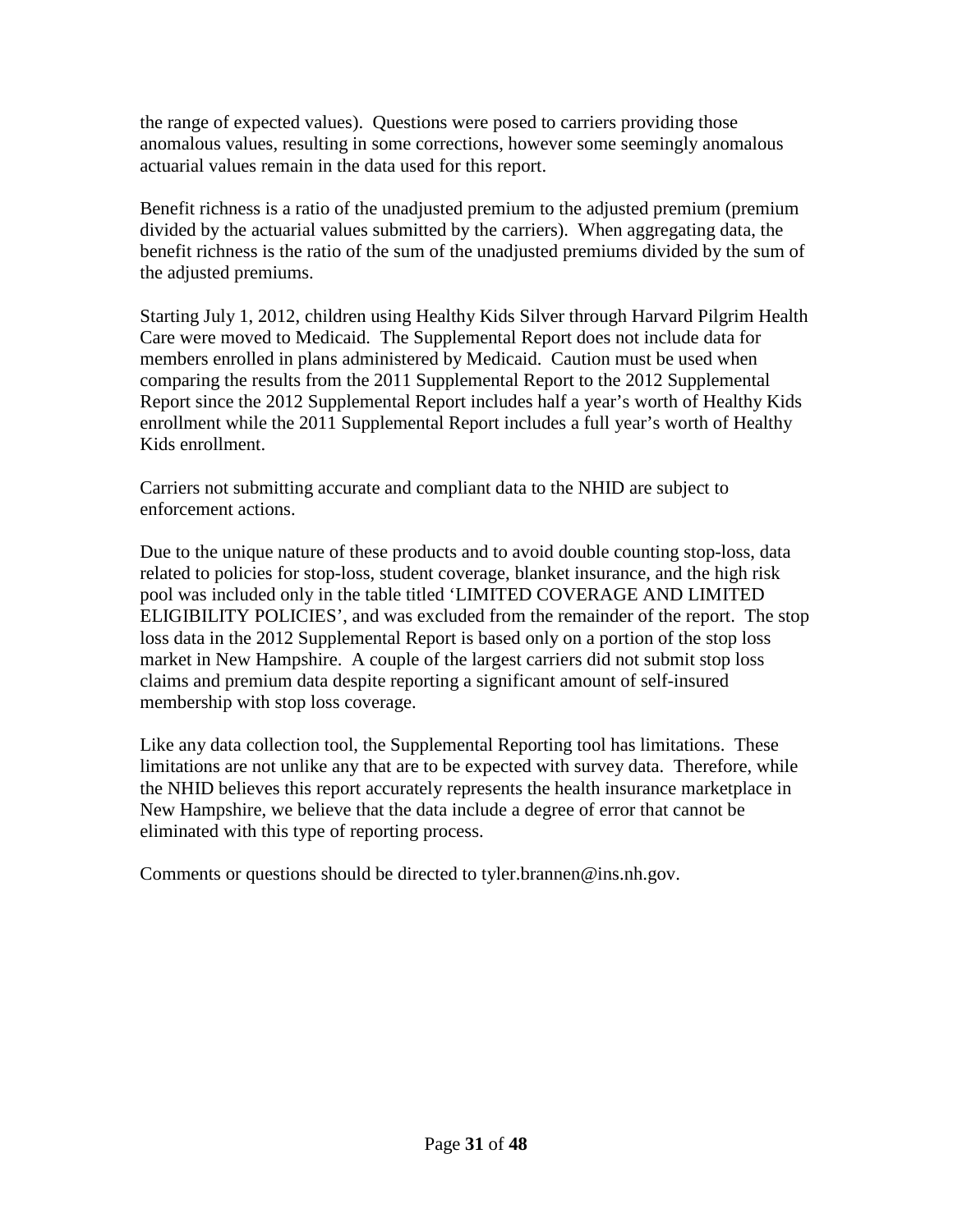the range of expected values). Questions were posed to carriers providing those anomalous values, resulting in some corrections, however some seemingly anomalous actuarial values remain in the data used for this report.

Benefit richness is a ratio of the unadjusted premium to the adjusted premium (premium divided by the actuarial values submitted by the carriers). When aggregating data, the benefit richness is the ratio of the sum of the unadjusted premiums divided by the sum of the adjusted premiums.

Starting July 1, 2012, children using Healthy Kids Silver through Harvard Pilgrim Health Care were moved to Medicaid. The Supplemental Report does not include data for members enrolled in plans administered by Medicaid. Caution must be used when comparing the results from the 2011 Supplemental Report to the 2012 Supplemental Report since the 2012 Supplemental Report includes half a year's worth of Healthy Kids enrollment while the 2011 Supplemental Report includes a full year's worth of Healthy Kids enrollment.

Carriers not submitting accurate and compliant data to the NHID are subject to enforcement actions.

Due to the unique nature of these products and to avoid double counting stop-loss, data related to policies for stop-loss, student coverage, blanket insurance, and the high risk pool was included only in the table titled 'LIMITED COVERAGE AND LIMITED ELIGIBILITY POLICIES', and was excluded from the remainder of the report. The stop loss data in the 2012 Supplemental Report is based only on a portion of the stop loss market in New Hampshire. A couple of the largest carriers did not submit stop loss claims and premium data despite reporting a significant amount of self-insured membership with stop loss coverage.

Like any data collection tool, the Supplemental Reporting tool has limitations. These limitations are not unlike any that are to be expected with survey data. Therefore, while the NHID believes this report accurately represents the health insurance marketplace in New Hampshire, we believe that the data include a degree of error that cannot be eliminated with this type of reporting process.

Comments or questions should be directed to tyler.brannen@ins.nh.gov.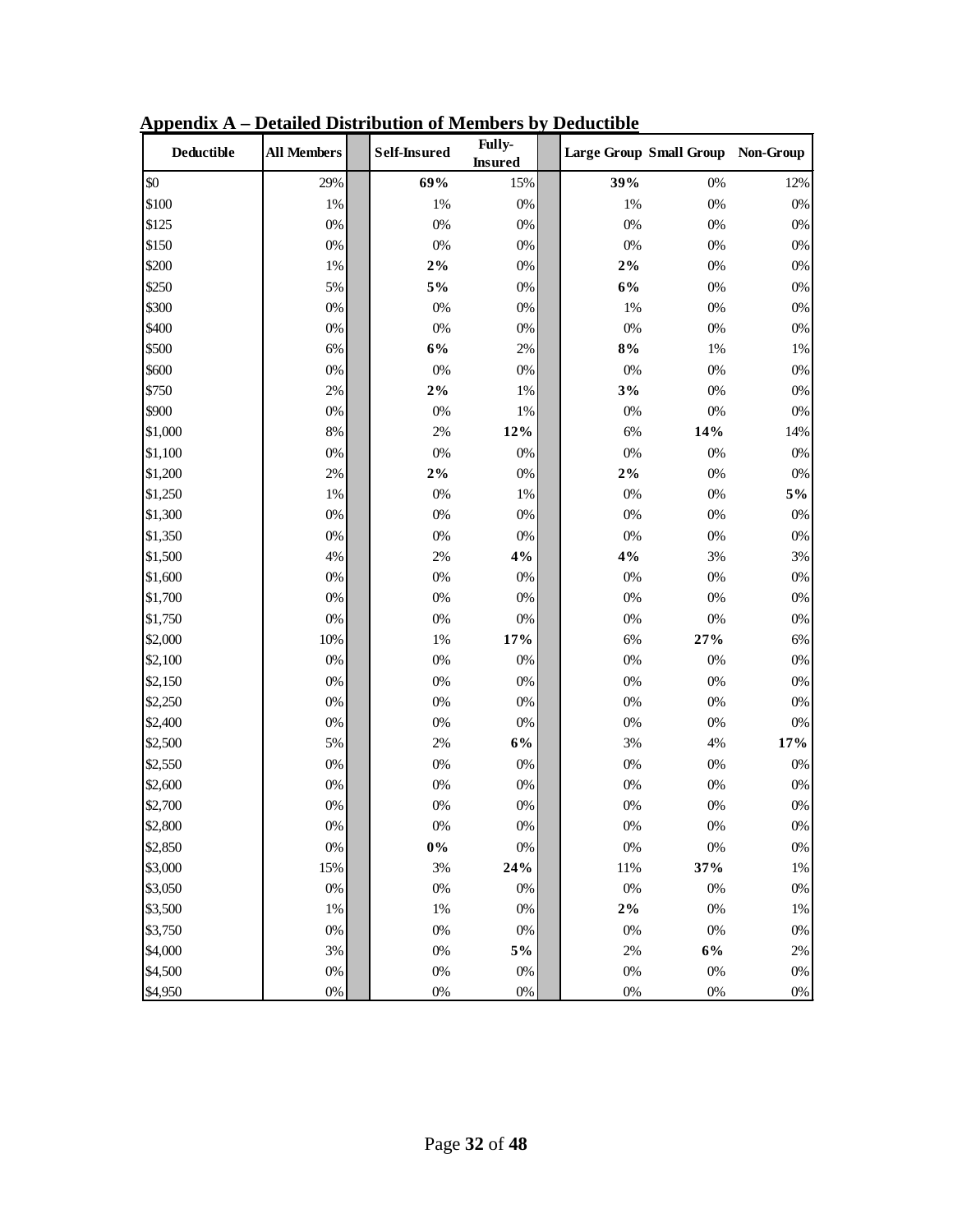## Appendix A – Detailed Distribution of Members by Deductible

| Deductible | All Members | Self-Insured | Fully-Insured | Large Group | Small Group | Non-Group |
|---|---|---|---|---|---|---|
| $0 | 29% | **69%** | 15% | **39%** | 0% | 12% |
| $100 | 1% | 1% | 0% | 1% | 0% | 0% |
| $125 | 0% | 0% | 0% | 0% | 0% | 0% |
| $150 | 0% | 0% | 0% | 0% | 0% | 0% |
| $200 | 1% | **2%** | 0% | **2%** | 0% | 0% |
| $250 | 5% | **5%** | 0% | **6%** | 0% | 0% |
| $300 | 0% | 0% | 0% | 1% | 0% | 0% |
| $400 | 0% | 0% | 0% | 0% | 0% | 0% |
| $500 | 6% | **6%** | 2% | **8%** | 1% | 1% |
| $600 | 0% | 0% | 0% | 0% | 0% | 0% |
| $750 | 2% | **2%** | 1% | **3%** | 0% | 0% |
| $900 | 0% | 0% | 1% | 0% | 0% | 0% |
| $1,000 | 8% | 2% | **12%** | 6% | **14%** | 14% |
| $1,100 | 0% | 0% | 0% | 0% | 0% | 0% |
| $1,200 | 2% | **2%** | 0% | **2%** | 0% | 0% |
| $1,250 | 1% | 0% | 1% | 0% | 0% | **5%** |
| $1,300 | 0% | 0% | 0% | 0% | 0% | 0% |
| $1,350 | 0% | 0% | 0% | 0% | 0% | 0% |
| $1,500 | 4% | 2% | **4%** | **4%** | 3% | 3% |
| $1,600 | 0% | 0% | 0% | 0% | 0% | 0% |
| $1,700 | 0% | 0% | 0% | 0% | 0% | 0% |
| $1,750 | 0% | 0% | 0% | 0% | 0% | 0% |
| $2,000 | 10% | 1% | **17%** | 6% | **27%** | 6% |
| $2,100 | 0% | 0% | 0% | 0% | 0% | 0% |
| $2,150 | 0% | 0% | 0% | 0% | 0% | 0% |
| $2,250 | 0% | 0% | 0% | 0% | 0% | 0% |
| $2,400 | 0% | 0% | 0% | 0% | 0% | 0% |
| $2,500 | 5% | 2% | **6%** | 3% | 4% | **17%** |
| $2,550 | 0% | 0% | 0% | 0% | 0% | 0% |
| $2,600 | 0% | 0% | 0% | 0% | 0% | 0% |
| $2,700 | 0% | 0% | 0% | 0% | 0% | 0% |
| $2,800 | 0% | 0% | 0% | 0% | 0% | 0% |
| $2,850 | 0% | **0%** | 0% | 0% | 0% | 0% |
| $3,000 | 15% | 3% | **24%** | 11% | **37%** | 1% |
| $3,050 | 0% | 0% | 0% | 0% | 0% | 0% |
| $3,500 | 1% | 1% | 0% | **2%** | 0% | 1% |
| $3,750 | 0% | 0% | 0% | 0% | 0% | 0% |
| $4,000 | 3% | 0% | **5%** | 2% | **6%** | 2% |
| $4,500 | 0% | 0% | 0% | 0% | 0% | 0% |
| $4,950 | 0% | 0% | 0% | 0% | 0% | 0% |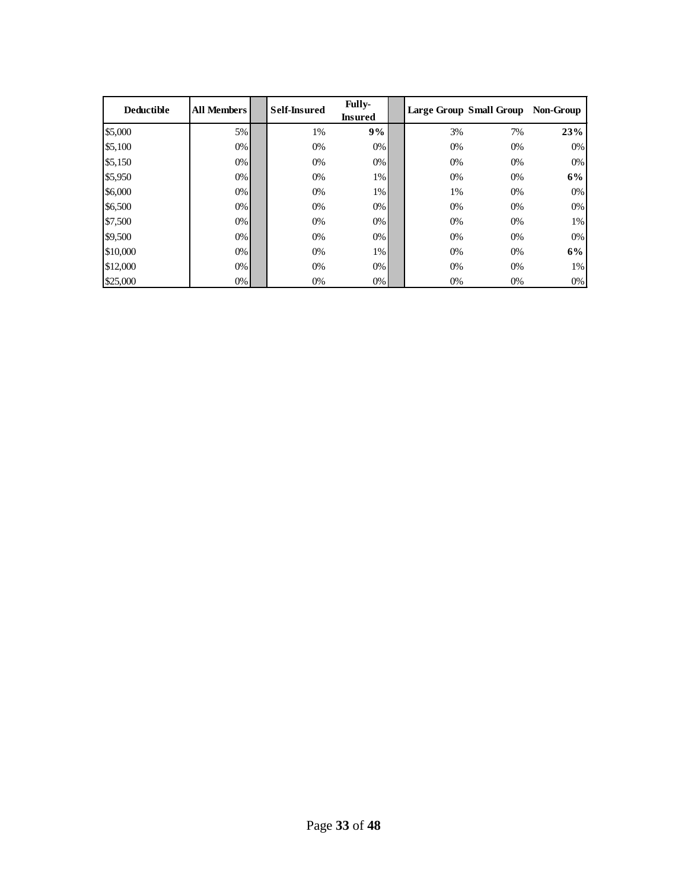| Deductible | All Members | | Self-Insured | Fully-Insured | | Large Group | Small Group | Non-Group |
|---|---|---|---|---|---|---|---|---|
| $5,000 | 5% | | 1% | **9%** | | 3% | 7% | **23%** |
| $5,100 | 0% | | 0% | 0% | | 0% | 0% | 0% |
| $5,150 | 0% | | 0% | 0% | | 0% | 0% | 0% |
| $5,950 | 0% | | 0% | 1% | | 0% | 0% | **6%** |
| $6,000 | 0% | | 0% | 1% | | 1% | 0% | 0% |
| $6,500 | 0% | | 0% | 0% | | 0% | 0% | 0% |
| $7,500 | 0% | | 0% | 0% | | 0% | 0% | 1% |
| $9,500 | 0% | | 0% | 0% | | 0% | 0% | 0% |
| $10,000 | 0% | | 0% | 1% | | 0% | 0% | **6%** |
| $12,000 | 0% | | 0% | 0% | | 0% | 0% | 1% |
| $25,000 | 0% | | 0% | 0% | | 0% | 0% | 0% |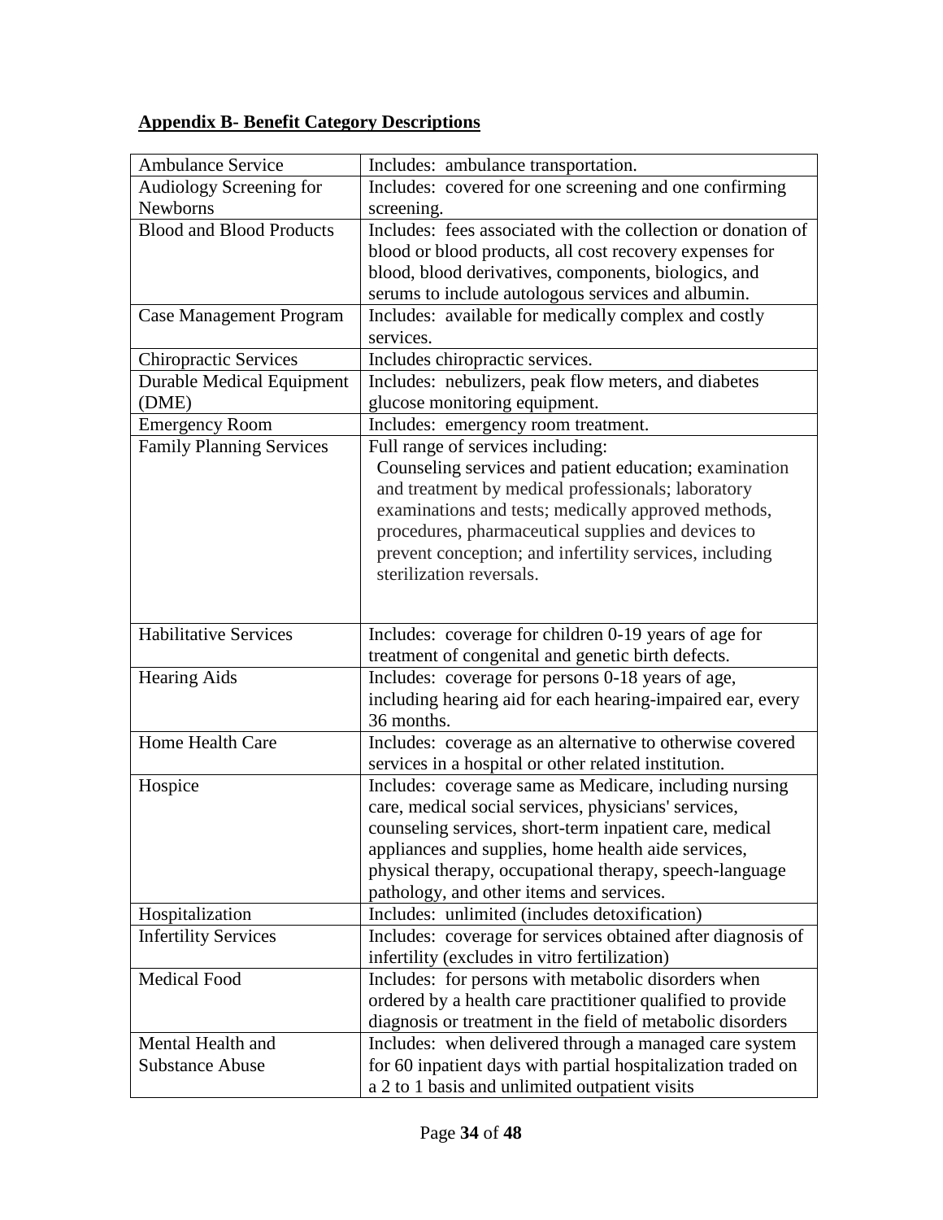**Appendix B- Benefit Category Descriptions**

| | |
|---|---|
| Ambulance Service | Includes: ambulance transportation. |
| Audiology Screening for Newborns | Includes: covered for one screening and one confirming screening. |
| Blood and Blood Products | Includes: fees associated with the collection or donation of blood or blood products, all cost recovery expenses for blood, blood derivatives, components, biologics, and serums to include autologous services and albumin. |
| Case Management Program | Includes: available for medically complex and costly services. |
| Chiropractic Services | Includes chiropractic services. |
| Durable Medical Equipment (DME) | Includes: nebulizers, peak flow meters, and diabetes glucose monitoring equipment. |
| Emergency Room | Includes: emergency room treatment. |
| Family Planning Services | Full range of services including: Counseling services and patient education; examination and treatment by medical professionals; laboratory examinations and tests; medically approved methods, procedures, pharmaceutical supplies and devices to prevent conception; and infertility services, including sterilization reversals. |
| Habilitative Services | Includes: coverage for children 0-19 years of age for treatment of congenital and genetic birth defects. |
| Hearing Aids | Includes: coverage for persons 0-18 years of age, including hearing aid for each hearing-impaired ear, every 36 months. |
| Home Health Care | Includes: coverage as an alternative to otherwise covered services in a hospital or other related institution. |
| Hospice | Includes: coverage same as Medicare, including nursing care, medical social services, physicians' services, counseling services, short-term inpatient care, medical appliances and supplies, home health aide services, physical therapy, occupational therapy, speech-language pathology, and other items and services. |
| Hospitalization | Includes: unlimited (includes detoxification) |
| Infertility Services | Includes: coverage for services obtained after diagnosis of infertility (excludes in vitro fertilization) |
| Medical Food | Includes: for persons with metabolic disorders when ordered by a health care practitioner qualified to provide diagnosis or treatment in the field of metabolic disorders |
| Mental Health and Substance Abuse | Includes: when delivered through a managed care system for 60 inpatient days with partial hospitalization traded on a 2 to 1 basis and unlimited outpatient visits |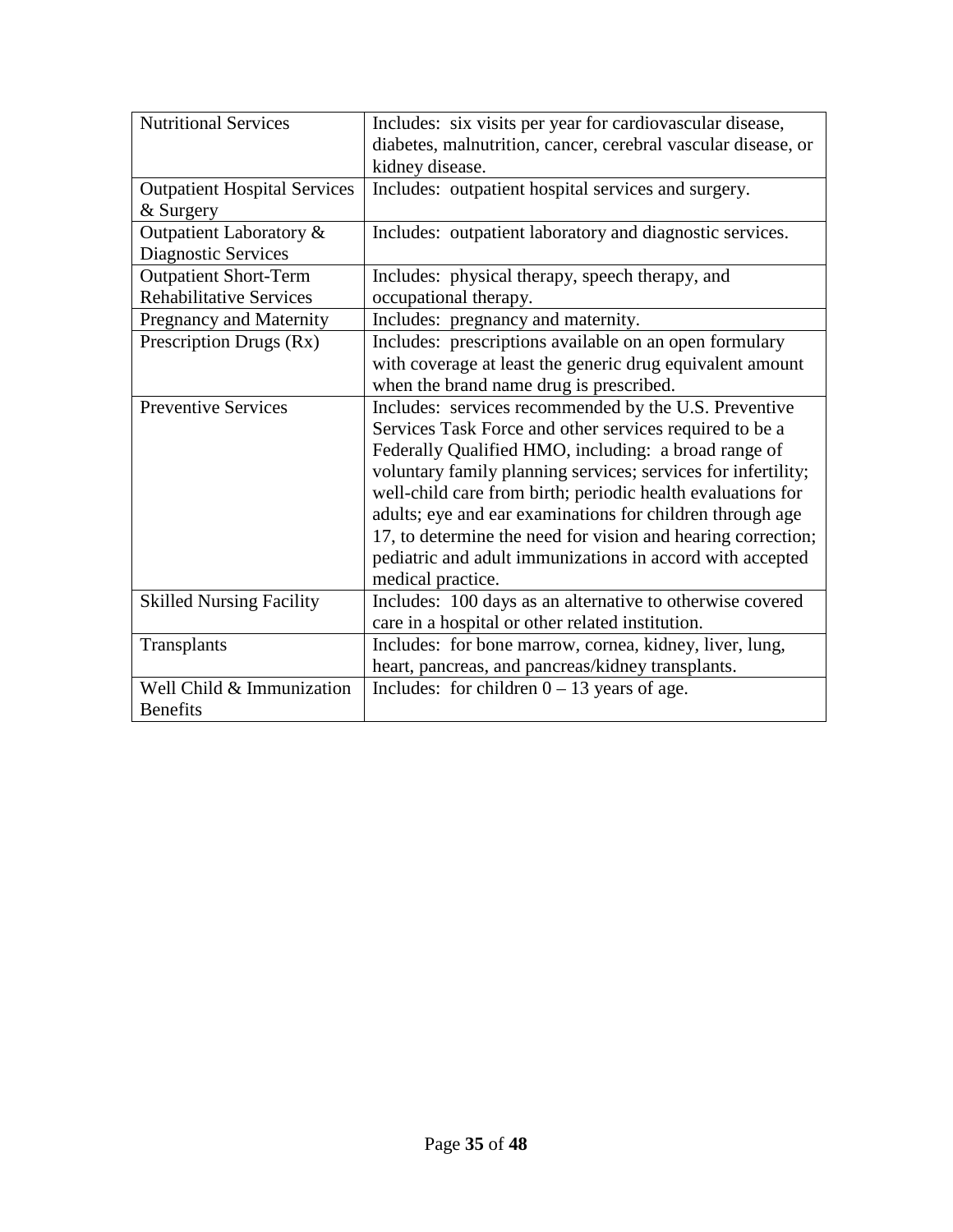| Nutritional Services | Includes: six visits per year for cardiovascular disease, diabetes, malnutrition, cancer, cerebral vascular disease, or kidney disease. |
|---|---|
| Outpatient Hospital Services & Surgery | Includes: outpatient hospital services and surgery. |
| Outpatient Laboratory & Diagnostic Services | Includes: outpatient laboratory and diagnostic services. |
| Outpatient Short-Term Rehabilitative Services | Includes: physical therapy, speech therapy, and occupational therapy. |
| Pregnancy and Maternity | Includes: pregnancy and maternity. |
| Prescription Drugs (Rx) | Includes: prescriptions available on an open formulary with coverage at least the generic drug equivalent amount when the brand name drug is prescribed. |
| Preventive Services | Includes: services recommended by the U.S. Preventive Services Task Force and other services required to be a Federally Qualified HMO, including: a broad range of voluntary family planning services; services for infertility; well-child care from birth; periodic health evaluations for adults; eye and ear examinations for children through age 17, to determine the need for vision and hearing correction; pediatric and adult immunizations in accord with accepted medical practice. |
| Skilled Nursing Facility | Includes: 100 days as an alternative to otherwise covered care in a hospital or other related institution. |
| Transplants | Includes: for bone marrow, cornea, kidney, liver, lung, heart, pancreas, and pancreas/kidney transplants. |
| Well Child & Immunization Benefits | Includes: for children 0 – 13 years of age. |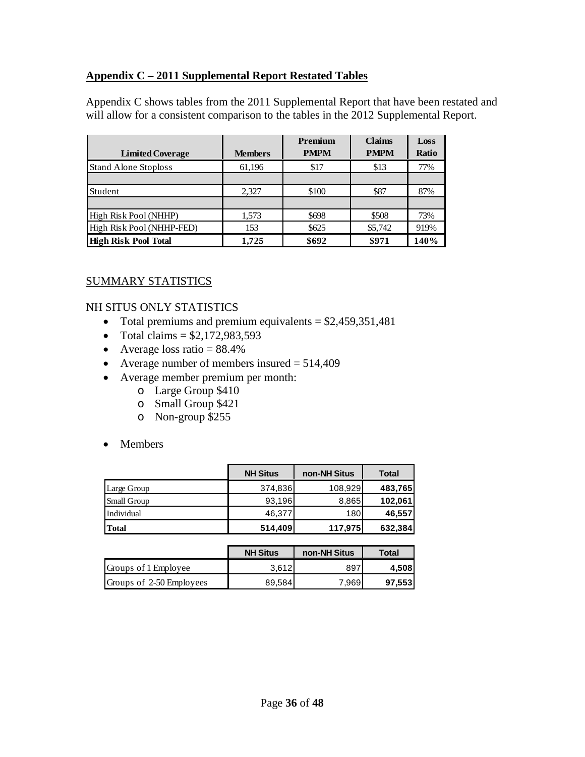## Appendix C – 2011 Supplemental Report Restated Tables

Appendix C shows tables from the 2011 Supplemental Report that have been restated and will allow for a consistent comparison to the tables in the 2012 Supplemental Report.

| Limited Coverage | Members | Premium PMPM | Claims PMPM | Loss Ratio |
|---|---|---|---|---|
| Stand Alone Stoploss | 61,196 | $17 | $13 | 77% |
| | | | | |
| Student | 2,327 | $100 | $87 | 87% |
| | | | | |
| High Risk Pool (NHHP) | 1,573 | $698 | $508 | 73% |
| High Risk Pool (NHHP-FED) | 153 | $625 | $5,742 | 919% |
| **High Risk Pool Total** | **1,725** | **$692** | **$971** | **140%** |

SUMMARY STATISTICS

NH SITUS ONLY STATISTICS

- Total premiums and premium equivalents = $2,459,351,481
- Total claims = $2,172,983,593
- Average loss ratio = 88.4%
- Average number of members insured = 514,409
- Average member premium per month:
  - Large Group $410
  - Small Group $421
  - Non-group $255

- Members

| | NH Situs | non-NH Situs | Total |
|---|---|---|---|
| Large Group | 374,836 | 108,929 | **483,765** |
| Small Group | 93,196 | 8,865 | **102,061** |
| Individual | 46,377 | 180 | **46,557** |
| **Total** | **514,409** | **117,975** | **632,384** |

| | NH Situs | non-NH Situs | Total |
|---|---|---|---|
| Groups of 1 Employee | 3,612 | 897 | **4,508** |
| Groups of 2-50 Employees | 89,584 | 7,969 | **97,553** |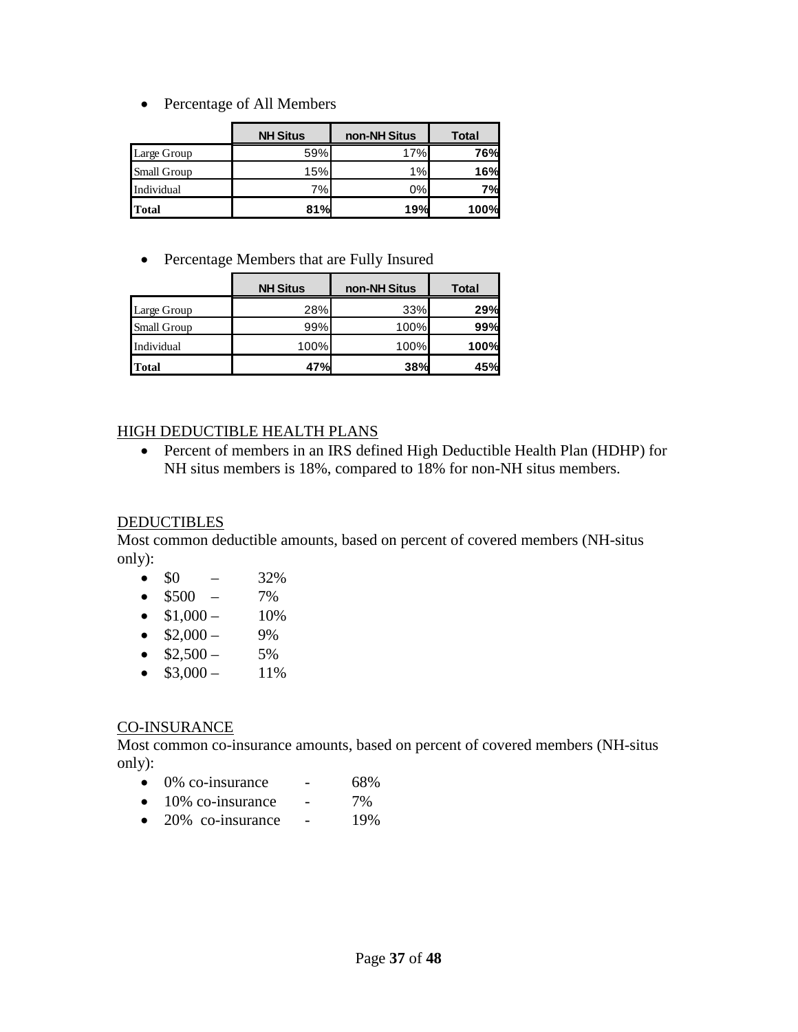- Percentage of All Members

| | NH Situs | non-NH Situs | Total |
|---|---|---|---|
| Large Group | 59% | 17% | **76%** |
| Small Group | 15% | 1% | **16%** |
| Individual | 7% | 0% | **7%** |
| **Total** | **81%** | **19%** | **100%** |

- Percentage Members that are Fully Insured

| | NH Situs | non-NH Situs | Total |
|---|---|---|---|
| Large Group | 28% | 33% | **29%** |
| Small Group | 99% | 100% | **99%** |
| Individual | 100% | 100% | **100%** |
| **Total** | **47%** | **38%** | **45%** |

HIGH DEDUCTIBLE HEALTH PLANS

- Percent of members in an IRS defined High Deductible Health Plan (HDHP) for NH situs members is 18%, compared to 18% for non-NH situs members.

DEDUCTIBLES

Most common deductible amounts, based on percent of covered members (NH-situs only):

- $0 – 32%
- $500 – 7%
- $1,000 – 10%
- $2,000 – 9%
- $2,500 – 5%
- $3,000 – 11%

CO-INSURANCE

Most common co-insurance amounts, based on percent of covered members (NH-situs only):

- 0% co-insurance - 68%
- 10% co-insurance - 7%
- 20% co-insurance - 19%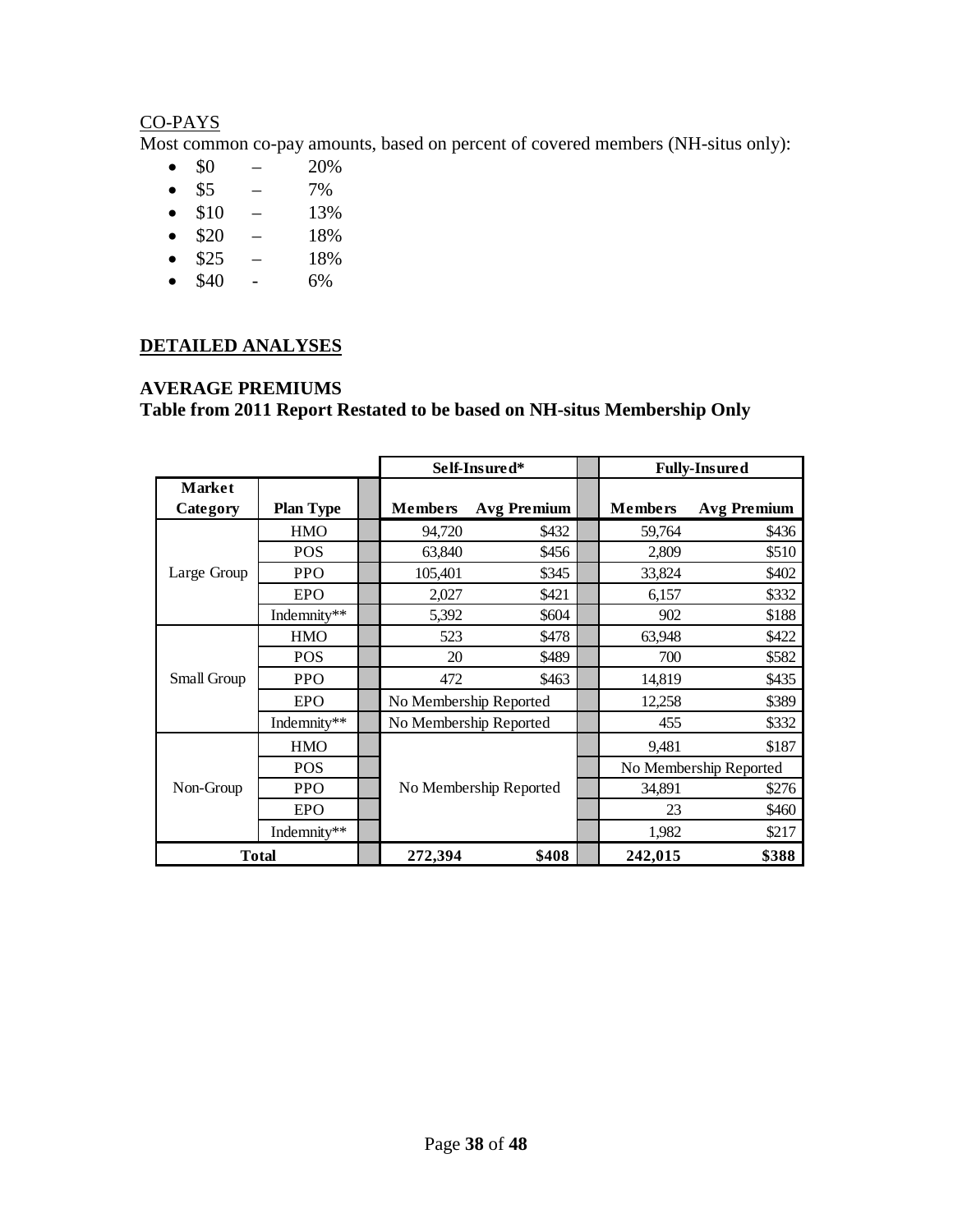CO-PAYS

Most common co-pay amounts, based on percent of covered members (NH-situs only):

- \$0 – 20%
- \$5 – 7%
- \$10 – 13%
- \$20 – 18%
- \$25 – 18%
- \$40 - 6%

## DETAILED ANALYSES

### AVERAGE PREMIUMS

**Table from 2011 Report Restated to be based on NH-situs Membership Only**

| Market Category | Plan Type | Self-Insured* Members | Self-Insured* Avg Premium | Fully-Insured Members | Fully-Insured Avg Premium |
|---|---|---|---|---|---|
| Large Group | HMO | 94,720 | \$432 | 59,764 | \$436 |
| | POS | 63,840 | \$456 | 2,809 | \$510 |
| | PPO | 105,401 | \$345 | 33,824 | \$402 |
| | EPO | 2,027 | \$421 | 6,157 | \$332 |
| | Indemnity** | 5,392 | \$604 | 902 | \$188 |
| Small Group | HMO | 523 | \$478 | 63,948 | \$422 |
| | POS | 20 | \$489 | 700 | \$582 |
| | PPO | 472 | \$463 | 14,819 | \$435 |
| | EPO | No Membership Reported | | 12,258 | \$389 |
| | Indemnity** | No Membership Reported | | 455 | \$332 |
| Non-Group | HMO | No Membership Reported | | 9,481 | \$187 |
| | POS | | | No Membership Reported | |
| | PPO | | | 34,891 | \$276 |
| | EPO | | | 23 | \$460 |
| | Indemnity** | | | 1,982 | \$217 |
| **Total** | | **272,394** | **\$408** | **242,015** | **\$388** |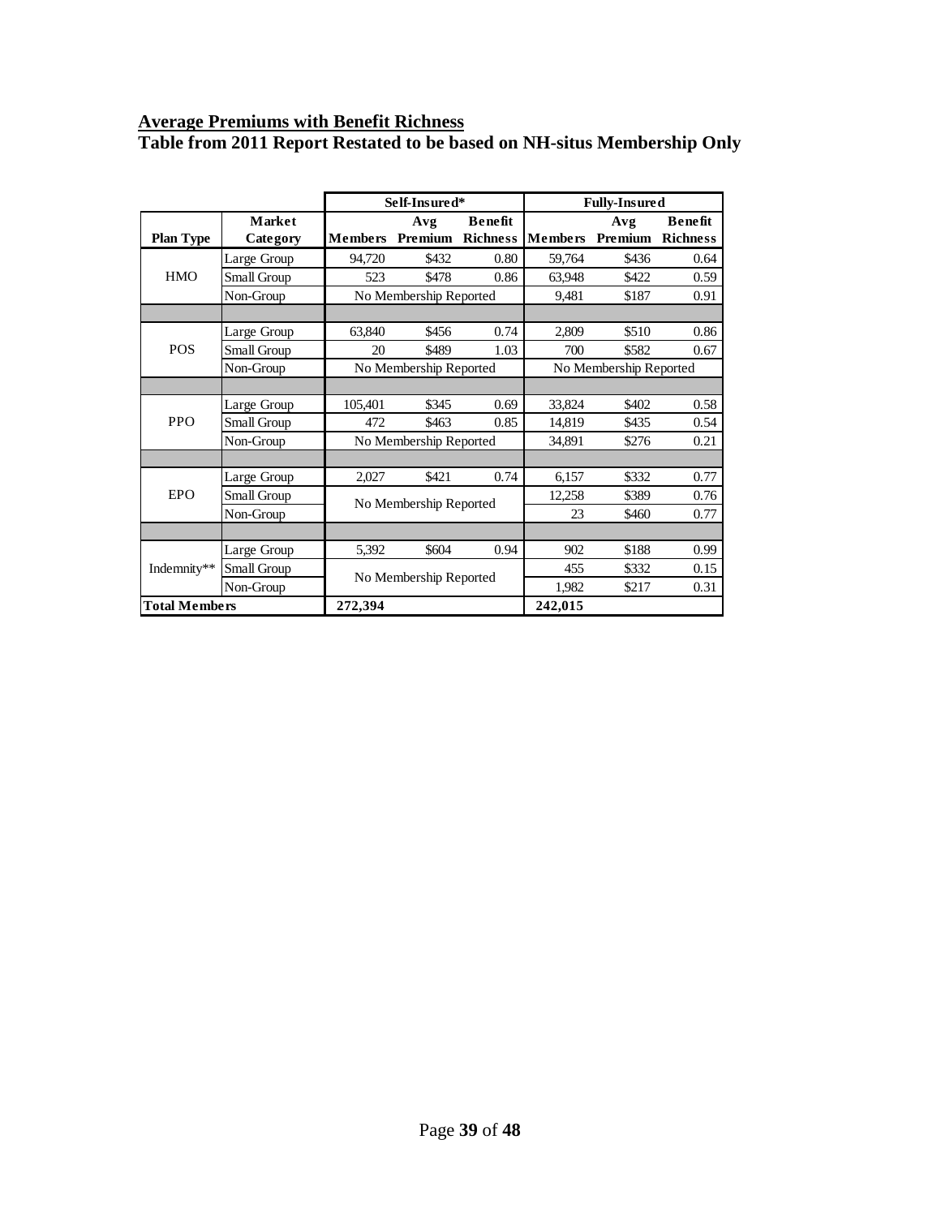**Average Premiums with Benefit Richness**

**Table from 2011 Report Restated to be based on NH-situs Membership Only**

| | | Self-Insured* | | | Fully-Insured | | |
|---|---|---|---|---|---|---|---|
| **Plan Type** | **Market Category** | **Members** | **Avg Premium** | **Benefit Richness** | **Members** | **Avg Premium** | **Benefit Richness** |
| HMO | Large Group | 94,720 | $432 | 0.80 | 59,764 | $436 | 0.64 |
| | Small Group | 523 | $478 | 0.86 | 63,948 | $422 | 0.59 |
| | Non-Group | No Membership Reported | | | 9,481 | $187 | 0.91 |
| | | | | | | | |
| POS | Large Group | 63,840 | $456 | 0.74 | 2,809 | $510 | 0.86 |
| | Small Group | 20 | $489 | 1.03 | 700 | $582 | 0.67 |
| | Non-Group | No Membership Reported | | | No Membership Reported | | |
| | | | | | | | |
| PPO | Large Group | 105,401 | $345 | 0.69 | 33,824 | $402 | 0.58 |
| | Small Group | 472 | $463 | 0.85 | 14,819 | $435 | 0.54 |
| | Non-Group | No Membership Reported | | | 34,891 | $276 | 0.21 |
| | | | | | | | |
| EPO | Large Group | 2,027 | $421 | 0.74 | 6,157 | $332 | 0.77 |
| | Small Group | No Membership Reported | | | 12,258 | $389 | 0.76 |
| | Non-Group | | | | 23 | $460 | 0.77 |
| | | | | | | | |
| Indemnity** | Large Group | 5,392 | $604 | 0.94 | 902 | $188 | 0.99 |
| | Small Group | No Membership Reported | | | 455 | $332 | 0.15 |
| | Non-Group | | | | 1,982 | $217 | 0.31 |
| **Total Members** | | **272,394** | | | **242,015** | | |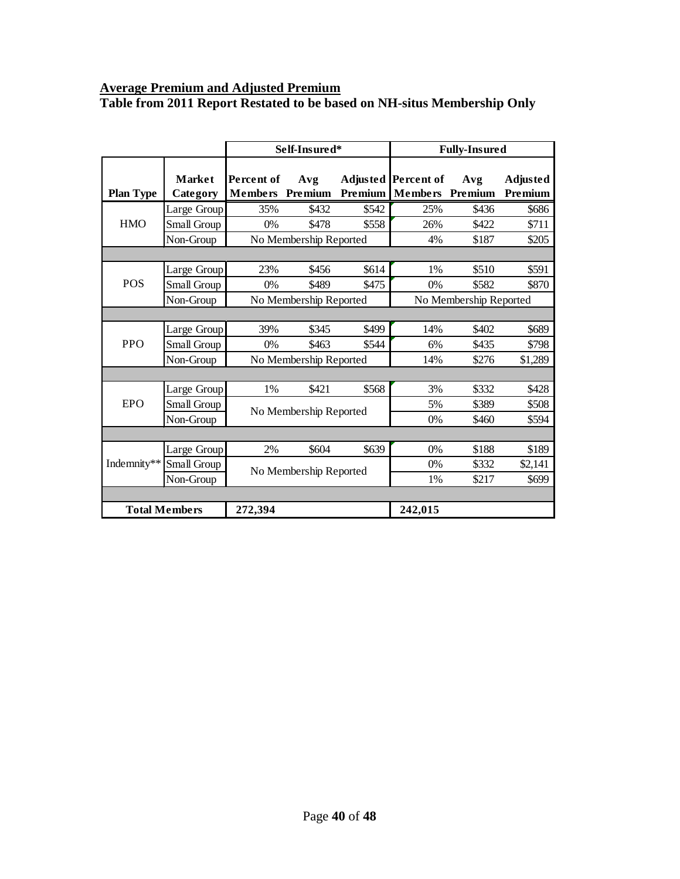**Average Premium and Adjusted Premium**

**Table from 2011 Report Restated to be based on NH-situs Membership Only**

| | | Self-Insured* | | | Fully-Insured | | |
|---|---|---|---|---|---|---|---|
| **Plan Type** | **Market Category** | **Percent of Members** | **Avg Premium** | **Adjusted Premium** | **Percent of Members** | **Avg Premium** | **Adjusted Premium** |
| HMO | Large Group | 35% | $432 | $542 | 25% | $436 | $686 |
| | Small Group | 0% | $478 | $558 | 26% | $422 | $711 |
| | Non-Group | No Membership Reported | | | 4% | $187 | $205 |
| POS | Large Group | 23% | $456 | $614 | 1% | $510 | $591 |
| | Small Group | 0% | $489 | $475 | 0% | $582 | $870 |
| | Non-Group | No Membership Reported | | | No Membership Reported | | |
| PPO | Large Group | 39% | $345 | $499 | 14% | $402 | $689 |
| | Small Group | 0% | $463 | $544 | 6% | $435 | $798 |
| | Non-Group | No Membership Reported | | | 14% | $276 | $1,289 |
| EPO | Large Group | 1% | $421 | $568 | 3% | $332 | $428 |
| | Small Group | No Membership Reported | | | 5% | $389 | $508 |
| | Non-Group | | | | 0% | $460 | $594 |
| Indemnity** | Large Group | 2% | $604 | $639 | 0% | $188 | $189 |
| | Small Group | No Membership Reported | | | 0% | $332 | $2,141 |
| | Non-Group | | | | 1% | $217 | $699 |
| **Total Members** | | **272,394** | | | **242,015** | | |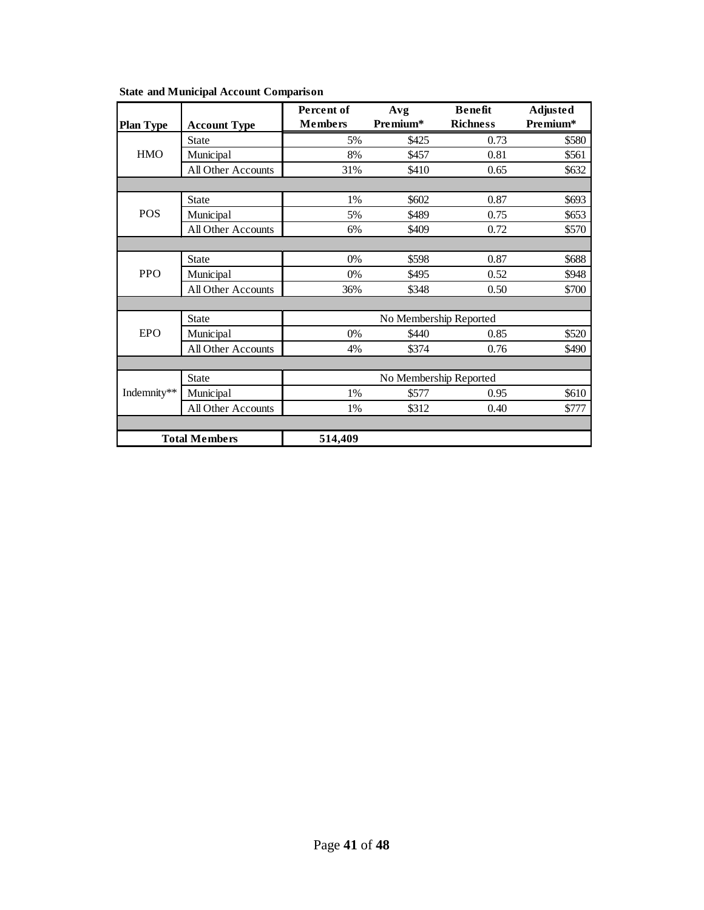**State and Municipal Account Comparison**

| Plan Type | Account Type | Percent of Members | Avg Premium* | Benefit Richness | Adjusted Premium* |
|---|---|---|---|---|---|
| HMO | State | 5% | $425 | 0.73 | $580 |
| | Municipal | 8% | $457 | 0.81 | $561 |
| | All Other Accounts | 31% | $410 | 0.65 | $632 |
| POS | State | 1% | $602 | 0.87 | $693 |
| | Municipal | 5% | $489 | 0.75 | $653 |
| | All Other Accounts | 6% | $409 | 0.72 | $570 |
| PPO | State | 0% | $598 | 0.87 | $688 |
| | Municipal | 0% | $495 | 0.52 | $948 |
| | All Other Accounts | 36% | $348 | 0.50 | $700 |
| EPO | State | No Membership Reported | | | |
| | Municipal | 0% | $440 | 0.85 | $520 |
| | All Other Accounts | 4% | $374 | 0.76 | $490 |
| Indemnity** | State | No Membership Reported | | | |
| | Municipal | 1% | $577 | 0.95 | $610 |
| | All Other Accounts | 1% | $312 | 0.40 | $777 |
| **Total Members** | | **514,409** | | | |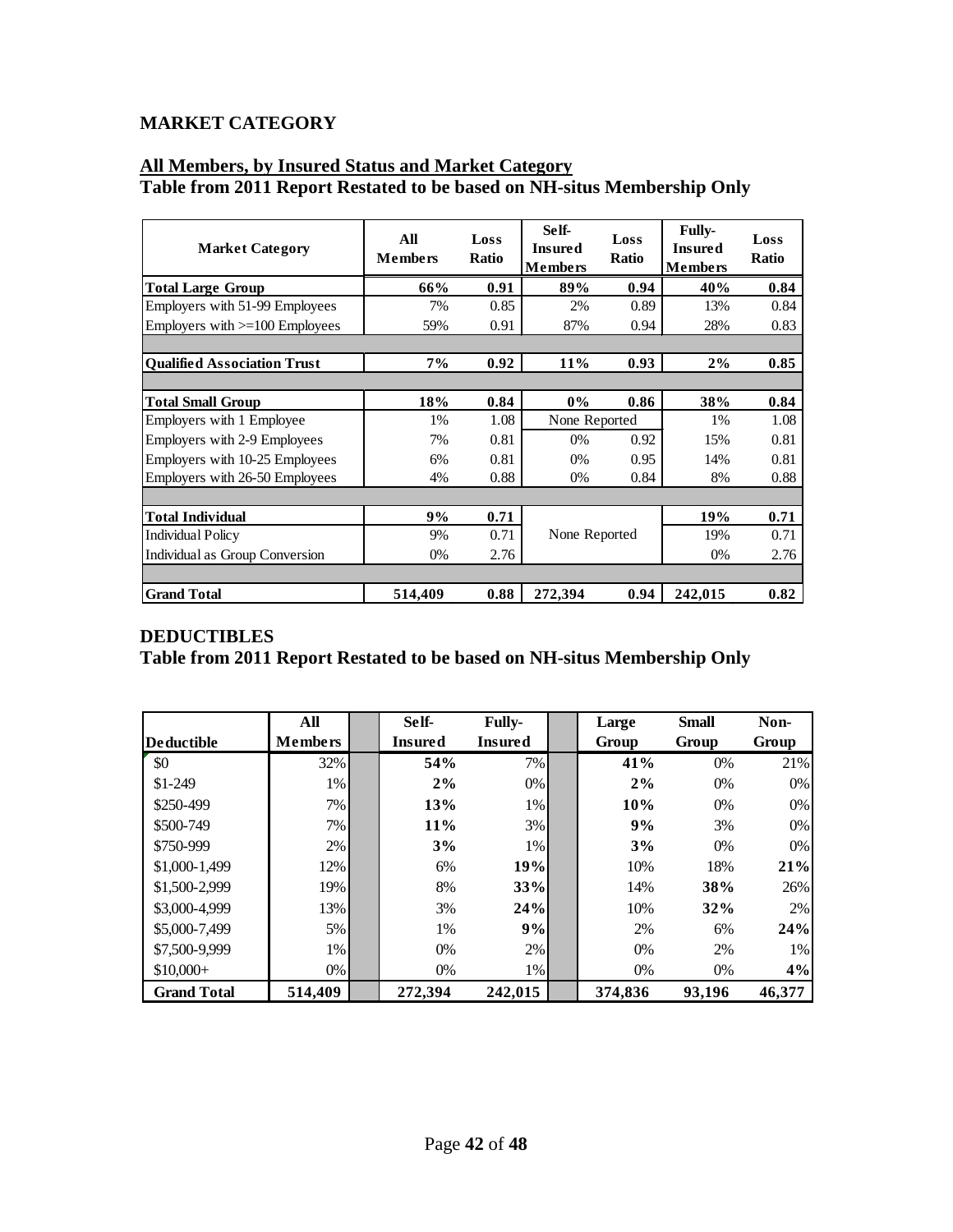## MARKET CATEGORY

**All Members, by Insured Status and Market Category**
**Table from 2011 Report Restated to be based on NH-situs Membership Only**

| Market Category | All Members | Loss Ratio | Self-Insured Members | Loss Ratio | Fully-Insured Members | Loss Ratio |
|---|---|---|---|---|---|---|
| **Total Large Group** | **66%** | **0.91** | **89%** | **0.94** | **40%** | **0.84** |
| Employers with 51-99 Employees | 7% | 0.85 | 2% | 0.89 | 13% | 0.84 |
| Employers with >=100 Employees | 59% | 0.91 | 87% | 0.94 | 28% | 0.83 |
| | | | | | | |
| **Qualified Association Trust** | **7%** | **0.92** | **11%** | **0.93** | **2%** | **0.85** |
| | | | | | | |
| **Total Small Group** | **18%** | **0.84** | **0%** | **0.86** | **38%** | **0.84** |
| Employers with 1 Employee | 1% | 1.08 | None Reported | | 1% | 1.08 |
| Employers with 2-9 Employees | 7% | 0.81 | 0% | 0.92 | 15% | 0.81 |
| Employers with 10-25 Employees | 6% | 0.81 | 0% | 0.95 | 14% | 0.81 |
| Employers with 26-50 Employees | 4% | 0.88 | 0% | 0.84 | 8% | 0.88 |
| | | | | | | |
| **Total Individual** | **9%** | **0.71** | | | **19%** | **0.71** |
| Individual Policy | 9% | 0.71 | None Reported | | 19% | 0.71 |
| Individual as Group Conversion | 0% | 2.76 | | | 0% | 2.76 |
| | | | | | | |
| **Grand Total** | **514,409** | **0.88** | **272,394** | **0.94** | **242,015** | **0.82** |

## DEDUCTIBLES

**Table from 2011 Report Restated to be based on NH-situs Membership Only**

| Deductible | All Members | Self-Insured | Fully-Insured | Large Group | Small Group | Non-Group |
|---|---|---|---|---|---|---|
| $0 | 32% | **54%** | 7% | **41%** | 0% | 21% |
| $1-249 | 1% | **2%** | 0% | **2%** | 0% | 0% |
| $250-499 | 7% | **13%** | 1% | **10%** | 0% | 0% |
| $500-749 | 7% | **11%** | 3% | **9%** | 3% | 0% |
| $750-999 | 2% | **3%** | 1% | **3%** | 0% | 0% |
| $1,000-1,499 | 12% | 6% | **19%** | 10% | 18% | **21%** |
| $1,500-2,999 | 19% | 8% | **33%** | 14% | **38%** | 26% |
| $3,000-4,999 | 13% | 3% | **24%** | 10% | **32%** | 2% |
| $5,000-7,499 | 5% | 1% | **9%** | 2% | 6% | **24%** |
| $7,500-9,999 | 1% | 0% | 2% | 0% | 2% | 1% |
| $10,000+ | 0% | 0% | 1% | 0% | 0% | **4%** |
| **Grand Total** | **514,409** | **272,394** | **242,015** | **374,836** | **93,196** | **46,377** |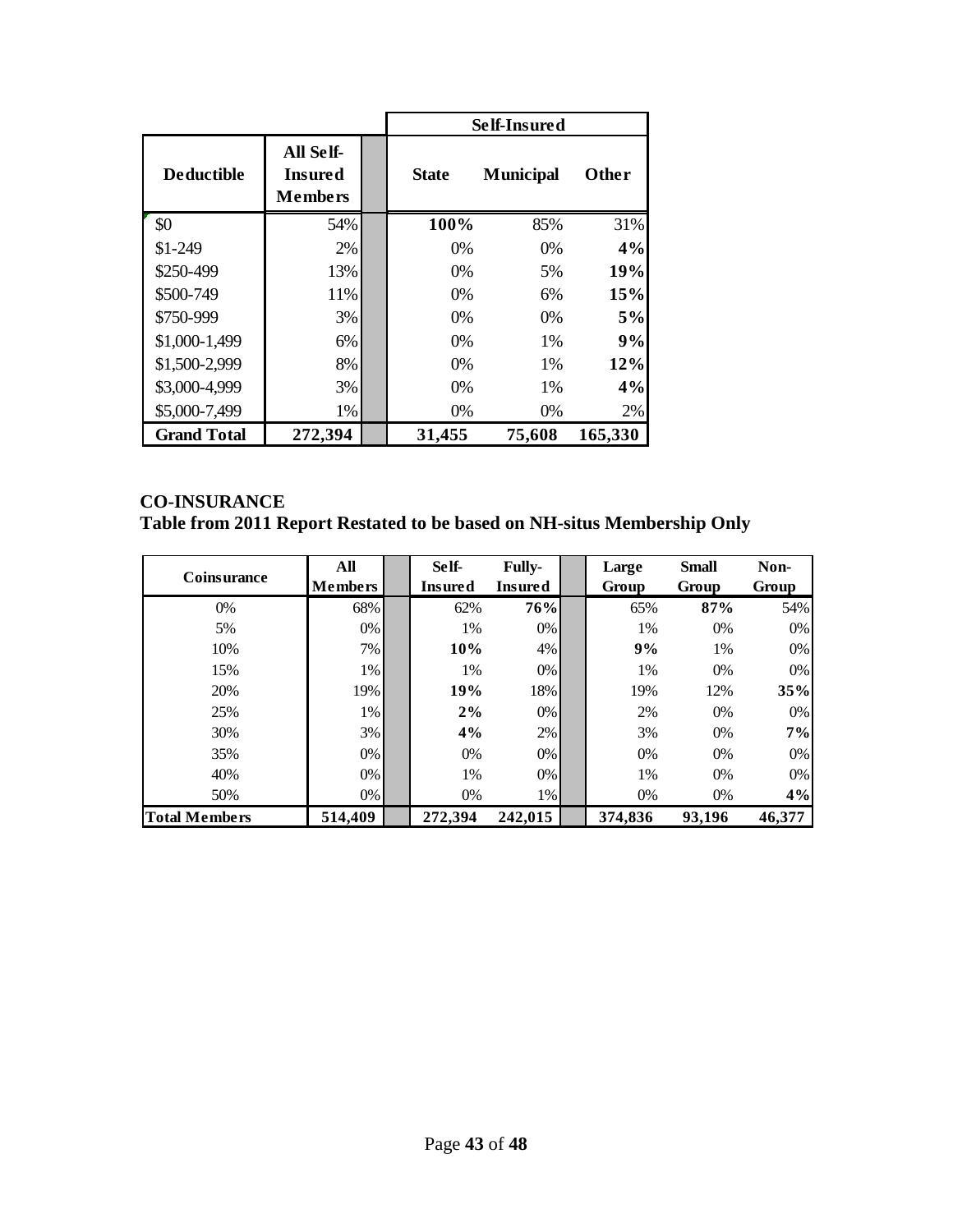| Deductible | All Self-Insured Members | | Self-Insured | | |
|---|---|---|---|---|---|
| | | | **State** | **Municipal** | **Other** |
| $0 | 54% | | **100%** | 85% | 31% |
| $1-249 | 2% | | 0% | 0% | **4%** |
| $250-499 | 13% | | 0% | 5% | **19%** |
| $500-749 | 11% | | 0% | 6% | **15%** |
| $750-999 | 3% | | 0% | 0% | **5%** |
| $1,000-1,499 | 6% | | 0% | 1% | **9%** |
| $1,500-2,999 | 8% | | 0% | 1% | **12%** |
| $3,000-4,999 | 3% | | 0% | 1% | **4%** |
| $5,000-7,499 | 1% | | 0% | 0% | 2% |
| **Grand Total** | **272,394** | | **31,455** | **75,608** | **165,330** |

**CO-INSURANCE**

**Table from 2011 Report Restated to be based on NH-situs Membership Only**

| Coinsurance | All Members | | Self-Insured | Fully-Insured | | Large Group | Small Group | Non-Group |
|---|---|---|---|---|---|---|---|---|
| 0% | 68% | | 62% | **76%** | | 65% | **87%** | 54% |
| 5% | 0% | | 1% | 0% | | 1% | 0% | 0% |
| 10% | 7% | | **10%** | 4% | | **9%** | 1% | 0% |
| 15% | 1% | | 1% | 0% | | 1% | 0% | 0% |
| 20% | 19% | | **19%** | 18% | | 19% | 12% | **35%** |
| 25% | 1% | | **2%** | 0% | | 2% | 0% | 0% |
| 30% | 3% | | **4%** | 2% | | 3% | 0% | **7%** |
| 35% | 0% | | 0% | 0% | | 0% | 0% | 0% |
| 40% | 0% | | 1% | 0% | | 1% | 0% | 0% |
| 50% | 0% | | 0% | 1% | | 0% | 0% | **4%** |
| **Total Members** | **514,409** | | **272,394** | **242,015** | | **374,836** | **93,196** | **46,377** |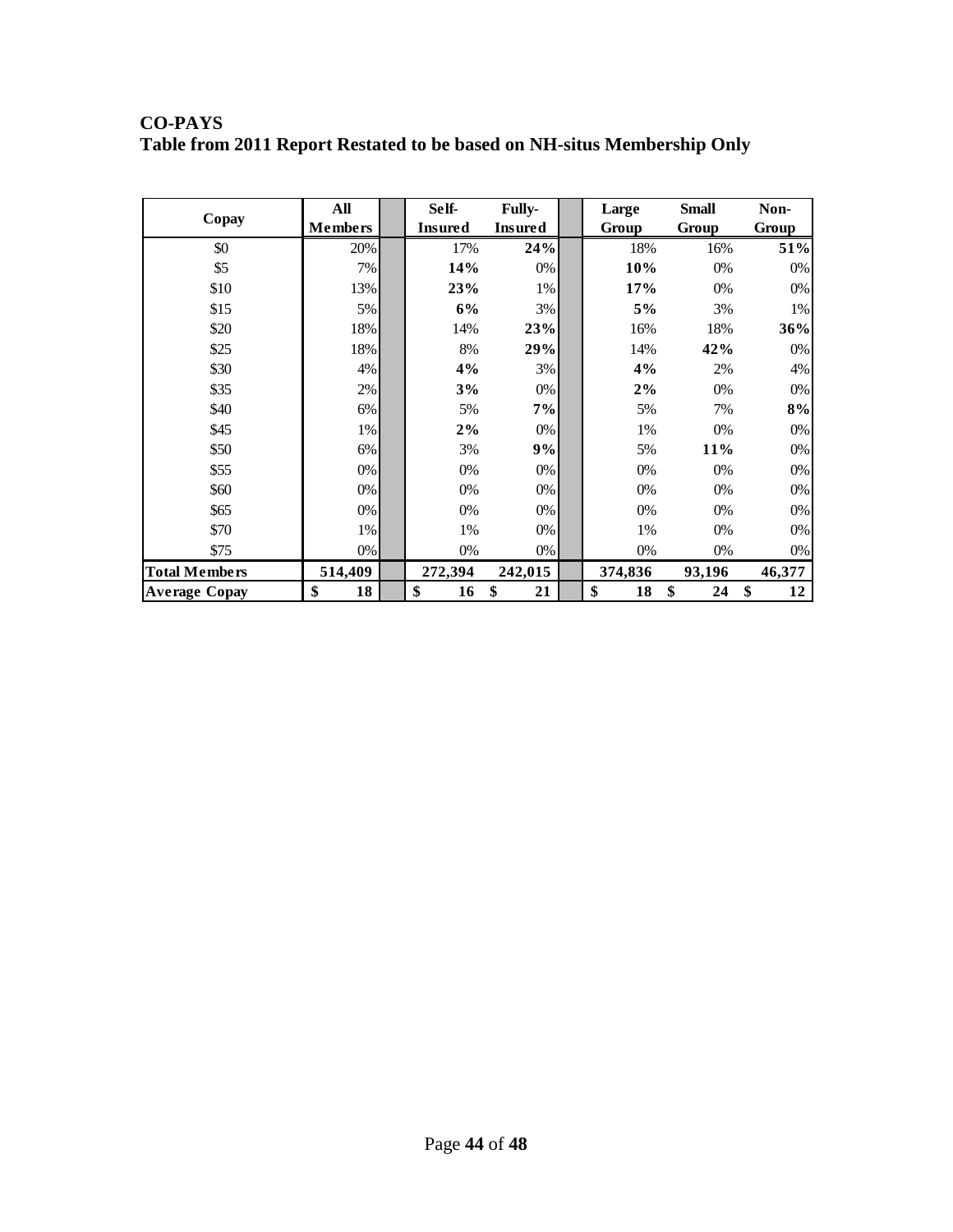**CO-PAYS**
**Table from 2011 Report Restated to be based on NH-situs Membership Only**

| Copay | All Members | Self-Insured | Fully-Insured | Large Group | Small Group | Non-Group |
|---|---|---|---|---|---|---|
| $0 | 20% | 17% | **24%** | 18% | 16% | **51%** |
| $5 | 7% | **14%** | 0% | **10%** | 0% | 0% |
| $10 | 13% | **23%** | 1% | **17%** | 0% | 0% |
| $15 | 5% | **6%** | 3% | **5%** | 3% | 1% |
| $20 | 18% | 14% | **23%** | 16% | 18% | **36%** |
| $25 | 18% | 8% | **29%** | 14% | **42%** | 0% |
| $30 | 4% | **4%** | 3% | **4%** | 2% | 4% |
| $35 | 2% | **3%** | 0% | **2%** | 0% | 0% |
| $40 | 6% | 5% | **7%** | 5% | 7% | **8%** |
| $45 | 1% | **2%** | 0% | 1% | 0% | 0% |
| $50 | 6% | 3% | **9%** | 5% | **11%** | 0% |
| $55 | 0% | 0% | 0% | 0% | 0% | 0% |
| $60 | 0% | 0% | 0% | 0% | 0% | 0% |
| $65 | 0% | 0% | 0% | 0% | 0% | 0% |
| $70 | 1% | 1% | 0% | 1% | 0% | 0% |
| $75 | 0% | 0% | 0% | 0% | 0% | 0% |
| **Total Members** | **514,409** | **272,394** | **242,015** | **374,836** | **93,196** | **46,377** |
| **Average Copay** | **$ 18** | **$ 16** | **$ 21** | **$ 18** | **$ 24** | **$ 12** |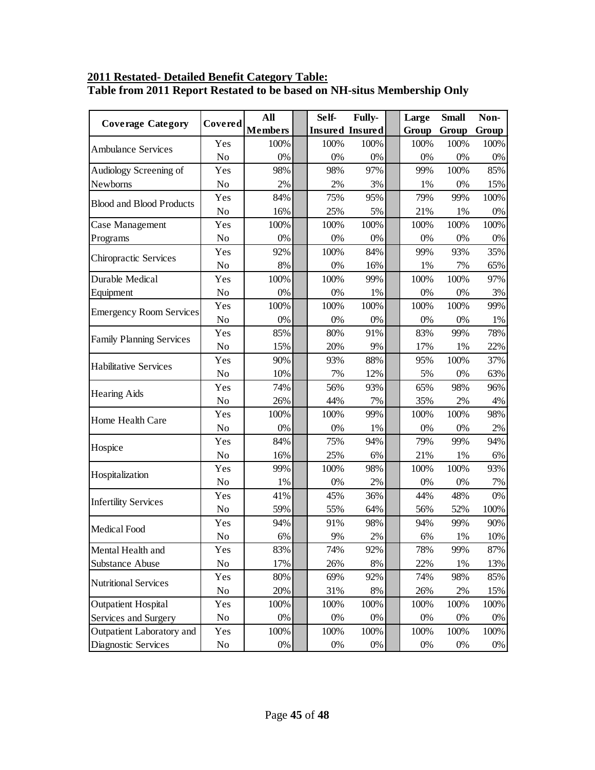**2011 Restated- Detailed Benefit Category Table:**

**Table from 2011 Report Restated to be based on NH-situs Membership Only**

| Coverage Category | Covered | All Members | Self-Insured | Fully-Insured | Large Group | Small Group | Non-Group |
|---|---|---|---|---|---|---|---|
| Ambulance Services | Yes | 100% | 100% | 100% | 100% | 100% | 100% |
| | No | 0% | 0% | 0% | 0% | 0% | 0% |
| Audiology Screening of Newborns | Yes | 98% | 98% | 97% | 99% | 100% | 85% |
| | No | 2% | 2% | 3% | 1% | 0% | 15% |
| Blood and Blood Products | Yes | 84% | 75% | 95% | 79% | 99% | 100% |
| | No | 16% | 25% | 5% | 21% | 1% | 0% |
| Case Management Programs | Yes | 100% | 100% | 100% | 100% | 100% | 100% |
| | No | 0% | 0% | 0% | 0% | 0% | 0% |
| Chiropractic Services | Yes | 92% | 100% | 84% | 99% | 93% | 35% |
| | No | 8% | 0% | 16% | 1% | 7% | 65% |
| Durable Medical Equipment | Yes | 100% | 100% | 99% | 100% | 100% | 97% |
| | No | 0% | 0% | 1% | 0% | 0% | 3% |
| Emergency Room Services | Yes | 100% | 100% | 100% | 100% | 100% | 99% |
| | No | 0% | 0% | 0% | 0% | 0% | 1% |
| Family Planning Services | Yes | 85% | 80% | 91% | 83% | 99% | 78% |
| | No | 15% | 20% | 9% | 17% | 1% | 22% |
| Habilitative Services | Yes | 90% | 93% | 88% | 95% | 100% | 37% |
| | No | 10% | 7% | 12% | 5% | 0% | 63% |
| Hearing Aids | Yes | 74% | 56% | 93% | 65% | 98% | 96% |
| | No | 26% | 44% | 7% | 35% | 2% | 4% |
| Home Health Care | Yes | 100% | 100% | 99% | 100% | 100% | 98% |
| | No | 0% | 0% | 1% | 0% | 0% | 2% |
| Hospice | Yes | 84% | 75% | 94% | 79% | 99% | 94% |
| | No | 16% | 25% | 6% | 21% | 1% | 6% |
| Hospitalization | Yes | 99% | 100% | 98% | 100% | 100% | 93% |
| | No | 1% | 0% | 2% | 0% | 0% | 7% |
| Infertility Services | Yes | 41% | 45% | 36% | 44% | 48% | 0% |
| | No | 59% | 55% | 64% | 56% | 52% | 100% |
| Medical Food | Yes | 94% | 91% | 98% | 94% | 99% | 90% |
| | No | 6% | 9% | 2% | 6% | 1% | 10% |
| Mental Health and Substance Abuse | Yes | 83% | 74% | 92% | 78% | 99% | 87% |
| | No | 17% | 26% | 8% | 22% | 1% | 13% |
| Nutritional Services | Yes | 80% | 69% | 92% | 74% | 98% | 85% |
| | No | 20% | 31% | 8% | 26% | 2% | 15% |
| Outpatient Hospital Services and Surgery | Yes | 100% | 100% | 100% | 100% | 100% | 100% |
| | No | 0% | 0% | 0% | 0% | 0% | 0% |
| Outpatient Laboratory and Diagnostic Services | Yes | 100% | 100% | 100% | 100% | 100% | 100% |
| | No | 0% | 0% | 0% | 0% | 0% | 0% |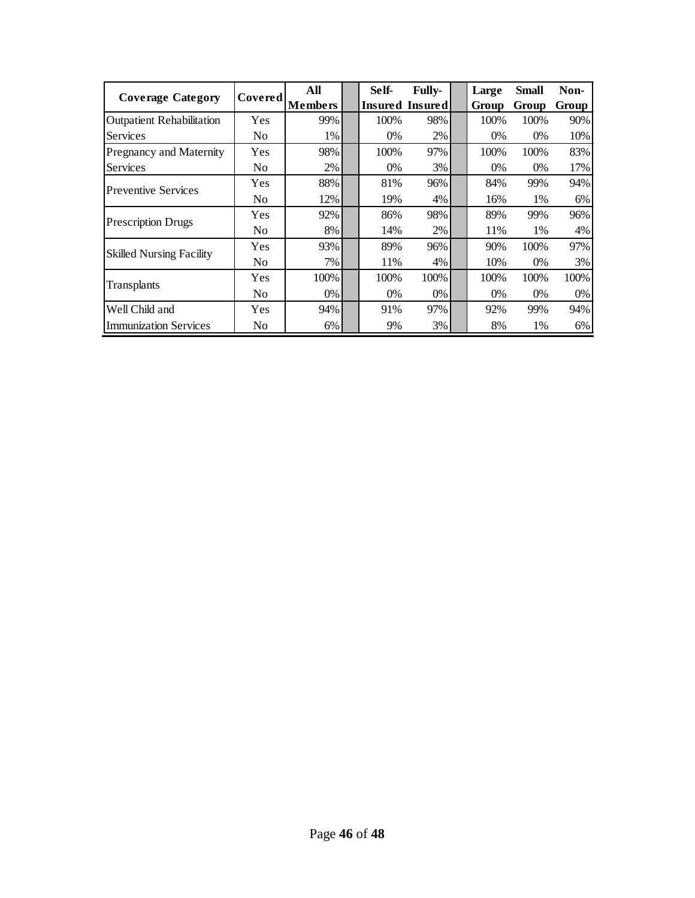| Coverage Category | Covered | All Members | | Self-Insured | Fully-Insured | | Large Group | Small Group | Non-Group |
|---|---|---|---|---|---|---|---|---|---|
| Outpatient Rehabilitation | Yes | 99% | | 100% | 98% | | 100% | 100% | 90% |
| Services | No | 1% | | 0% | 2% | | 0% | 0% | 10% |
| Pregnancy and Maternity | Yes | 98% | | 100% | 97% | | 100% | 100% | 83% |
| Services | No | 2% | | 0% | 3% | | 0% | 0% | 17% |
| Preventive Services | Yes | 88% | | 81% | 96% | | 84% | 99% | 94% |
| | No | 12% | | 19% | 4% | | 16% | 1% | 6% |
| Prescription Drugs | Yes | 92% | | 86% | 98% | | 89% | 99% | 96% |
| | No | 8% | | 14% | 2% | | 11% | 1% | 4% |
| Skilled Nursing Facility | Yes | 93% | | 89% | 96% | | 90% | 100% | 97% |
| | No | 7% | | 11% | 4% | | 10% | 0% | 3% |
| Transplants | Yes | 100% | | 100% | 100% | | 100% | 100% | 100% |
| | No | 0% | | 0% | 0% | | 0% | 0% | 0% |
| Well Child and | Yes | 94% | | 91% | 97% | | 92% | 99% | 94% |
| Immunization Services | No | 6% | | 9% | 3% | | 8% | 1% | 6% |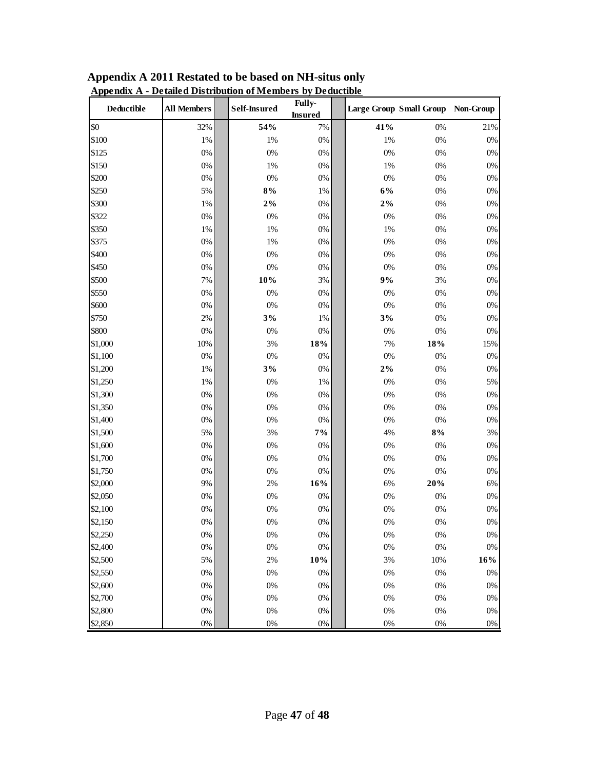**Appendix A 2011 Restated to be based on NH-situs only**

**Appendix A - Detailed Distribution of Members by Deductible**

| Deductible | All Members | Self-Insured | Fully-Insured | Large Group | Small Group | Non-Group |
|---|---|---|---|---|---|---|
| $0 | 32% | **54%** | 7% | **41%** | 0% | 21% |
| $100 | 1% | 1% | 0% | 1% | 0% | 0% |
| $125 | 0% | 0% | 0% | 0% | 0% | 0% |
| $150 | 0% | 1% | 0% | 1% | 0% | 0% |
| $200 | 0% | 0% | 0% | 0% | 0% | 0% |
| $250 | 5% | **8%** | 1% | **6%** | 0% | 0% |
| $300 | 1% | **2%** | 0% | **2%** | 0% | 0% |
| $322 | 0% | 0% | 0% | 0% | 0% | 0% |
| $350 | 1% | 1% | 0% | 1% | 0% | 0% |
| $375 | 0% | 1% | 0% | 0% | 0% | 0% |
| $400 | 0% | 0% | 0% | 0% | 0% | 0% |
| $450 | 0% | 0% | 0% | 0% | 0% | 0% |
| $500 | 7% | **10%** | 3% | **9%** | 3% | 0% |
| $550 | 0% | 0% | 0% | 0% | 0% | 0% |
| $600 | 0% | 0% | 0% | 0% | 0% | 0% |
| $750 | 2% | **3%** | 1% | **3%** | 0% | 0% |
| $800 | 0% | 0% | 0% | 0% | 0% | 0% |
| $1,000 | 10% | 3% | **18%** | 7% | **18%** | 15% |
| $1,100 | 0% | 0% | 0% | 0% | 0% | 0% |
| $1,200 | 1% | **3%** | 0% | **2%** | 0% | 0% |
| $1,250 | 1% | 0% | 1% | 0% | 0% | 5% |
| $1,300 | 0% | 0% | 0% | 0% | 0% | 0% |
| $1,350 | 0% | 0% | 0% | 0% | 0% | 0% |
| $1,400 | 0% | 0% | 0% | 0% | 0% | 0% |
| $1,500 | 5% | 3% | **7%** | 4% | **8%** | 3% |
| $1,600 | 0% | 0% | 0% | 0% | 0% | 0% |
| $1,700 | 0% | 0% | 0% | 0% | 0% | 0% |
| $1,750 | 0% | 0% | 0% | 0% | 0% | 0% |
| $2,000 | 9% | 2% | **16%** | 6% | **20%** | 6% |
| $2,050 | 0% | 0% | 0% | 0% | 0% | 0% |
| $2,100 | 0% | 0% | 0% | 0% | 0% | 0% |
| $2,150 | 0% | 0% | 0% | 0% | 0% | 0% |
| $2,250 | 0% | 0% | 0% | 0% | 0% | 0% |
| $2,400 | 0% | 0% | 0% | 0% | 0% | 0% |
| $2,500 | 5% | 2% | **10%** | 3% | 10% | **16%** |
| $2,550 | 0% | 0% | 0% | 0% | 0% | 0% |
| $2,600 | 0% | 0% | 0% | 0% | 0% | 0% |
| $2,700 | 0% | 0% | 0% | 0% | 0% | 0% |
| $2,800 | 0% | 0% | 0% | 0% | 0% | 0% |
| $2,850 | 0% | 0% | 0% | 0% | 0% | 0% |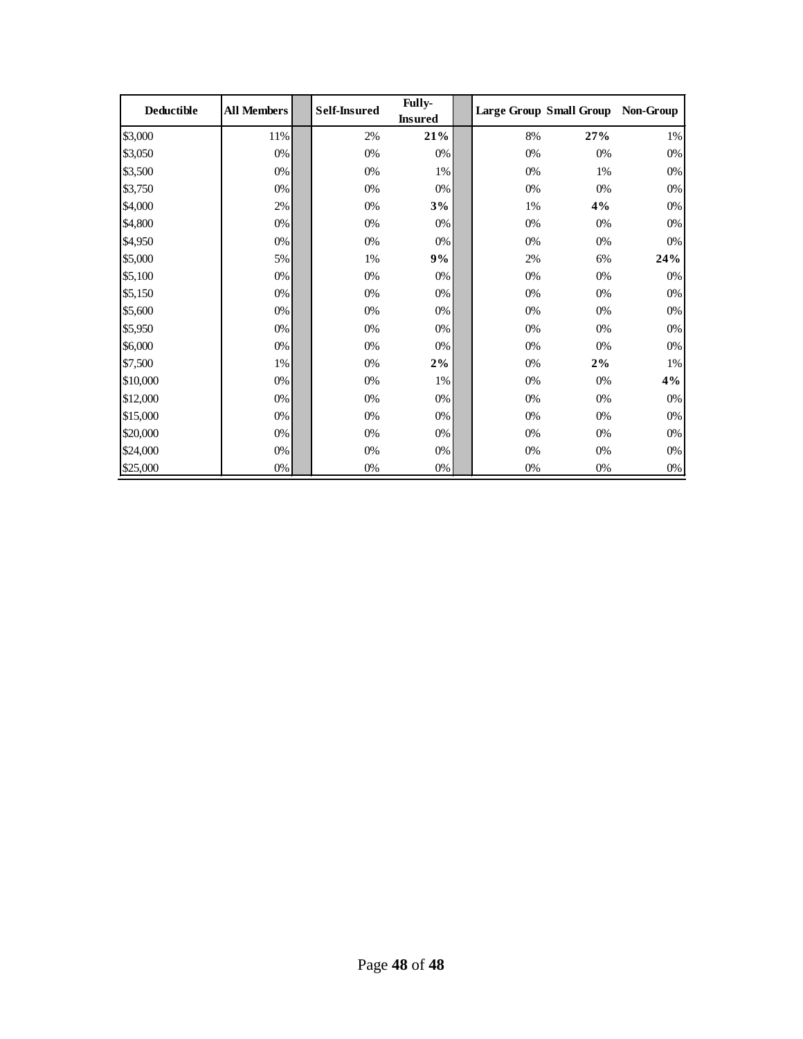| Deductible | All Members | | Self-Insured | Fully-Insured | | Large Group | Small Group | Non-Group |
|---|---|---|---|---|---|---|---|---|
| $3,000 | 11% | | 2% | **21%** | | 8% | **27%** | 1% |
| $3,050 | 0% | | 0% | 0% | | 0% | 0% | 0% |
| $3,500 | 0% | | 0% | 1% | | 0% | 1% | 0% |
| $3,750 | 0% | | 0% | 0% | | 0% | 0% | 0% |
| $4,000 | 2% | | 0% | **3%** | | 1% | **4%** | 0% |
| $4,800 | 0% | | 0% | 0% | | 0% | 0% | 0% |
| $4,950 | 0% | | 0% | 0% | | 0% | 0% | 0% |
| $5,000 | 5% | | 1% | **9%** | | 2% | 6% | **24%** |
| $5,100 | 0% | | 0% | 0% | | 0% | 0% | 0% |
| $5,150 | 0% | | 0% | 0% | | 0% | 0% | 0% |
| $5,600 | 0% | | 0% | 0% | | 0% | 0% | 0% |
| $5,950 | 0% | | 0% | 0% | | 0% | 0% | 0% |
| $6,000 | 0% | | 0% | 0% | | 0% | 0% | 0% |
| $7,500 | 1% | | 0% | **2%** | | 0% | **2%** | 1% |
| $10,000 | 0% | | 0% | 1% | | 0% | 0% | **4%** |
| $12,000 | 0% | | 0% | 0% | | 0% | 0% | 0% |
| $15,000 | 0% | | 0% | 0% | | 0% | 0% | 0% |
| $20,000 | 0% | | 0% | 0% | | 0% | 0% | 0% |
| $24,000 | 0% | | 0% | 0% | | 0% | 0% | 0% |
| $25,000 | 0% | | 0% | 0% | | 0% | 0% | 0% |